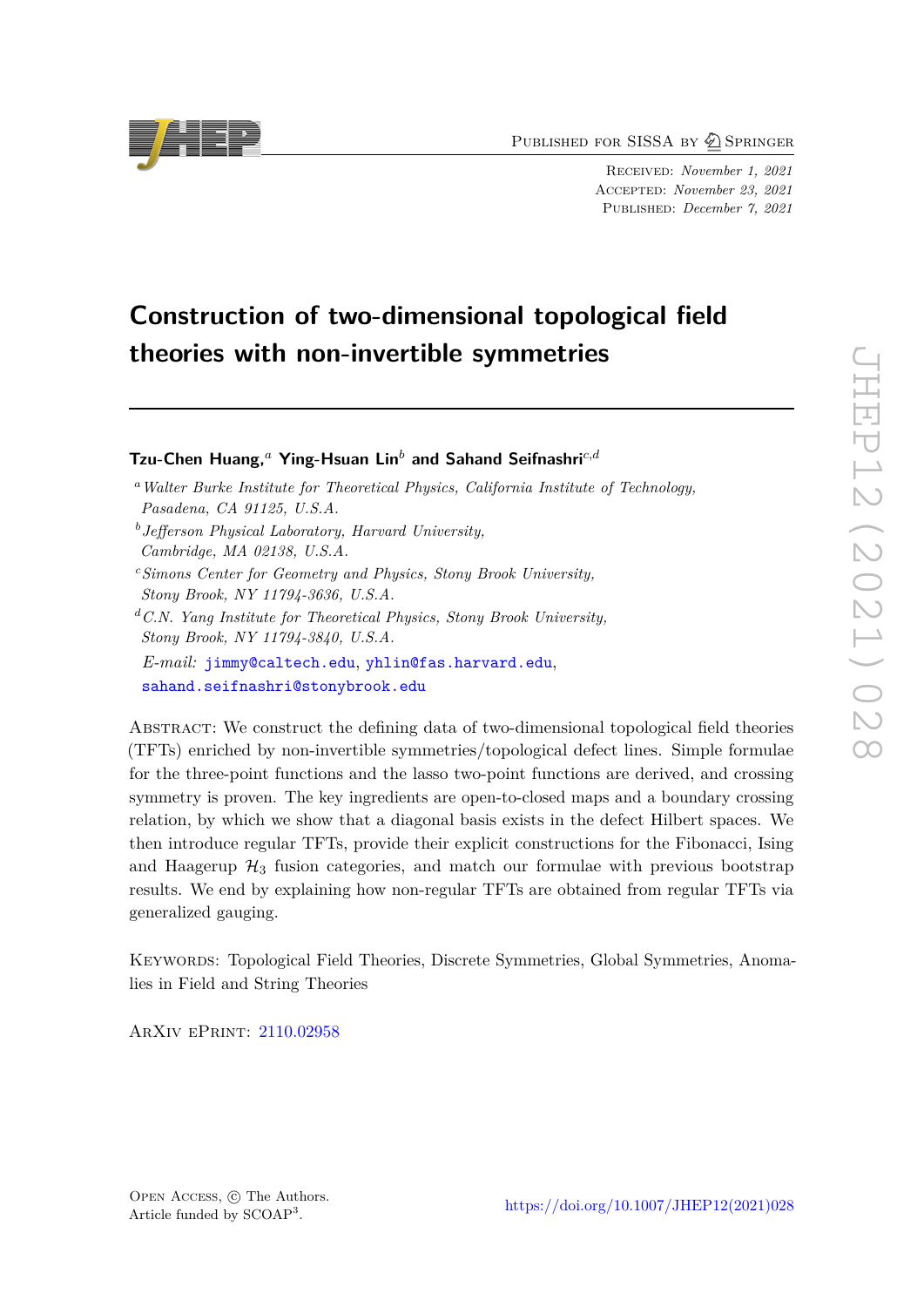Published for SISSA by Springer

Received: *November 1, 2021*
Accepted: *November 23, 2021*
Published: *December 7, 2021*

# Construction of two-dimensional topological field theories with non-invertible symmetries

**Tzu-Chen Huang,[a] Ying-Hsuan Lin[b] and Sahand Seifnashri[c,d]**

[a] *Walter Burke Institute for Theoretical Physics, California Institute of Technology, Pasadena, CA 91125, U.S.A.*

[b] *Jefferson Physical Laboratory, Harvard University, Cambridge, MA 02138, U.S.A.*

[c] *Simons Center for Geometry and Physics, Stony Brook University, Stony Brook, NY 11794-3636, U.S.A.*

[d] *C.N. Yang Institute for Theoretical Physics, Stony Brook University, Stony Brook, NY 11794-3840, U.S.A.*

*E-mail:* jimmy@caltech.edu, yhlin@fas.harvard.edu, sahand.seifnashri@stonybrook.edu

Abstract: We construct the defining data of two-dimensional topological field theories (TFTs) enriched by non-invertible symmetries/topological defect lines. Simple formulae for the three-point functions and the lasso two-point functions are derived, and crossing symmetry is proven. The key ingredients are open-to-closed maps and a boundary crossing relation, by which we show that a diagonal basis exists in the defect Hilbert spaces. We then introduce regular TFTs, provide their explicit constructions for the Fibonacci, Ising and Haagerup $\mathcal{H}_3$ fusion categories, and match our formulae with previous bootstrap results. We end by explaining how non-regular TFTs are obtained from regular TFTs via generalized gauging.

Keywords: Topological Field Theories, Discrete Symmetries, Global Symmetries, Anomalies in Field and String Theories

ArXiv ePrint: 2110.02958

Open Access, © The Authors.
Article funded by SCOAP[3].

https://doi.org/10.1007/JHEP12(2021)028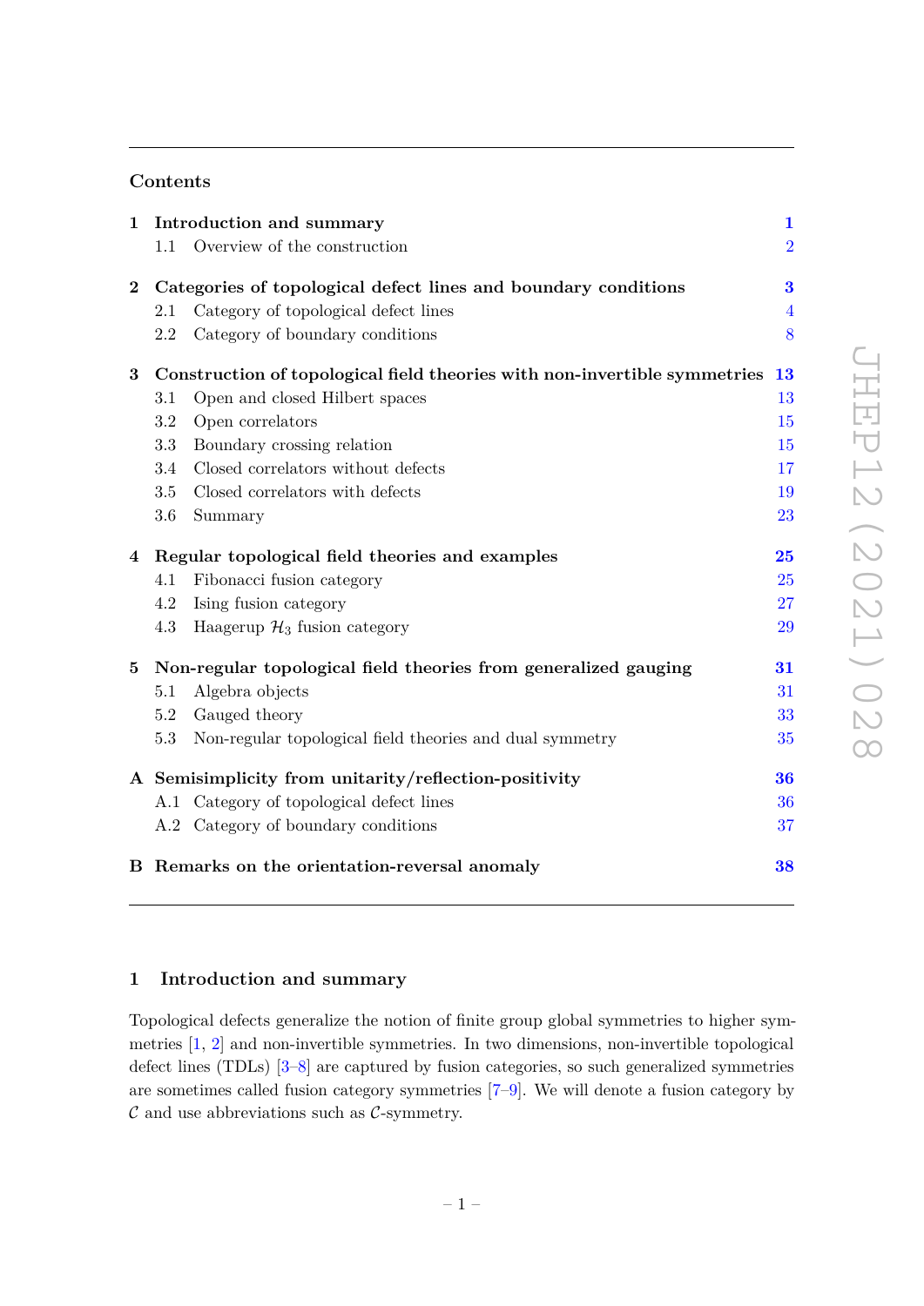## Contents

| | | |
|---|---|---|
| **1** | **Introduction and summary** | **1** |
| | 1.1 Overview of the construction | 2 |
| **2** | **Categories of topological defect lines and boundary conditions** | **3** |
| | 2.1 Category of topological defect lines | 4 |
| | 2.2 Category of boundary conditions | 8 |
| **3** | **Construction of topological field theories with non-invertible symmetries** | **13** |
| | 3.1 Open and closed Hilbert spaces | 13 |
| | 3.2 Open correlators | 15 |
| | 3.3 Boundary crossing relation | 15 |
| | 3.4 Closed correlators without defects | 17 |
| | 3.5 Closed correlators with defects | 19 |
| | 3.6 Summary | 23 |
| **4** | **Regular topological field theories and examples** | **25** |
| | 4.1 Fibonacci fusion category | 25 |
| | 4.2 Ising fusion category | 27 |
| | 4.3 Haagerup $\mathcal{H}_3$ fusion category | 29 |
| **5** | **Non-regular topological field theories from generalized gauging** | **31** |
| | 5.1 Algebra objects | 31 |
| | 5.2 Gauged theory | 33 |
| | 5.3 Non-regular topological field theories and dual symmetry | 35 |
| **A** | **Semisimplicity from unitarity/reflection-positivity** | **36** |
| | A.1 Category of topological defect lines | 36 |
| | A.2 Category of boundary conditions | 37 |
| **B** | **Remarks on the orientation-reversal anomaly** | **38** |

## 1 Introduction and summary

Topological defects generalize the notion of finite group global symmetries to higher symmetries [1, 2] and non-invertible symmetries. In two dimensions, non-invertible topological defect lines (TDLs) [3–8] are captured by fusion categories, so such generalized symmetries are sometimes called fusion category symmetries [7–9]. We will denote a fusion category by $\mathcal{C}$ and use abbreviations such as $\mathcal{C}$-symmetry.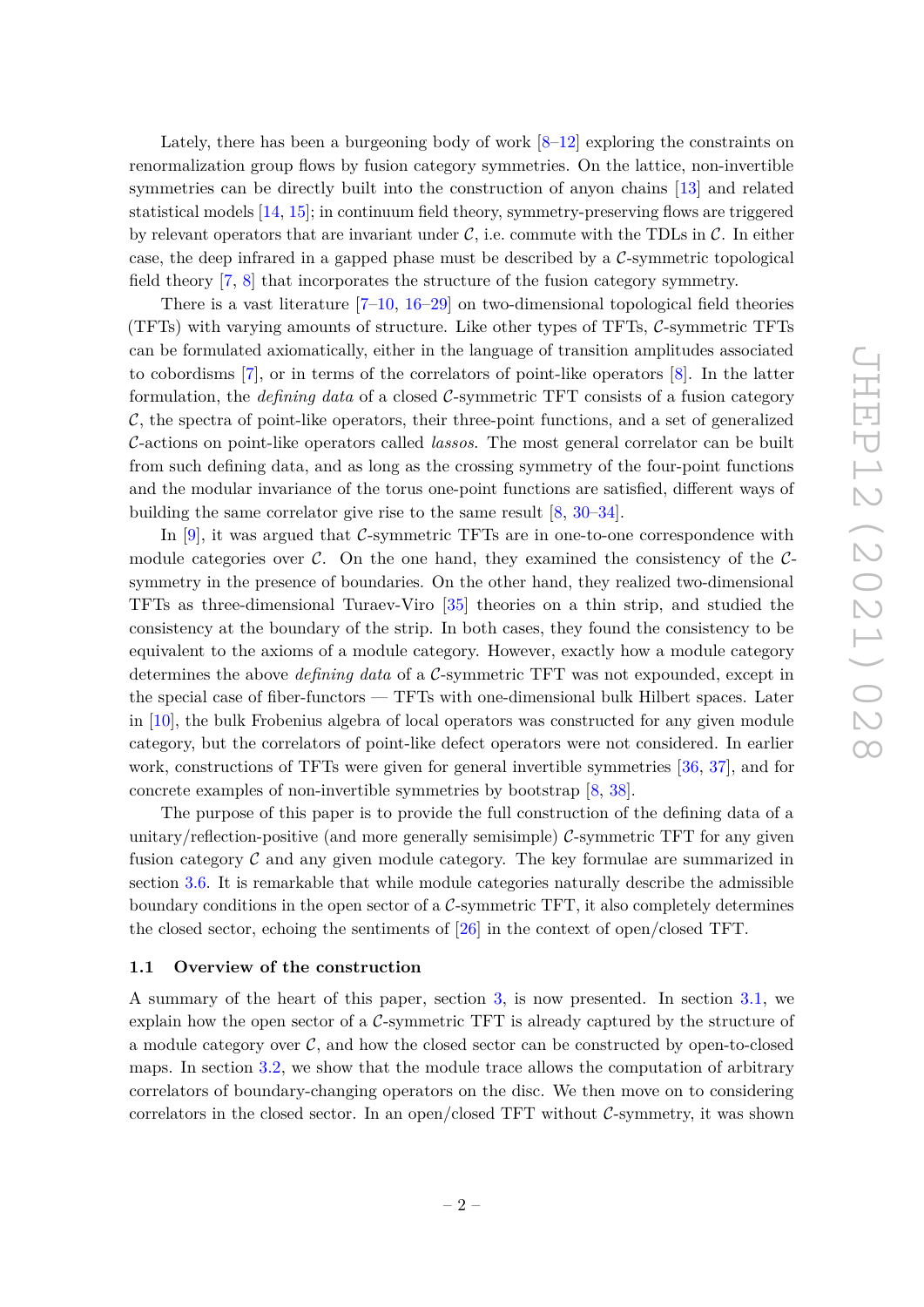Lately, there has been a burgeoning body of work [8–12] exploring the constraints on renormalization group flows by fusion category symmetries. On the lattice, non-invertible symmetries can be directly built into the construction of anyon chains [13] and related statistical models [14, 15]; in continuum field theory, symmetry-preserving flows are triggered by relevant operators that are invariant under $\mathcal{C}$, i.e. commute with the TDLs in $\mathcal{C}$. In either case, the deep infrared in a gapped phase must be described by a $\mathcal{C}$-symmetric topological field theory [7, 8] that incorporates the structure of the fusion category symmetry.

There is a vast literature [7–10, 16–29] on two-dimensional topological field theories (TFTs) with varying amounts of structure. Like other types of TFTs, $\mathcal{C}$-symmetric TFTs can be formulated axiomatically, either in the language of transition amplitudes associated to cobordisms [7], or in terms of the correlators of point-like operators [8]. In the latter formulation, the *defining data* of a closed $\mathcal{C}$-symmetric TFT consists of a fusion category $\mathcal{C}$, the spectra of point-like operators, their three-point functions, and a set of generalized $\mathcal{C}$-actions on point-like operators called *lassos*. The most general correlator can be built from such defining data, and as long as the crossing symmetry of the four-point functions and the modular invariance of the torus one-point functions are satisfied, different ways of building the same correlator give rise to the same result [8, 30–34].

In [9], it was argued that $\mathcal{C}$-symmetric TFTs are in one-to-one correspondence with module categories over $\mathcal{C}$. On the one hand, they examined the consistency of the $\mathcal{C}$-symmetry in the presence of boundaries. On the other hand, they realized two-dimensional TFTs as three-dimensional Turaev-Viro [35] theories on a thin strip, and studied the consistency at the boundary of the strip. In both cases, they found the consistency to be equivalent to the axioms of a module category. However, exactly how a module category determines the above *defining data* of a $\mathcal{C}$-symmetric TFT was not expounded, except in the special case of fiber-functors — TFTs with one-dimensional bulk Hilbert spaces. Later in [10], the bulk Frobenius algebra of local operators was constructed for any given module category, but the correlators of point-like defect operators were not considered. In earlier work, constructions of TFTs were given for general invertible symmetries [36, 37], and for concrete examples of non-invertible symmetries by bootstrap [8, 38].

The purpose of this paper is to provide the full construction of the defining data of a unitary/reflection-positive (and more generally semisimple) $\mathcal{C}$-symmetric TFT for any given fusion category $\mathcal{C}$ and any given module category. The key formulae are summarized in section 3.6. It is remarkable that while module categories naturally describe the admissible boundary conditions in the open sector of a $\mathcal{C}$-symmetric TFT, it also completely determines the closed sector, echoing the sentiments of [26] in the context of open/closed TFT.

### 1.1 Overview of the construction

A summary of the heart of this paper, section 3, is now presented. In section 3.1, we explain how the open sector of a $\mathcal{C}$-symmetric TFT is already captured by the structure of a module category over $\mathcal{C}$, and how the closed sector can be constructed by open-to-closed maps. In section 3.2, we show that the module trace allows the computation of arbitrary correlators of boundary-changing operators on the disc. We then move on to considering correlators in the closed sector. In an open/closed TFT without $\mathcal{C}$-symmetry, it was shown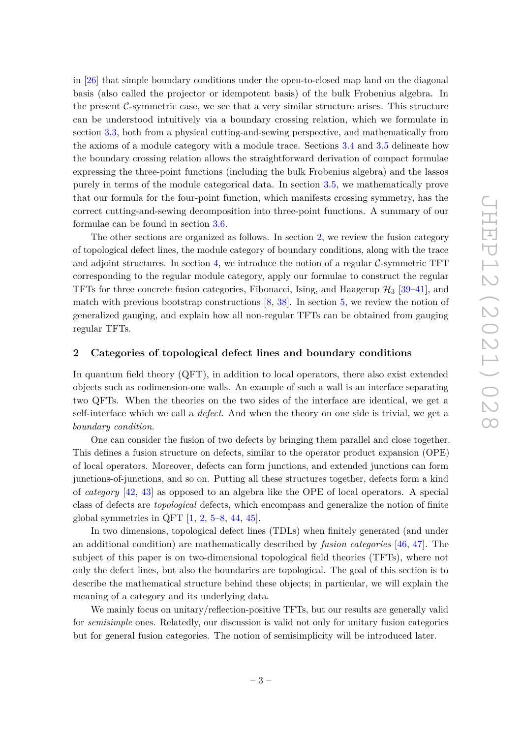in [26] that simple boundary conditions under the open-to-closed map land on the diagonal basis (also called the projector or idempotent basis) of the bulk Frobenius algebra. In the present $\mathcal{C}$-symmetric case, we see that a very similar structure arises. This structure can be understood intuitively via a boundary crossing relation, which we formulate in section 3.3, both from a physical cutting-and-sewing perspective, and mathematically from the axioms of a module category with a module trace. Sections 3.4 and 3.5 delineate how the boundary crossing relation allows the straightforward derivation of compact formulae expressing the three-point functions (including the bulk Frobenius algebra) and the lassos purely in terms of the module categorical data. In section 3.5, we mathematically prove that our formula for the four-point function, which manifests crossing symmetry, has the correct cutting-and-sewing decomposition into three-point functions. A summary of our formulae can be found in section 3.6.

The other sections are organized as follows. In section 2, we review the fusion category of topological defect lines, the module category of boundary conditions, along with the trace and adjoint structures. In section 4, we introduce the notion of a regular $\mathcal{C}$-symmetric TFT corresponding to the regular module category, apply our formulae to construct the regular TFTs for three concrete fusion categories, Fibonacci, Ising, and Haagerup $\mathcal{H}_3$ [39–41], and match with previous bootstrap constructions [8, 38]. In section 5, we review the notion of generalized gauging, and explain how all non-regular TFTs can be obtained from gauging regular TFTs.

## 2 Categories of topological defect lines and boundary conditions

In quantum field theory (QFT), in addition to local operators, there also exist extended objects such as codimension-one walls. An example of such a wall is an interface separating two QFTs. When the theories on the two sides of the interface are identical, we get a self-interface which we call a *defect*. And when the theory on one side is trivial, we get a *boundary condition*.

One can consider the fusion of two defects by bringing them parallel and close together. This defines a fusion structure on defects, similar to the operator product expansion (OPE) of local operators. Moreover, defects can form junctions, and extended junctions can form junctions-of-junctions, and so on. Putting all these structures together, defects form a kind of *category* [42, 43] as opposed to an algebra like the OPE of local operators. A special class of defects are *topological* defects, which encompass and generalize the notion of finite global symmetries in QFT [1, 2, 5–8, 44, 45].

In two dimensions, topological defect lines (TDLs) when finitely generated (and under an additional condition) are mathematically described by *fusion categories* [46, 47]. The subject of this paper is on two-dimensional topological field theories (TFTs), where not only the defect lines, but also the boundaries are topological. The goal of this section is to describe the mathematical structure behind these objects; in particular, we will explain the meaning of a category and its underlying data.

We mainly focus on unitary/reflection-positive TFTs, but our results are generally valid for *semisimple* ones. Relatedly, our discussion is valid not only for unitary fusion categories but for general fusion categories. The notion of semisimplicity will be introduced later.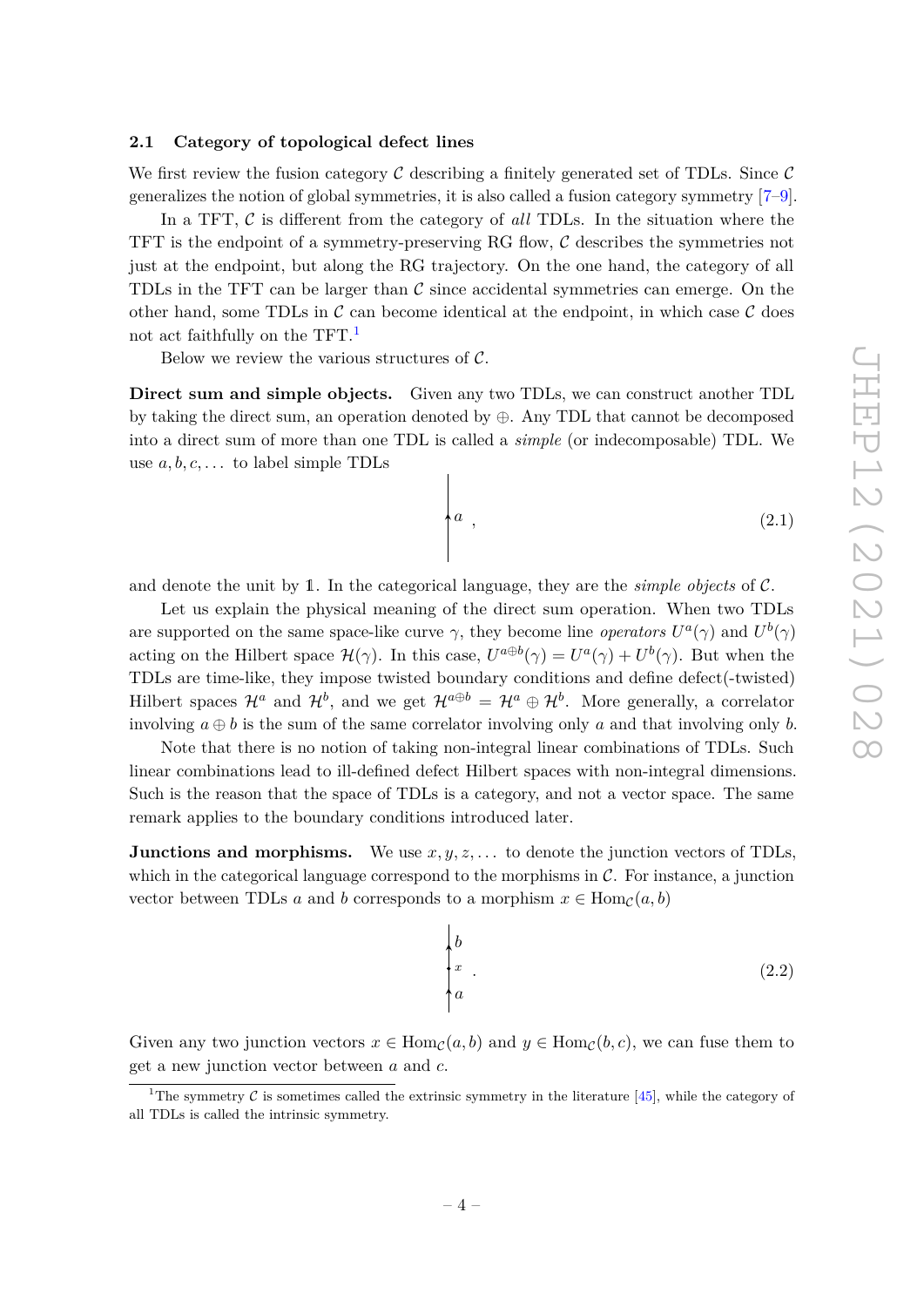### 2.1 Category of topological defect lines

We first review the fusion category $\mathcal{C}$ describing a finitely generated set of TDLs. Since $\mathcal{C}$ generalizes the notion of global symmetries, it is also called a fusion category symmetry [7–9].

In a TFT, $\mathcal{C}$ is different from the category of *all* TDLs. In the situation where the TFT is the endpoint of a symmetry-preserving RG flow, $\mathcal{C}$ describes the symmetries not just at the endpoint, but along the RG trajectory. On the one hand, the category of all TDLs in the TFT can be larger than $\mathcal{C}$ since accidental symmetries can emerge. On the other hand, some TDLs in $\mathcal{C}$ can become identical at the endpoint, in which case $\mathcal{C}$ does not act faithfully on the TFT.[1]

Below we review the various structures of $\mathcal{C}$.

**Direct sum and simple objects.** Given any two TDLs, we can construct another TDL by taking the direct sum, an operation denoted by $\oplus$. Any TDL that cannot be decomposed into a direct sum of more than one TDL is called a *simple* (or indecomposable) TDL. We use $a, b, c, \ldots$ to label simple TDLs

$$\uparrow a \quad , \tag{2.1}$$

and denote the unit by $\mathbb{1}$. In the categorical language, they are the *simple objects* of $\mathcal{C}$.

Let us explain the physical meaning of the direct sum operation. When two TDLs are supported on the same space-like curve $\gamma$, they become line *operators* $U^a(\gamma)$ and $U^b(\gamma)$ acting on the Hilbert space $\mathcal{H}(\gamma)$. In this case, $U^{a\oplus b}(\gamma) = U^a(\gamma) + U^b(\gamma)$. But when the TDLs are time-like, they impose twisted boundary conditions and define defect(-twisted) Hilbert spaces $\mathcal{H}^a$ and $\mathcal{H}^b$, and we get $\mathcal{H}^{a\oplus b} = \mathcal{H}^a \oplus \mathcal{H}^b$. More generally, a correlator involving $a \oplus b$ is the sum of the same correlator involving only $a$ and that involving only $b$.

Note that there is no notion of taking non-integral linear combinations of TDLs. Such linear combinations lead to ill-defined defect Hilbert spaces with non-integral dimensions. Such is the reason that the space of TDLs is a category, and not a vector space. The same remark applies to the boundary conditions introduced later.

**Junctions and morphisms.** We use $x, y, z, \ldots$ to denote the junction vectors of TDLs, which in the categorical language correspond to the morphisms in $\mathcal{C}$. For instance, a junction vector between TDLs $a$ and $b$ corresponds to a morphism $x \in \mathrm{Hom}_{\mathcal{C}}(a, b)$

$$\begin{array}{l} \uparrow b \\ \bullet\, x \\ \uparrow a \end{array} \quad . \tag{2.2}$$

Given any two junction vectors $x \in \mathrm{Hom}_{\mathcal{C}}(a, b)$ and $y \in \mathrm{Hom}_{\mathcal{C}}(b, c)$, we can fuse them to get a new junction vector between $a$ and $c$.

[1] The symmetry $\mathcal{C}$ is sometimes called the extrinsic symmetry in the literature [45], while the category of all TDLs is called the intrinsic symmetry.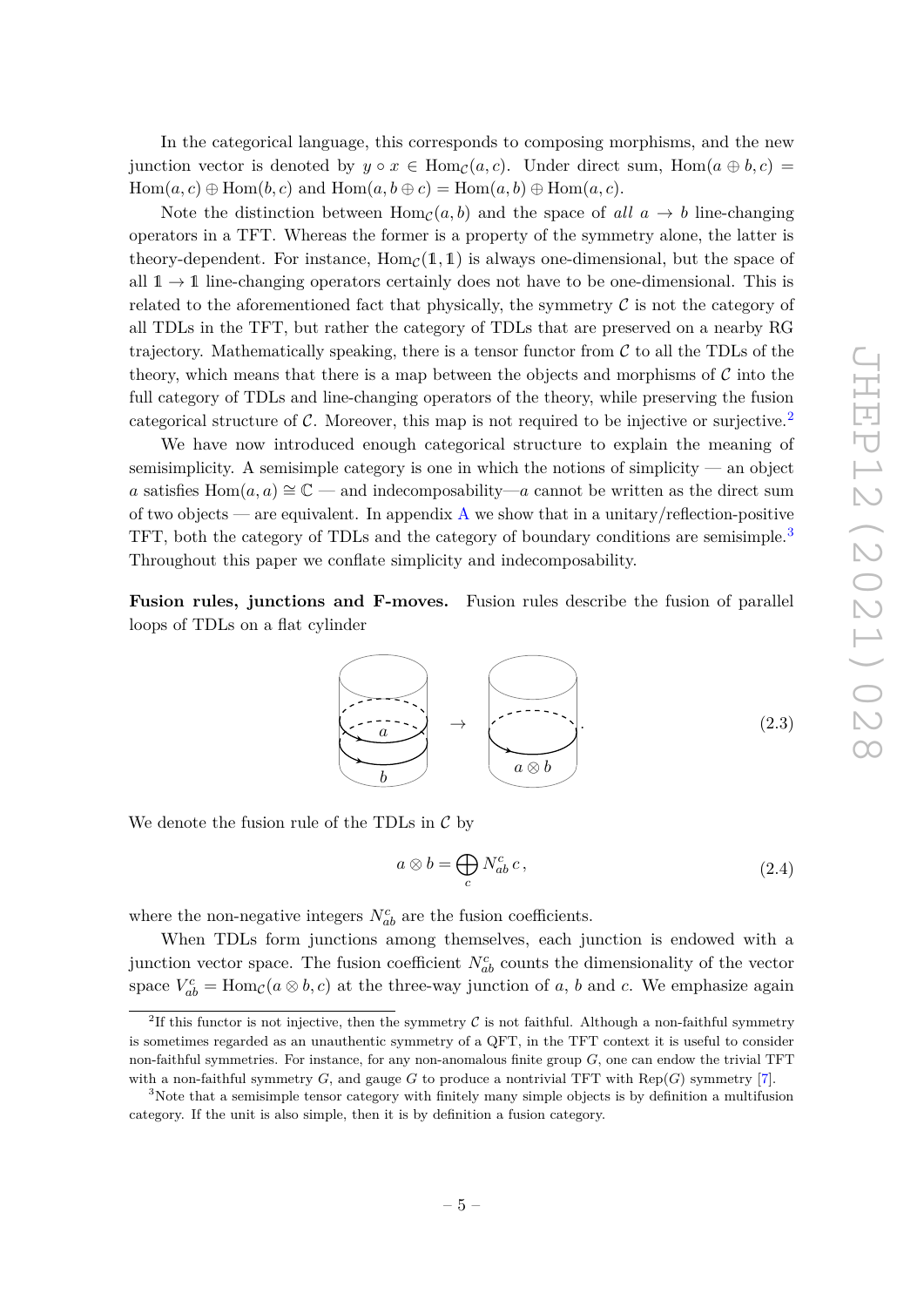In the categorical language, this corresponds to composing morphisms, and the new junction vector is denoted by $y \circ x \in \mathrm{Hom}_{\mathcal{C}}(a, c)$. Under direct sum, $\mathrm{Hom}(a \oplus b, c) = \mathrm{Hom}(a, c) \oplus \mathrm{Hom}(b, c)$ and $\mathrm{Hom}(a, b \oplus c) = \mathrm{Hom}(a, b) \oplus \mathrm{Hom}(a, c)$.

Note the distinction between $\mathrm{Hom}_{\mathcal{C}}(a, b)$ and the space of *all* $a \to b$ line-changing operators in a TFT. Whereas the former is a property of the symmetry alone, the latter is theory-dependent. For instance, $\mathrm{Hom}_{\mathcal{C}}(\mathbb{1}, \mathbb{1})$ is always one-dimensional, but the space of all $\mathbb{1} \to \mathbb{1}$ line-changing operators certainly does not have to be one-dimensional. This is related to the aforementioned fact that physically, the symmetry $\mathcal{C}$ is not the category of all TDLs in the TFT, but rather the category of TDLs that are preserved on a nearby RG trajectory. Mathematically speaking, there is a tensor functor from $\mathcal{C}$ to all the TDLs of the theory, which means that there is a map between the objects and morphisms of $\mathcal{C}$ into the full category of TDLs and line-changing operators of the theory, while preserving the fusion categorical structure of $\mathcal{C}$. Moreover, this map is not required to be injective or surjective.[2]

We have now introduced enough categorical structure to explain the meaning of semisimplicity. A semisimple category is one in which the notions of simplicity — an object $a$ satisfies $\mathrm{Hom}(a, a) \cong \mathbb{C}$ — and indecomposability—$a$ cannot be written as the direct sum of two objects — are equivalent. In appendix A we show that in a unitary/reflection-positive TFT, both the category of TDLs and the category of boundary conditions are semisimple.[3] Throughout this paper we conflate simplicity and indecomposability.

**Fusion rules, junctions and F-moves.** Fusion rules describe the fusion of parallel loops of TDLs on a flat cylinder

$$\text{[cylinder with loops } a \text{ and } b\text{]} \quad \to \quad \text{[cylinder with loop } a \otimes b\text{]}. \tag{2.3}$$

We denote the fusion rule of the TDLs in $\mathcal{C}$ by

$$a \otimes b = \bigoplus_{c} N_{ab}^{c}\, c\,, \tag{2.4}$$

where the non-negative integers $N_{ab}^{c}$ are the fusion coefficients.

When TDLs form junctions among themselves, each junction is endowed with a junction vector space. The fusion coefficient $N_{ab}^{c}$ counts the dimensionality of the vector space $V_{ab}^{c} = \mathrm{Hom}_{\mathcal{C}}(a \otimes b, c)$ at the three-way junction of $a$, $b$ and $c$. We emphasize again

[2] If this functor is not injective, then the symmetry $\mathcal{C}$ is not faithful. Although a non-faithful symmetry is sometimes regarded as an unauthentic symmetry of a QFT, in the TFT context it is useful to consider non-faithful symmetries. For instance, for any non-anomalous finite group $G$, one can endow the trivial TFT with a non-faithful symmetry $G$, and gauge $G$ to produce a nontrivial TFT with $\mathrm{Rep}(G)$ symmetry [7].

[3] Note that a semisimple tensor category with finitely many simple objects is by definition a multifusion category. If the unit is also simple, then it is by definition a fusion category.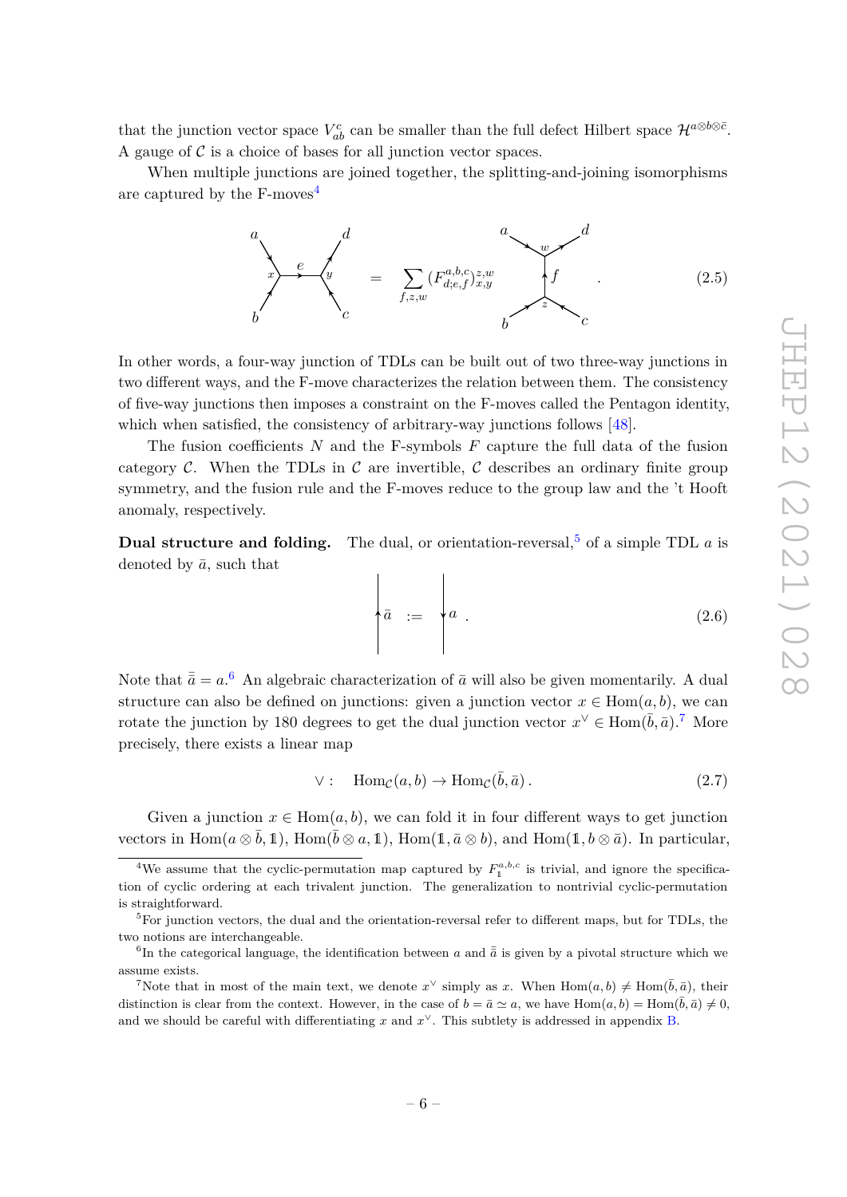that the junction vector space $V^c_{ab}$ can be smaller than the full defect Hilbert space $\mathcal{H}^{a\otimes b\otimes \bar{c}}$. A gauge of $\mathcal{C}$ is a choice of bases for all junction vector spaces.

When multiple junctions are joined together, the splitting-and-joining isomorphisms are captured by the F-moves[4]

$$\text{(diagram: } a, b \text{ joining at } x, \text{ line } e \text{ to } y, \text{ splitting into } c, d) \quad = \quad \sum_{f,z,w} (F^{a,b,c}_{d;e,f})^{z,w}_{x,y} \quad \text{(diagram: } b, c \text{ joining at } z, \text{ line } f \text{ to } w, \text{ splitting into } a, d) \,. \tag{2.5}$$

In other words, a four-way junction of TDLs can be built out of two three-way junctions in two different ways, and the F-move characterizes the relation between them. The consistency of five-way junctions then imposes a constraint on the F-moves called the Pentagon identity, which when satisfied, the consistency of arbitrary-way junctions follows [48].

The fusion coefficients $N$ and the F-symbols $F$ capture the full data of the fusion category $\mathcal{C}$. When the TDLs in $\mathcal{C}$ are invertible, $\mathcal{C}$ describes an ordinary finite group symmetry, and the fusion rule and the F-moves reduce to the group law and the 't Hooft anomaly, respectively.

**Dual structure and folding.** The dual, or orientation-reversal,[5] of a simple TDL $a$ is denoted by $\bar{a}$, such that

$$\uparrow \bar{a} \quad := \quad \downarrow a \,. \tag{2.6}$$

Note that $\bar{\bar{a}} = a$.[6] An algebraic characterization of $\bar{a}$ will also be given momentarily. A dual structure can also be defined on junctions: given a junction vector $x \in \mathrm{Hom}(a,b)$, we can rotate the junction by 180 degrees to get the dual junction vector $x^\vee \in \mathrm{Hom}(\bar{b},\bar{a})$.[7] More precisely, there exists a linear map

$$\vee : \quad \mathrm{Hom}_{\mathcal{C}}(a,b) \to \mathrm{Hom}_{\mathcal{C}}(\bar{b},\bar{a}) \,. \tag{2.7}$$

Given a junction $x \in \mathrm{Hom}(a,b)$, we can fold it in four different ways to get junction vectors in $\mathrm{Hom}(a\otimes\bar{b},\mathbb{1})$, $\mathrm{Hom}(\bar{b}\otimes a,\mathbb{1})$, $\mathrm{Hom}(\mathbb{1},\bar{a}\otimes b)$, and $\mathrm{Hom}(\mathbb{1}, b\otimes\bar{a})$. In particular,

---

[4] We assume that the cyclic-permutation map captured by $F^{a,b,c}_{\mathbb{1}}$ is trivial, and ignore the specification of cyclic ordering at each trivalent junction. The generalization to nontrivial cyclic-permutation is straightforward.

[5] For junction vectors, the dual and the orientation-reversal refer to different maps, but for TDLs, the two notions are interchangeable.

[6] In the categorical language, the identification between $a$ and $\bar{\bar{a}}$ is given by a pivotal structure which we assume exists.

[7] Note that in most of the main text, we denote $x^\vee$ simply as $x$. When $\mathrm{Hom}(a,b) \neq \mathrm{Hom}(\bar{b},\bar{a})$, their distinction is clear from the context. However, in the case of $b = \bar{a} \simeq a$, we have $\mathrm{Hom}(a,b) = \mathrm{Hom}(\bar{b},\bar{a}) \neq 0$, and we should be careful with differentiating $x$ and $x^\vee$. This subtlety is addressed in appendix B.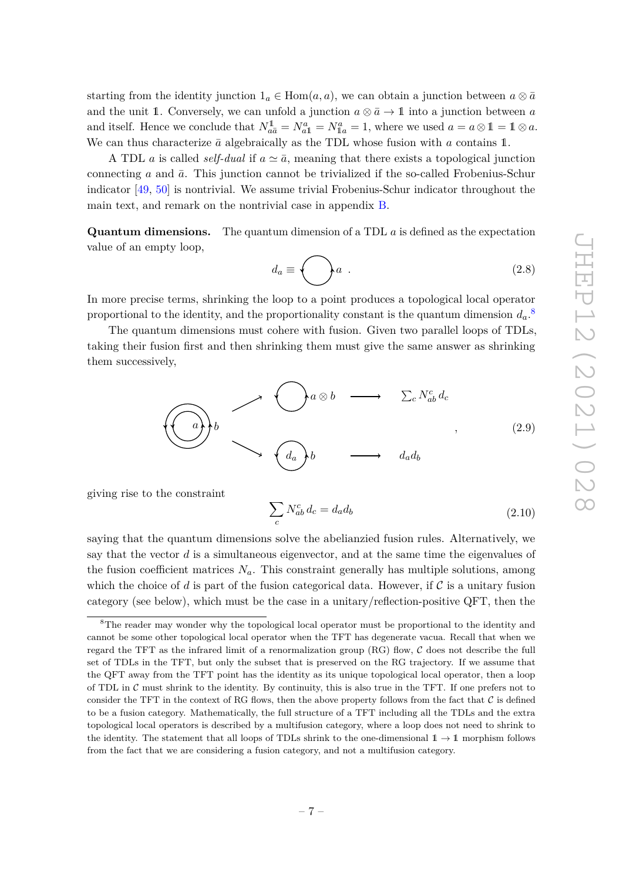starting from the identity junction $1_a \in \mathrm{Hom}(a,a)$, we can obtain a junction between $a \otimes \bar{a}$ and the unit $\mathbb{1}$. Conversely, we can unfold a junction $a \otimes \bar{a} \to \mathbb{1}$ into a junction between $a$ and itself. Hence we conclude that $N_{a\bar{a}}^{\mathbb{1}} = N_{a\mathbb{1}}^{a} = N_{\mathbb{1}a}^{a} = 1$, where we used $a = a \otimes \mathbb{1} = \mathbb{1} \otimes a$. We can thus characterize $\bar{a}$ algebraically as the TDL whose fusion with $a$ contains $\mathbb{1}$.

A TDL $a$ is called *self-dual* if $a \simeq \bar{a}$, meaning that there exists a topological junction connecting $a$ and $\bar{a}$. This junction cannot be trivialized if the so-called Frobenius-Schur indicator [49, 50] is nontrivial. We assume trivial Frobenius-Schur indicator throughout the main text, and remark on the nontrivial case in appendix B.

**Quantum dimensions.** The quantum dimension of a TDL $a$ is defined as the expectation value of an empty loop,

$$d_a \equiv \bigcirc\, a \ . \tag{2.8}$$

In more precise terms, shrinking the loop to a point produces a topological local operator proportional to the identity, and the proportionality constant is the quantum dimension $d_a$.[8]

The quantum dimensions must cohere with fusion. Given two parallel loops of TDLs, taking their fusion first and then shrinking them must give the same answer as shrinking them successively,

$$\begin{array}{ccccc} & \nearrow & \bigcirc\, a \otimes b & \longrightarrow & \sum_c N_{ab}^c\, d_c \\ (\bigcirc\, a)\, b & & & & \\ & \searrow & (d_a)\, b & \longrightarrow & d_a d_b \end{array} \ , \tag{2.9}$$

giving rise to the constraint

$$\sum_c N_{ab}^c\, d_c = d_a d_b \tag{2.10}$$

saying that the quantum dimensions solve the abelianzied fusion rules. Alternatively, we say that the vector $d$ is a simultaneous eigenvector, and at the same time the eigenvalues of the fusion coefficient matrices $N_a$. This constraint generally has multiple solutions, among which the choice of $d$ is part of the fusion categorical data. However, if $\mathcal{C}$ is a unitary fusion category (see below), which must be the case in a unitary/reflection-positive QFT, then the

---

[8] The reader may wonder why the topological local operator must be proportional to the identity and cannot be some other topological local operator when the TFT has degenerate vacua. Recall that when we regard the TFT as the infrared limit of a renormalization group (RG) flow, $\mathcal{C}$ does not describe the full set of TDLs in the TFT, but only the subset that is preserved on the RG trajectory. If we assume that the QFT away from the TFT point has the identity as its unique topological local operator, then a loop of TDL in $\mathcal{C}$ must shrink to the identity. By continuity, this is also true in the TFT. If one prefers not to consider the TFT in the context of RG flows, then the above property follows from the fact that $\mathcal{C}$ is defined to be a fusion category. Mathematically, the full structure of a TFT including all the TDLs and the extra topological local operators is described by a multifusion category, where a loop does not need to shrink to the identity. The statement that all loops of TDLs shrink to the one-dimensional $\mathbb{1} \to \mathbb{1}$ morphism follows from the fact that we are considering a fusion category, and not a multifusion category.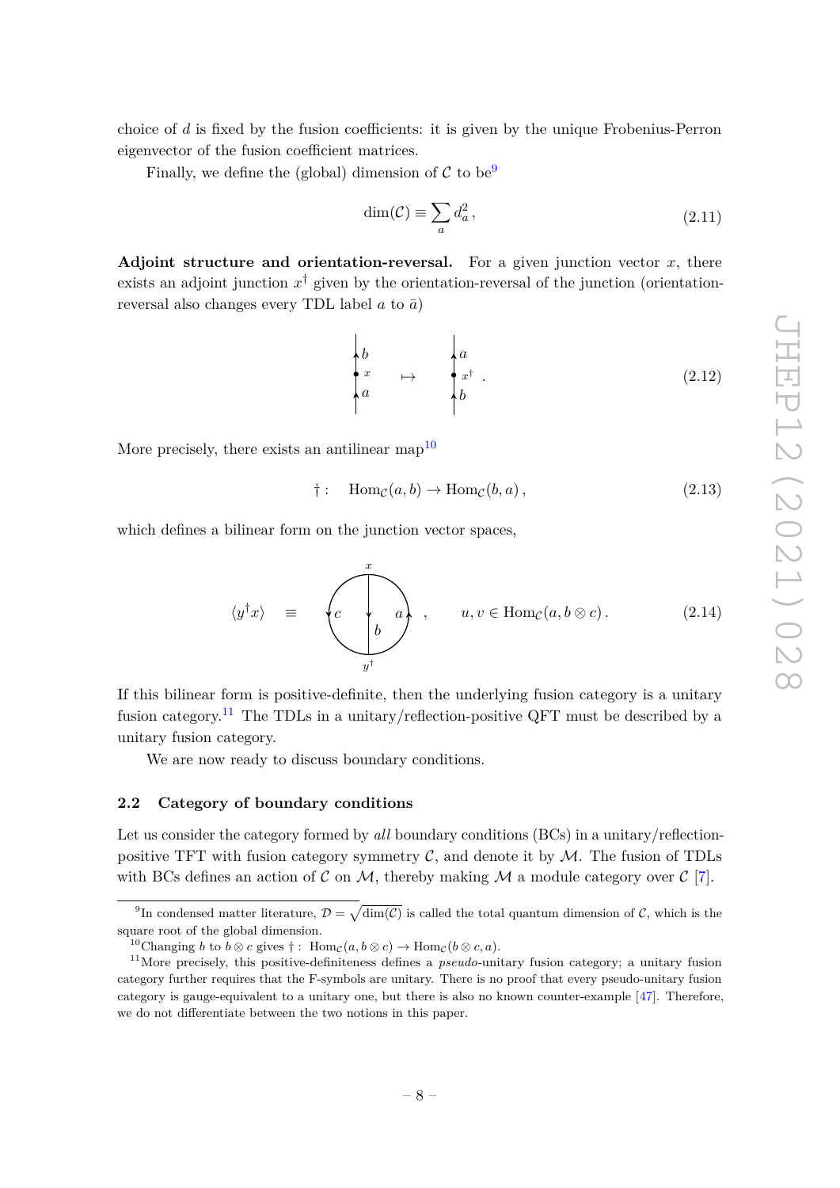choice of $d$ is fixed by the fusion coefficients: it is given by the unique Frobenius-Perron eigenvector of the fusion coefficient matrices.

Finally, we define the (global) dimension of $\mathcal{C}$ to be[9]

$$\dim(\mathcal{C}) \equiv \sum_a d_a^2 \,, \tag{2.11}$$

**Adjoint structure and orientation-reversal.** For a given junction vector $x$, there exists an adjoint junction $x^\dagger$ given by the orientation-reversal of the junction (orientation-reversal also changes every TDL label $a$ to $\bar{a}$)

$$\left.\begin{array}{c} \uparrow b \\ \bullet\, x \\ \uparrow a \end{array}\right. \quad \mapsto \quad \left.\begin{array}{c} \uparrow a \\ \bullet\, x^\dagger \\ \uparrow b \end{array}\right. . \tag{2.12}$$

More precisely, there exists an antilinear map[10]

$$\dagger : \quad \mathrm{Hom}_{\mathcal{C}}(a,b) \to \mathrm{Hom}_{\mathcal{C}}(b,a) \,, \tag{2.13}$$

which defines a bilinear form on the junction vector spaces,

$$\langle y^\dagger x \rangle \quad \equiv \quad \text{(circle diagram with junctions } x \text{ (top) and } y^\dagger \text{ (bottom), lines } c, b, a\text{)} \,, \qquad u, v \in \mathrm{Hom}_{\mathcal{C}}(a, b \otimes c) \,. \tag{2.14}$$

If this bilinear form is positive-definite, then the underlying fusion category is a unitary fusion category.[11] The TDLs in a unitary/reflection-positive QFT must be described by a unitary fusion category.

We are now ready to discuss boundary conditions.

## 2.2 Category of boundary conditions

Let us consider the category formed by *all* boundary conditions (BCs) in a unitary/reflection-positive TFT with fusion category symmetry $\mathcal{C}$, and denote it by $\mathcal{M}$. The fusion of TDLs with BCs defines an action of $\mathcal{C}$ on $\mathcal{M}$, thereby making $\mathcal{M}$ a module category over $\mathcal{C}$ [7].

---

[9] In condensed matter literature, $\mathcal{D} = \sqrt{\dim(\mathcal{C})}$ is called the total quantum dimension of $\mathcal{C}$, which is the square root of the global dimension.

[10] Changing $b$ to $b \otimes c$ gives $\dagger : \mathrm{Hom}_{\mathcal{C}}(a, b\otimes c) \to \mathrm{Hom}_{\mathcal{C}}(b \otimes c, a)$.

[11] More precisely, this positive-definiteness defines a *pseudo*-unitary fusion category; a unitary fusion category further requires that the F-symbols are unitary. There is no proof that every pseudo-unitary fusion category is gauge-equivalent to a unitary one, but there is also no known counter-example [47]. Therefore, we do not differentiate between the two notions in this paper.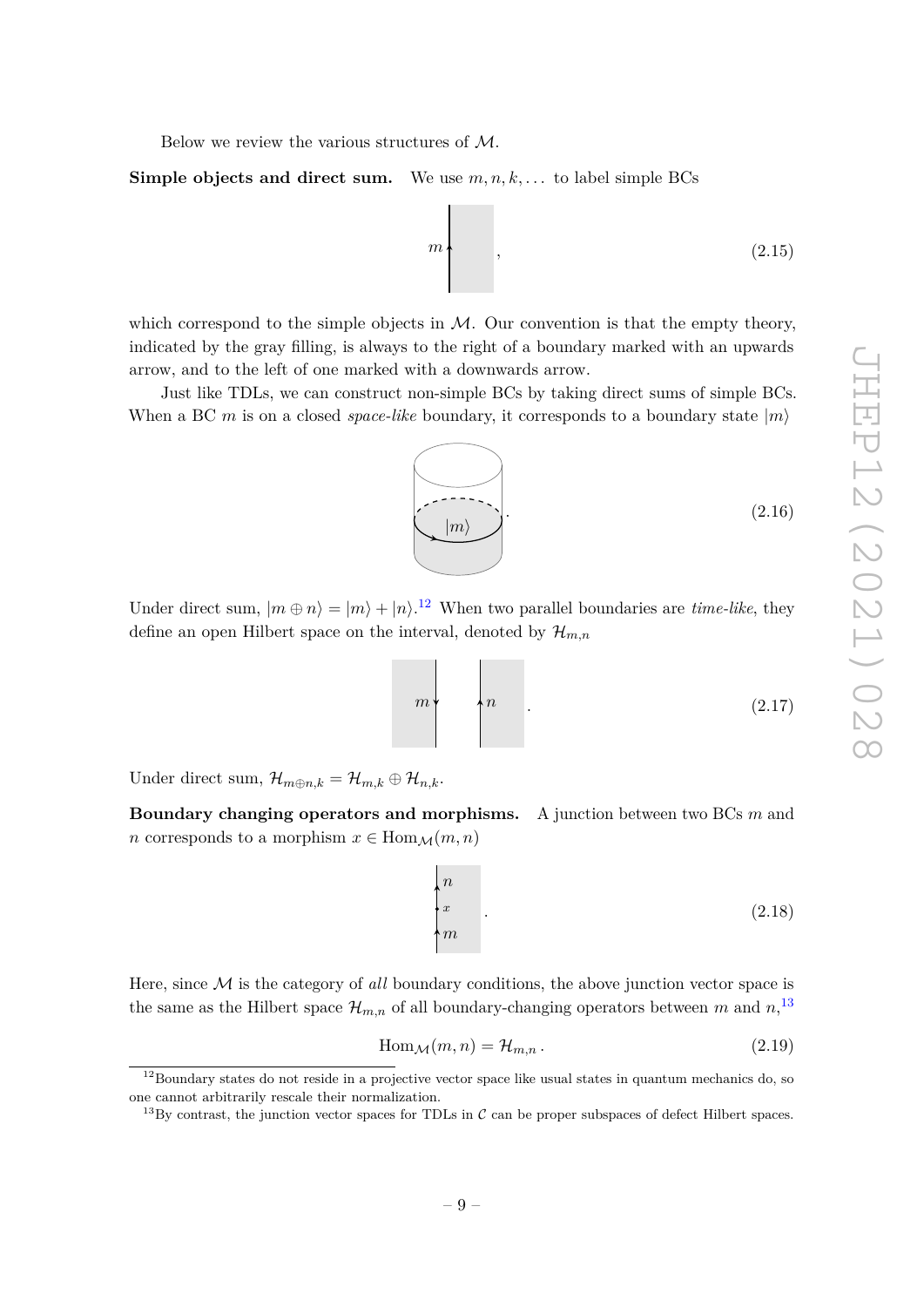Below we review the various structures of $\mathcal{M}$.

**Simple objects and direct sum.** We use $m, n, k, \ldots$ to label simple BCs

$$m \quad , \tag{2.15}$$

which correspond to the simple objects in $\mathcal{M}$. Our convention is that the empty theory, indicated by the gray filling, is always to the right of a boundary marked with an upwards arrow, and to the left of one marked with a downwards arrow.

Just like TDLs, we can construct non-simple BCs by taking direct sums of simple BCs. When a BC $m$ is on a closed *space-like* boundary, it corresponds to a boundary state $|m\rangle$

$$|m\rangle \quad . \tag{2.16}$$

Under direct sum, $|m \oplus n\rangle = |m\rangle + |n\rangle$.[12] When two parallel boundaries are *time-like*, they define an open Hilbert space on the interval, denoted by $\mathcal{H}_{m,n}$

$$m \quad n \quad . \tag{2.17}$$

Under direct sum, $\mathcal{H}_{m \oplus n,k} = \mathcal{H}_{m,k} \oplus \mathcal{H}_{n,k}$.

**Boundary changing operators and morphisms.** A junction between two BCs $m$ and $n$ corresponds to a morphism $x \in \mathrm{Hom}_{\mathcal{M}}(m, n)$

$$n \quad x \quad m \quad . \tag{2.18}$$

Here, since $\mathcal{M}$ is the category of *all* boundary conditions, the above junction vector space is the same as the Hilbert space $\mathcal{H}_{m,n}$ of all boundary-changing operators between $m$ and $n$,[13]

$$\mathrm{Hom}_{\mathcal{M}}(m, n) = \mathcal{H}_{m,n} \, . \tag{2.19}$$

[12] Boundary states do not reside in a projective vector space like usual states in quantum mechanics do, so one cannot arbitrarily rescale their normalization.

[13] By contrast, the junction vector spaces for TDLs in $\mathcal{C}$ can be proper subspaces of defect Hilbert spaces.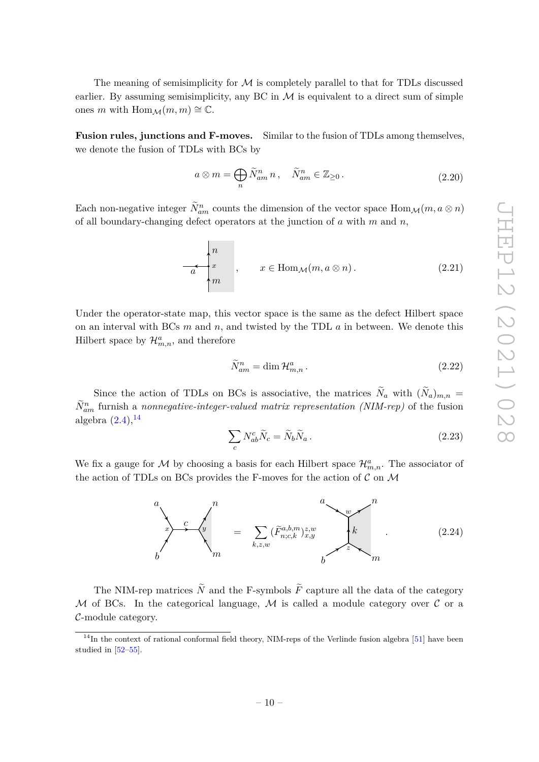The meaning of semisimplicity for $\mathcal{M}$ is completely parallel to that for TDLs discussed earlier. By assuming semisimplicity, any BC in $\mathcal{M}$ is equivalent to a direct sum of simple ones $m$ with $\mathrm{Hom}_{\mathcal{M}}(m,m) \cong \mathbb{C}$.

**Fusion rules, junctions and F-moves.** Similar to the fusion of TDLs among themselves, we denote the fusion of TDLs with BCs by

$$a \otimes m = \bigoplus_n \widetilde{N}_{am}^n \, n \,, \quad \widetilde{N}_{am}^n \in \mathbb{Z}_{\geq 0} \,. \tag{2.20}$$

Each non-negative integer $\widetilde{N}_{am}^n$ counts the dimension of the vector space $\mathrm{Hom}_{\mathcal{M}}(m, a \otimes n)$ of all boundary-changing defect operators at the junction of $a$ with $m$ and $n$,

$$[\text{diagram: TDL } a \text{ ending at junction } x \text{ on boundary between } m \text{ (below) and } n \text{ (above)}] \,, \qquad x \in \mathrm{Hom}_{\mathcal{M}}(m, a \otimes n) \,. \tag{2.21}$$

Under the operator-state map, this vector space is the same as the defect Hilbert space on an interval with BCs $m$ and $n$, and twisted by the TDL $a$ in between. We denote this Hilbert space by $\mathcal{H}_{m,n}^a$, and therefore

$$\widetilde{N}_{am}^n = \dim \mathcal{H}_{m,n}^a \,. \tag{2.22}$$

Since the action of TDLs on BCs is associative, the matrices $\widetilde{N}_a$ with $(\widetilde{N}_a)_{m,n} = \widetilde{N}_{am}^n$ furnish a *nonnegative-integer-valued matrix representation (NIM-rep)* of the fusion algebra (2.4),[14]

$$\sum_c N_{ab}^c \widetilde{N}_c = \widetilde{N}_b \widetilde{N}_a \,. \tag{2.23}$$

We fix a gauge for $\mathcal{M}$ by choosing a basis for each Hilbert space $\mathcal{H}_{m,n}^a$. The associator of the action of TDLs on BCs provides the F-moves for the action of $\mathcal{C}$ on $\mathcal{M}$

$$[\text{diagram: } a, b \text{ fuse at } x \text{ into } c, \text{ which meets boundary at } y \text{ between } m \text{ and } n] = \sum_{k,z,w} (\widetilde{F}^{a,b,m}_{n;c,k})^{z,w}_{x,y} \; [\text{diagram: } b \text{ meets boundary at } z \text{ between } m \text{ and } k, \; a \text{ meets boundary at } w \text{ between } k \text{ and } n] \,. \tag{2.24}$$

The NIM-rep matrices $\widetilde{N}$ and the F-symbols $\widetilde{F}$ capture all the data of the category $\mathcal{M}$ of BCs. In the categorical language, $\mathcal{M}$ is called a module category over $\mathcal{C}$ or a $\mathcal{C}$-module category.

---

[14] In the context of rational conformal field theory, NIM-reps of the Verlinde fusion algebra [51] have been studied in [52–55].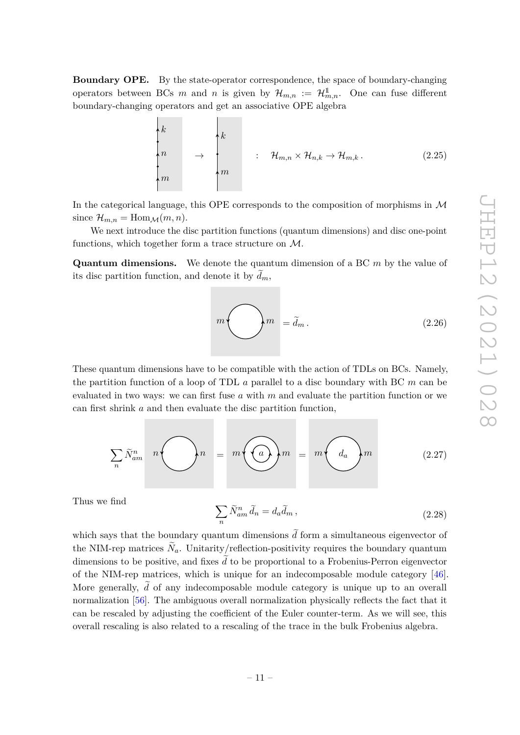**Boundary OPE.** By the state-operator correspondence, the space of boundary-changing operators between BCs $m$ and $n$ is given by $\mathcal{H}_{m,n} := \mathcal{H}^{\mathbb{1}}_{m,n}$. One can fuse different boundary-changing operators and get an associative OPE algebra

$$\text{(diagram)} \quad : \quad \mathcal{H}_{m,n} \times \mathcal{H}_{n,k} \to \mathcal{H}_{m,k}\,. \tag{2.25}$$

In the categorical language, this OPE corresponds to the composition of morphisms in $\mathcal{M}$ since $\mathcal{H}_{m,n} = \mathrm{Hom}_{\mathcal{M}}(m,n)$.

We next introduce the disc partition functions (quantum dimensions) and disc one-point functions, which together form a trace structure on $\mathcal{M}$.

**Quantum dimensions.** We denote the quantum dimension of a BC $m$ by the value of its disc partition function, and denote it by $\widetilde{d}_m$,

$$\text{(diagram)} = \widetilde{d}_m\,. \tag{2.26}$$

These quantum dimensions have to be compatible with the action of TDLs on BCs. Namely, the partition function of a loop of TDL $a$ parallel to a disc boundary with BC $m$ can be evaluated in two ways: we can first fuse $a$ with $m$ and evaluate the partition function or we can first shrink $a$ and then evaluate the disc partition function,

$$\sum_n \widetilde{N}_{am}^n \; \text{(diagram)} = \text{(diagram)} = \text{(diagram)} \tag{2.27}$$

Thus we find

$$\sum_n \widetilde{N}_{am}^n\, \widetilde{d}_n = d_a \widetilde{d}_m\,, \tag{2.28}$$

which says that the boundary quantum dimensions $\widetilde{d}$ form a simultaneous eigenvector of the NIM-rep matrices $\widetilde{N}_a$. Unitarity/reflection-positivity requires the boundary quantum dimensions to be positive, and fixes $\widetilde{d}$ to be proportional to a Frobenius-Perron eigenvector of the NIM-rep matrices, which is unique for an indecomposable module category [46]. More generally, $\widetilde{d}$ of any indecomposable module category is unique up to an overall normalization [56]. The ambiguous overall normalization physically reflects the fact that it can be rescaled by adjusting the coefficient of the Euler counter-term. As we will see, this overall rescaling is also related to a rescaling of the trace in the bulk Frobenius algebra.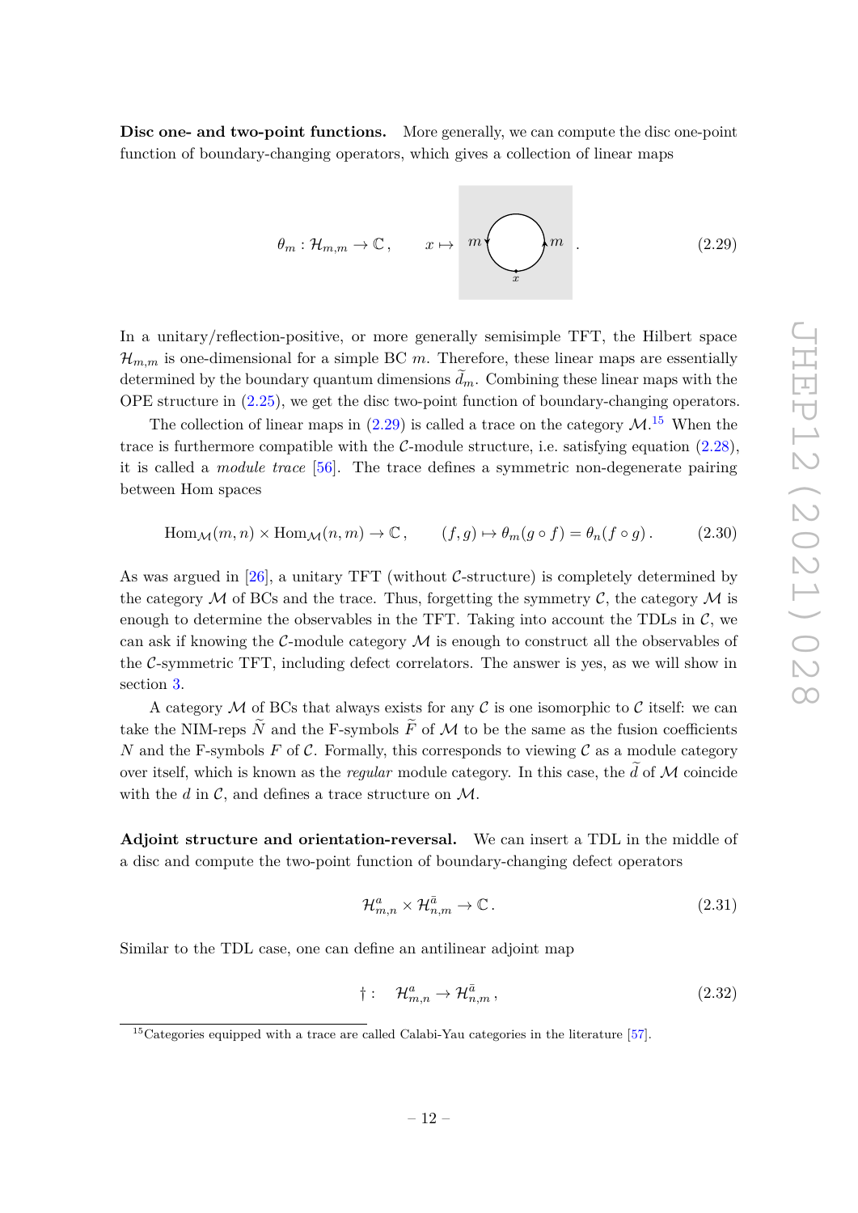**Disc one- and two-point functions.** More generally, we can compute the disc one-point function of boundary-changing operators, which gives a collection of linear maps

$$\theta_m : \mathcal{H}_{m,m} \to \mathbb{C}\,, \qquad x \mapsto \quad m \bigcirc m \;. \tag{2.29}$$

In a unitary/reflection-positive, or more generally semisimple TFT, the Hilbert space $\mathcal{H}_{m,m}$ is one-dimensional for a simple BC $m$. Therefore, these linear maps are essentially determined by the boundary quantum dimensions $\widetilde{d}_m$. Combining these linear maps with the OPE structure in (2.25), we get the disc two-point function of boundary-changing operators.

The collection of linear maps in (2.29) is called a trace on the category $\mathcal{M}$.[15] When the trace is furthermore compatible with the $\mathcal{C}$-module structure, i.e. satisfying equation (2.28), it is called a *module trace* [56]. The trace defines a symmetric non-degenerate pairing between Hom spaces

$$\mathrm{Hom}_{\mathcal{M}}(m,n) \times \mathrm{Hom}_{\mathcal{M}}(n,m) \to \mathbb{C}\,, \qquad (f,g) \mapsto \theta_m(g \circ f) = \theta_n(f \circ g)\,. \tag{2.30}$$

As was argued in [26], a unitary TFT (without $\mathcal{C}$-structure) is completely determined by the category $\mathcal{M}$ of BCs and the trace. Thus, forgetting the symmetry $\mathcal{C}$, the category $\mathcal{M}$ is enough to determine the observables in the TFT. Taking into account the TDLs in $\mathcal{C}$, we can ask if knowing the $\mathcal{C}$-module category $\mathcal{M}$ is enough to construct all the observables of the $\mathcal{C}$-symmetric TFT, including defect correlators. The answer is yes, as we will show in section 3.

A category $\mathcal{M}$ of BCs that always exists for any $\mathcal{C}$ is one isomorphic to $\mathcal{C}$ itself: we can take the NIM-reps $\widetilde{N}$ and the F-symbols $\widetilde{F}$ of $\mathcal{M}$ to be the same as the fusion coefficients $N$ and the F-symbols $F$ of $\mathcal{C}$. Formally, this corresponds to viewing $\mathcal{C}$ as a module category over itself, which is known as the *regular* module category. In this case, the $\widetilde{d}$ of $\mathcal{M}$ coincide with the $d$ in $\mathcal{C}$, and defines a trace structure on $\mathcal{M}$.

**Adjoint structure and orientation-reversal.** We can insert a TDL in the middle of a disc and compute the two-point function of boundary-changing defect operators

$$\mathcal{H}^{a}_{m,n} \times \mathcal{H}^{\bar{a}}_{n,m} \to \mathbb{C}\,. \tag{2.31}$$

Similar to the TDL case, one can define an antilinear adjoint map

$$\dagger : \quad \mathcal{H}^{a}_{m,n} \to \mathcal{H}^{\bar{a}}_{n,m}\,, \tag{2.32}$$

[15] Categories equipped with a trace are called Calabi-Yau categories in the literature [57].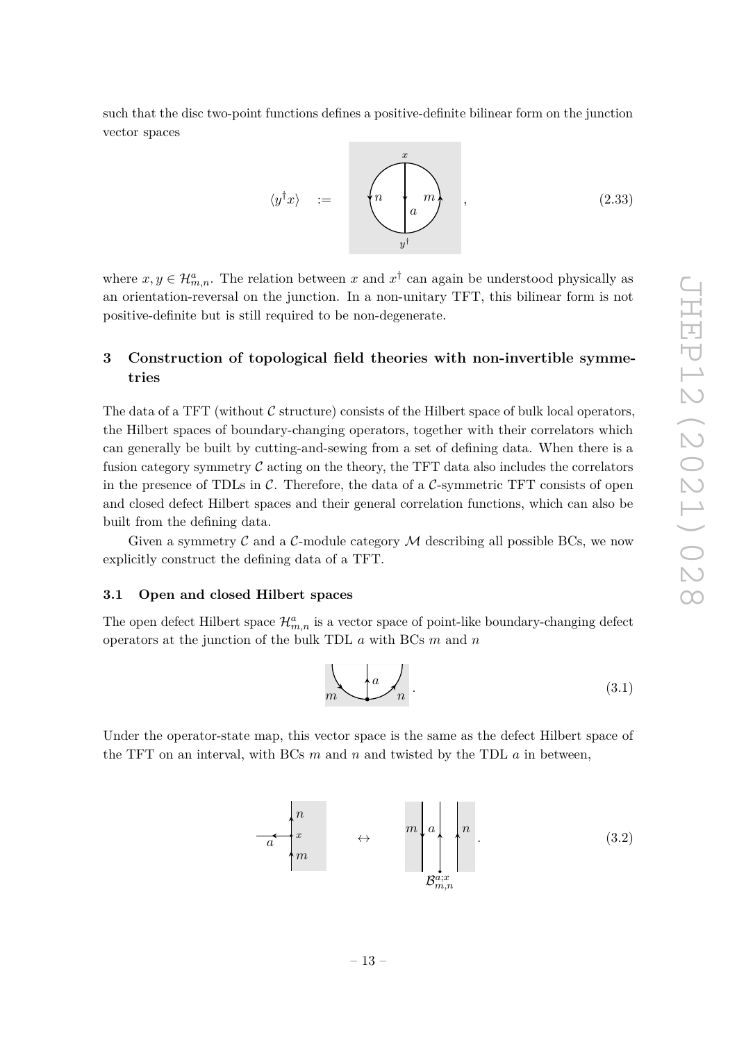such that the disc two-point functions defines a positive-definite bilinear form on the junction vector spaces

$$\langle y^\dagger x \rangle \quad := \quad \text{[diagram]} \quad , \tag{2.33}$$

where $x, y \in \mathcal{H}^a_{m,n}$. The relation between $x$ and $x^\dagger$ can again be understood physically as an orientation-reversal on the junction. In a non-unitary TFT, this bilinear form is not positive-definite but is still required to be non-degenerate.

# 3 Construction of topological field theories with non-invertible symmetries

The data of a TFT (without $\mathcal{C}$ structure) consists of the Hilbert space of bulk local operators, the Hilbert spaces of boundary-changing operators, together with their correlators which can generally be built by cutting-and-sewing from a set of defining data. When there is a fusion category symmetry $\mathcal{C}$ acting on the theory, the TFT data also includes the correlators in the presence of TDLs in $\mathcal{C}$. Therefore, the data of a $\mathcal{C}$-symmetric TFT consists of open and closed defect Hilbert spaces and their general correlation functions, which can also be built from the defining data.

Given a symmetry $\mathcal{C}$ and a $\mathcal{C}$-module category $\mathcal{M}$ describing all possible BCs, we now explicitly construct the defining data of a TFT.

## 3.1 Open and closed Hilbert spaces

The open defect Hilbert space $\mathcal{H}^a_{m,n}$ is a vector space of point-like boundary-changing defect operators at the junction of the bulk TDL $a$ with BCs $m$ and $n$

$$\text{[diagram]} \ . \tag{3.1}$$

Under the operator-state map, this vector space is the same as the defect Hilbert space of the TFT on an interval, with BCs $m$ and $n$ and twisted by the TDL $a$ in between,

$$\text{[diagram]} \quad \leftrightarrow \quad \text{[diagram]} \ . \tag{3.2}$$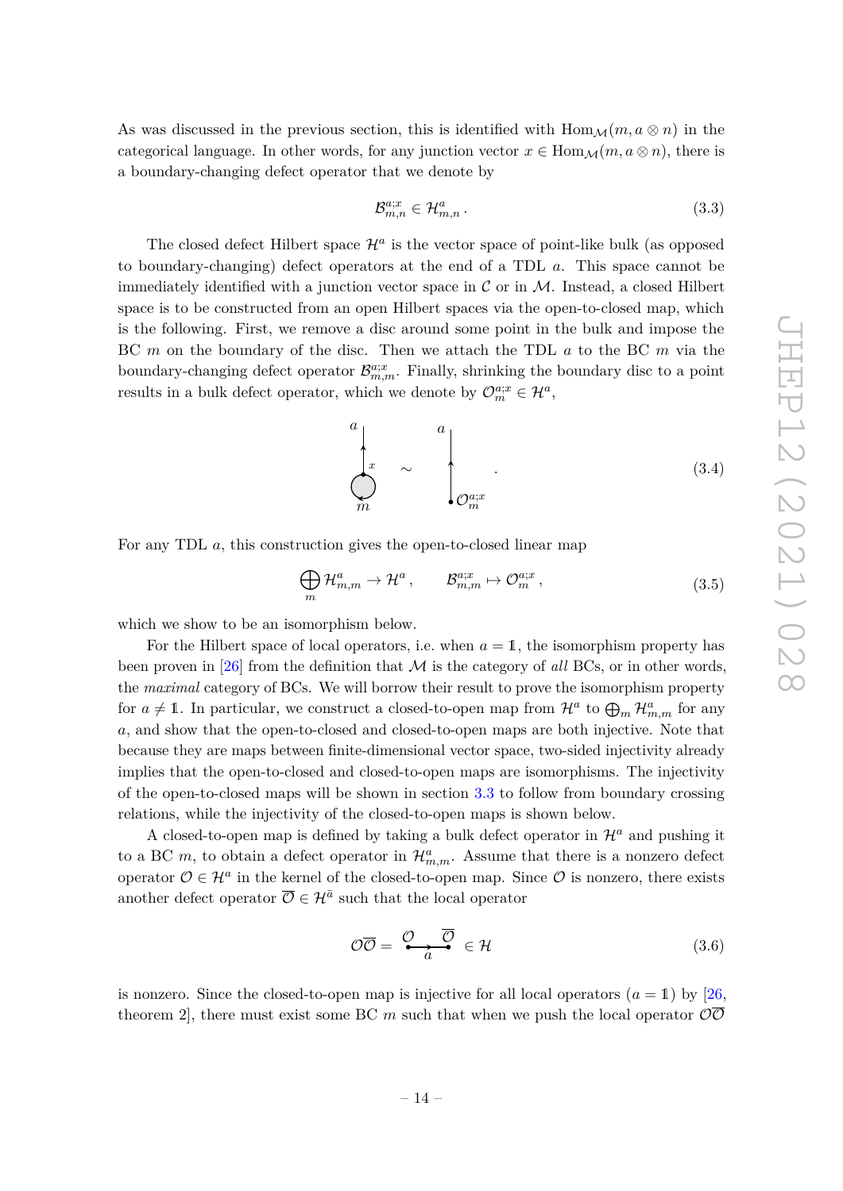As was discussed in the previous section, this is identified with $\mathrm{Hom}_{\mathcal{M}}(m, a \otimes n)$ in the categorical language. In other words, for any junction vector $x \in \mathrm{Hom}_{\mathcal{M}}(m, a \otimes n)$, there is a boundary-changing defect operator that we denote by

$$\mathcal{B}^{a;x}_{m,n} \in \mathcal{H}^a_{m,n} \,. \tag{3.3}$$

The closed defect Hilbert space $\mathcal{H}^a$ is the vector space of point-like bulk (as opposed to boundary-changing) defect operators at the end of a TDL $a$. This space cannot be immediately identified with a junction vector space in $\mathcal{C}$ or in $\mathcal{M}$. Instead, a closed Hilbert space is to be constructed from an open Hilbert spaces via the open-to-closed map, which is the following. First, we remove a disc around some point in the bulk and impose the BC $m$ on the boundary of the disc. Then we attach the TDL $a$ to the BC $m$ via the boundary-changing defect operator $\mathcal{B}^{a;x}_{m,m}$. Finally, shrinking the boundary disc to a point results in a bulk defect operator, which we denote by $\mathcal{O}^{a;x}_m \in \mathcal{H}^a$,

$$\text{[diagram: TDL } a \text{ attached at } x \text{ to a disc with BC } m\text{]} \quad \sim \quad \text{[diagram: TDL } a \text{ ending on } \mathcal{O}^{a;x}_m\text{]} \,. \tag{3.4}$$

For any TDL $a$, this construction gives the open-to-closed linear map

$$\bigoplus_m \mathcal{H}^a_{m,m} \to \mathcal{H}^a \,, \qquad \mathcal{B}^{a;x}_{m,m} \mapsto \mathcal{O}^{a;x}_m \,, \tag{3.5}$$

which we show to be an isomorphism below.

For the Hilbert space of local operators, i.e. when $a = \mathbb{1}$, the isomorphism property has been proven in [26] from the definition that $\mathcal{M}$ is the category of *all* BCs, or in other words, the *maximal* category of BCs. We will borrow their result to prove the isomorphism property for $a \neq \mathbb{1}$. In particular, we construct a closed-to-open map from $\mathcal{H}^a$ to $\bigoplus_m \mathcal{H}^a_{m,m}$ for any $a$, and show that the open-to-closed and closed-to-open maps are both injective. Note that because they are maps between finite-dimensional vector space, two-sided injectivity already implies that the open-to-closed and closed-to-open maps are isomorphisms. The injectivity of the open-to-closed maps will be shown in section 3.3 to follow from boundary crossing relations, while the injectivity of the closed-to-open maps is shown below.

A closed-to-open map is defined by taking a bulk defect operator in $\mathcal{H}^a$ and pushing it to a BC $m$, to obtain a defect operator in $\mathcal{H}^a_{m,m}$. Assume that there is a nonzero defect operator $\mathcal{O} \in \mathcal{H}^a$ in the kernel of the closed-to-open map. Since $\mathcal{O}$ is nonzero, there exists another defect operator $\overline{\mathcal{O}} \in \mathcal{H}^{\bar{a}}$ such that the local operator

$$\mathcal{O}\overline{\mathcal{O}} = \text{[diagram: } \mathcal{O} \text{ connected by line } a \text{ to } \overline{\mathcal{O}}\text{]} \in \mathcal{H} \tag{3.6}$$

is nonzero. Since the closed-to-open map is injective for all local operators ($a = \mathbb{1}$) by [26, theorem 2], there must exist some BC $m$ such that when we push the local operator $\mathcal{O}\overline{\mathcal{O}}$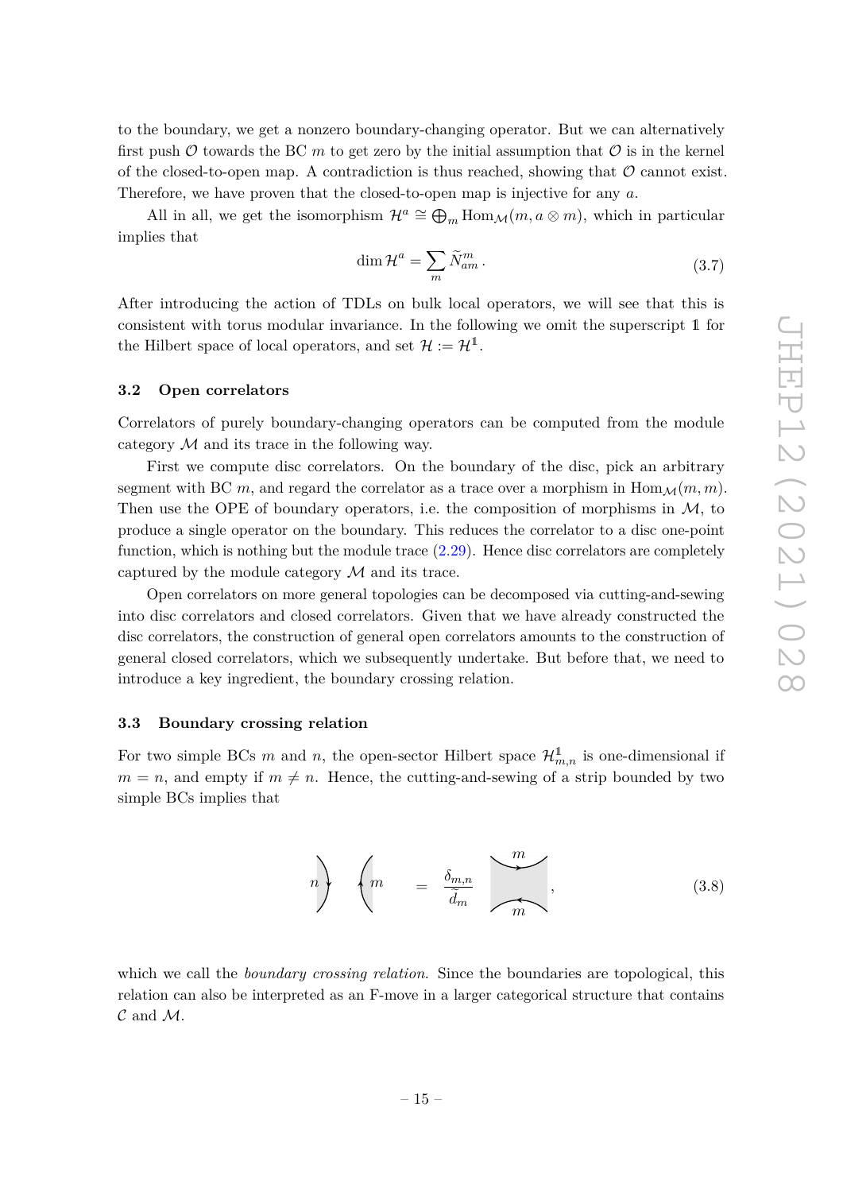to the boundary, we get a nonzero boundary-changing operator. But we can alternatively first push $\mathcal{O}$ towards the BC $m$ to get zero by the initial assumption that $\mathcal{O}$ is in the kernel of the closed-to-open map. A contradiction is thus reached, showing that $\mathcal{O}$ cannot exist. Therefore, we have proven that the closed-to-open map is injective for any $a$.

All in all, we get the isomorphism $\mathcal{H}^a \cong \bigoplus_m \mathrm{Hom}_{\mathcal{M}}(m, a \otimes m)$, which in particular implies that

$$\dim \mathcal{H}^a = \sum_m \widetilde{N}_{am}^m \,. \tag{3.7}$$

After introducing the action of TDLs on bulk local operators, we will see that this is consistent with torus modular invariance. In the following we omit the superscript $\mathbb{1}$ for the Hilbert space of local operators, and set $\mathcal{H} := \mathcal{H}^{\mathbb{1}}$.

### 3.2 Open correlators

Correlators of purely boundary-changing operators can be computed from the module category $\mathcal{M}$ and its trace in the following way.

First we compute disc correlators. On the boundary of the disc, pick an arbitrary segment with BC $m$, and regard the correlator as a trace over a morphism in $\mathrm{Hom}_{\mathcal{M}}(m, m)$. Then use the OPE of boundary operators, i.e. the composition of morphisms in $\mathcal{M}$, to produce a single operator on the boundary. This reduces the correlator to a disc one-point function, which is nothing but the module trace (2.29). Hence disc correlators are completely captured by the module category $\mathcal{M}$ and its trace.

Open correlators on more general topologies can be decomposed via cutting-and-sewing into disc correlators and closed correlators. Given that we have already constructed the disc correlators, the construction of general open correlators amounts to the construction of general closed correlators, which we subsequently undertake. But before that, we need to introduce a key ingredient, the boundary crossing relation.

### 3.3 Boundary crossing relation

For two simple BCs $m$ and $n$, the open-sector Hilbert space $\mathcal{H}_{m,n}^{\mathbb{1}}$ is one-dimensional if $m = n$, and empty if $m \neq n$. Hence, the cutting-and-sewing of a strip bounded by two simple BCs implies that

$$n \Big) \;\; \Big( m \quad = \quad \frac{\delta_{m,n}}{\widetilde{d}_m} \;\; \begin{array}{c} \smile_{m} \\ \frown_{m} \end{array} \,, \tag{3.8}$$

which we call the *boundary crossing relation*. Since the boundaries are topological, this relation can also be interpreted as an F-move in a larger categorical structure that contains $\mathcal{C}$ and $\mathcal{M}$.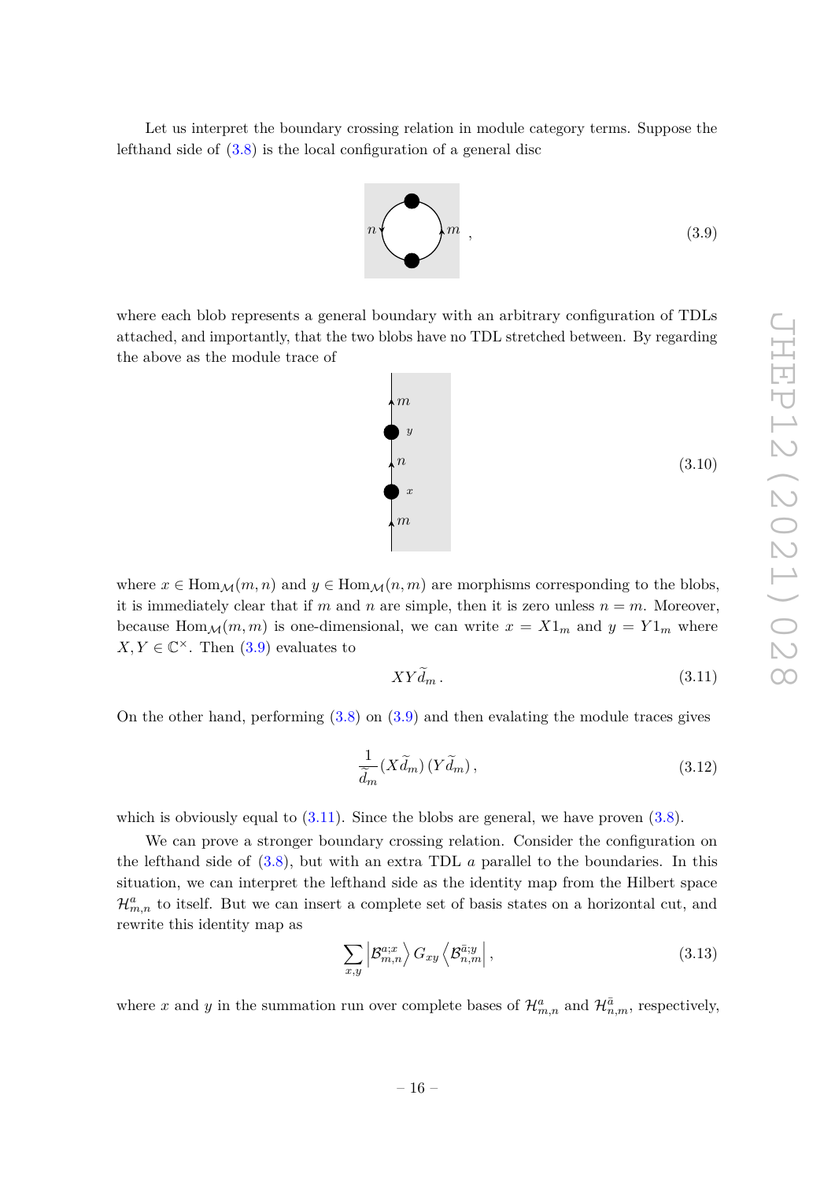Let us interpret the boundary crossing relation in module category terms. Suppose the lefthand side of (3.8) is the local configuration of a general disc

$$
\text{[diagram: disc with boundary segments } n \text{ and } m \text{ separated by two blobs]}\quad , \tag{3.9}
$$

where each blob represents a general boundary with an arbitrary configuration of TDLs attached, and importantly, that the two blobs have no TDL stretched between. By regarding the above as the module trace of

$$
\text{[diagram: vertical line } m \to x \to n \to y \to m\text{]} \tag{3.10}
$$

where $x \in \mathrm{Hom}_{\mathcal{M}}(m,n)$ and $y \in \mathrm{Hom}_{\mathcal{M}}(n,m)$ are morphisms corresponding to the blobs, it is immediately clear that if $m$ and $n$ are simple, then it is zero unless $n = m$. Moreover, because $\mathrm{Hom}_{\mathcal{M}}(m,m)$ is one-dimensional, we can write $x = X 1_m$ and $y = Y 1_m$ where $X, Y \in \mathbb{C}^\times$. Then (3.9) evaluates to

$$
XY\widetilde{d}_m \,. \tag{3.11}
$$

On the other hand, performing (3.8) on (3.9) and then evalating the module traces gives

$$
\frac{1}{\widetilde{d}_m}(X\widetilde{d}_m)\,(Y\widetilde{d}_m)\,, \tag{3.12}
$$

which is obviously equal to (3.11). Since the blobs are general, we have proven (3.8).

We can prove a stronger boundary crossing relation. Consider the configuration on the lefthand side of (3.8), but with an extra TDL $a$ parallel to the boundaries. In this situation, we can interpret the lefthand side as the identity map from the Hilbert space $\mathcal{H}^a_{m,n}$ to itself. But we can insert a complete set of basis states on a horizontal cut, and rewrite this identity map as

$$
\sum_{x,y} \left| \mathcal{B}^{a;x}_{m,n} \right\rangle G_{xy} \left\langle \mathcal{B}^{\bar{a};y}_{n,m} \right| , \tag{3.13}
$$

where $x$ and $y$ in the summation run over complete bases of $\mathcal{H}^a_{m,n}$ and $\mathcal{H}^{\bar{a}}_{n,m}$, respectively,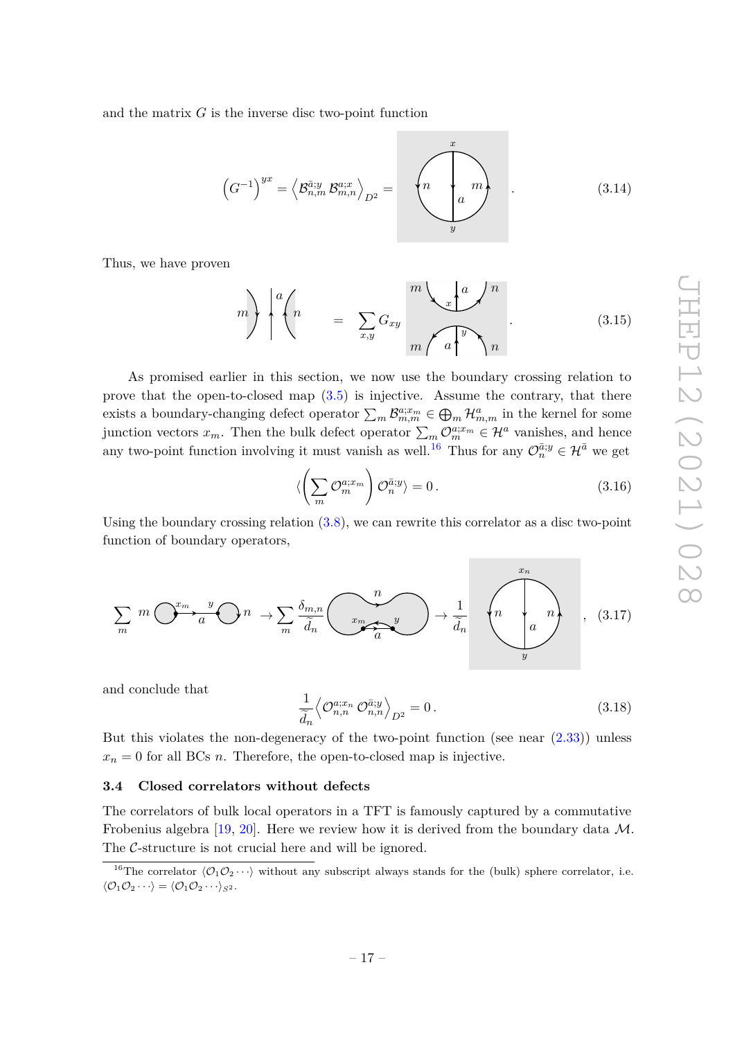and the matrix $G$ is the inverse disc two-point function

$$\left(G^{-1}\right)^{yx} = \left\langle \mathcal{B}^{\bar{a};y}_{n,m}\, \mathcal{B}^{a;x}_{m,n} \right\rangle_{D^2} = \quad . \tag{3.14}$$

Thus, we have proven

$$= \sum_{x,y} G_{xy} \quad . \tag{3.15}$$

As promised earlier in this section, we now use the boundary crossing relation to prove that the open-to-closed map (3.5) is injective. Assume the contrary, that there exists a boundary-changing defect operator $\sum_m \mathcal{B}^{a;x_m}_{m,m} \in \bigoplus_m \mathcal{H}^a_{m,m}$ in the kernel for some junction vectors $x_m$. Then the bulk defect operator $\sum_m \mathcal{O}^{a;x_m}_m \in \mathcal{H}^a$ vanishes, and hence any two-point function involving it must vanish as well.[16] Thus for any $\mathcal{O}^{\bar{a};y}_n \in \mathcal{H}^{\bar{a}}$ we get

$$\langle \left( \sum_m \mathcal{O}^{a;x_m}_m \right) \mathcal{O}^{\bar{a};y}_n \rangle = 0 \, . \tag{3.16}$$

Using the boundary crossing relation (3.8), we can rewrite this correlator as a disc two-point function of boundary operators,

$$\sum_m \; \to \sum_m \frac{\delta_{m,n}}{\tilde{d}_n} \; \to \frac{1}{\tilde{d}_n} \quad , \tag{3.17}$$

and conclude that

$$\frac{1}{\tilde{d}_n} \left\langle \mathcal{O}^{a;x_n}_{n,n}\, \mathcal{O}^{\bar{a};y}_{n,n} \right\rangle_{D^2} = 0 \, . \tag{3.18}$$

But this violates the non-degeneracy of the two-point function (see near (2.33)) unless $x_n = 0$ for all BCs $n$. Therefore, the open-to-closed map is injective.

### 3.4 Closed correlators without defects

The correlators of bulk local operators in a TFT is famously captured by a commutative Frobenius algebra [19, 20]. Here we review how it is derived from the boundary data $\mathcal{M}$. The $\mathcal{C}$-structure is not crucial here and will be ignored.

[16] The correlator $\langle \mathcal{O}_1 \mathcal{O}_2 \cdots \rangle$ without any subscript always stands for the (bulk) sphere correlator, i.e. $\langle \mathcal{O}_1 \mathcal{O}_2 \cdots \rangle = \langle \mathcal{O}_1 \mathcal{O}_2 \cdots \rangle_{S^2}$.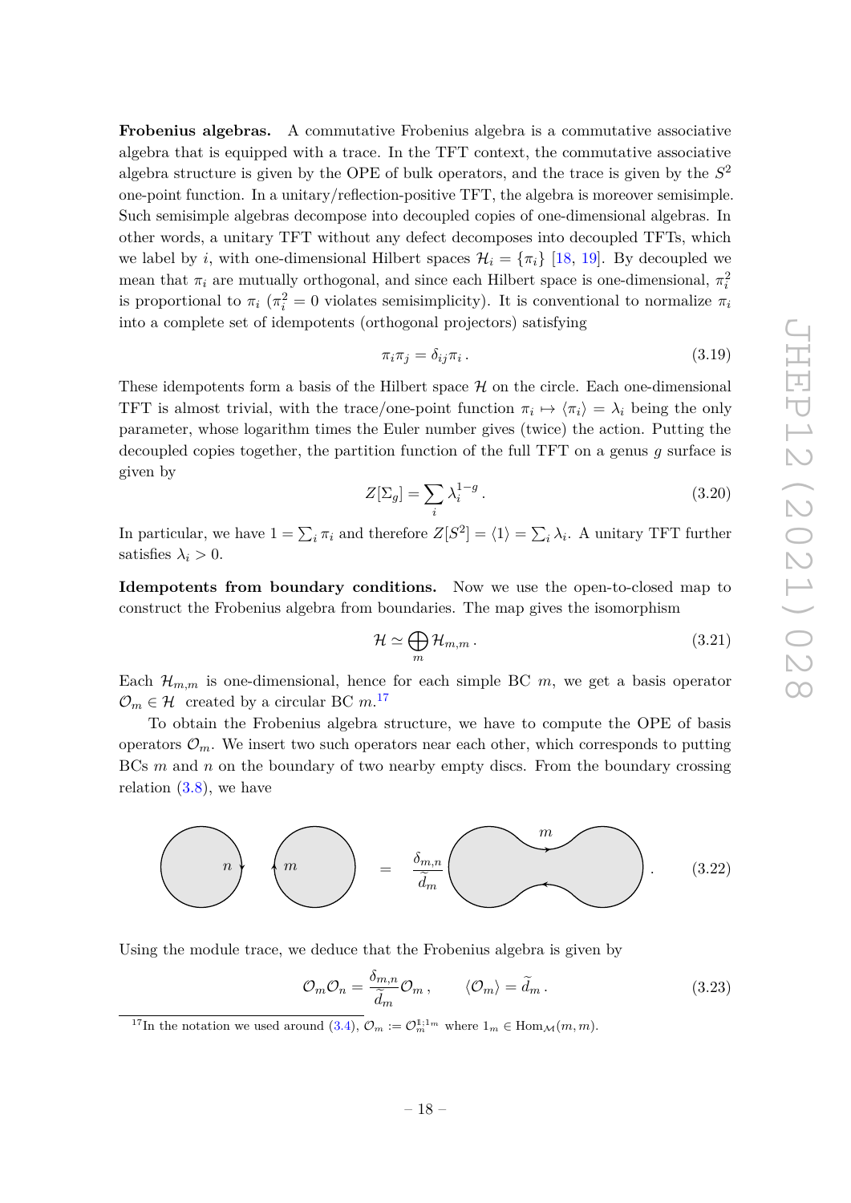**Frobenius algebras.** A commutative Frobenius algebra is a commutative associative algebra that is equipped with a trace. In the TFT context, the commutative associative algebra structure is given by the OPE of bulk operators, and the trace is given by the $S^2$ one-point function. In a unitary/reflection-positive TFT, the algebra is moreover semisimple. Such semisimple algebras decompose into decoupled copies of one-dimensional algebras. In other words, a unitary TFT without any defect decomposes into decoupled TFTs, which we label by $i$, with one-dimensional Hilbert spaces $\mathcal{H}_i = \{\pi_i\}$ [18, 19]. By decoupled we mean that $\pi_i$ are mutually orthogonal, and since each Hilbert space is one-dimensional, $\pi_i^2$ is proportional to $\pi_i$ ($\pi_i^2 = 0$ violates semisimplicity). It is conventional to normalize $\pi_i$ into a complete set of idempotents (orthogonal projectors) satisfying

$$\pi_i \pi_j = \delta_{ij} \pi_i \,. \tag{3.19}$$

These idempotents form a basis of the Hilbert space $\mathcal{H}$ on the circle. Each one-dimensional TFT is almost trivial, with the trace/one-point function $\pi_i \mapsto \langle \pi_i \rangle = \lambda_i$ being the only parameter, whose logarithm times the Euler number gives (twice) the action. Putting the decoupled copies together, the partition function of the full TFT on a genus $g$ surface is given by

$$Z[\Sigma_g] = \sum_i \lambda_i^{1-g} \,. \tag{3.20}$$

In particular, we have $1 = \sum_i \pi_i$ and therefore $Z[S^2] = \langle 1 \rangle = \sum_i \lambda_i$. A unitary TFT further satisfies $\lambda_i > 0$.

**Idempotents from boundary conditions.** Now we use the open-to-closed map to construct the Frobenius algebra from boundaries. The map gives the isomorphism

$$\mathcal{H} \simeq \bigoplus_m \mathcal{H}_{m,m} \,. \tag{3.21}$$

Each $\mathcal{H}_{m,m}$ is one-dimensional, hence for each simple BC $m$, we get a basis operator $\mathcal{O}_m \in \mathcal{H}$ created by a circular BC $m$.[17]

To obtain the Frobenius algebra structure, we have to compute the OPE of basis operators $\mathcal{O}_m$. We insert two such operators near each other, which corresponds to putting BCs $m$ and $n$ on the boundary of two nearby empty discs. From the boundary crossing relation (3.8), we have

$$\text{(disc with boundary } n\text{)} \quad \text{(disc with boundary } m\text{)} \quad = \quad \frac{\delta_{m,n}}{\widetilde{d}_m} \quad \text{(merged disc with boundary } m\text{)} \,. \tag{3.22}$$

Using the module trace, we deduce that the Frobenius algebra is given by

$$\mathcal{O}_m \mathcal{O}_n = \frac{\delta_{m,n}}{\widetilde{d}_m} \mathcal{O}_m \,, \qquad \langle \mathcal{O}_m \rangle = \widetilde{d}_m \,. \tag{3.23}$$

[17] In the notation we used around (3.4), $\mathcal{O}_m := \mathcal{O}_m^{\mathbb{1};1_m}$ where $1_m \in \mathrm{Hom}_{\mathcal{M}}(m, m)$.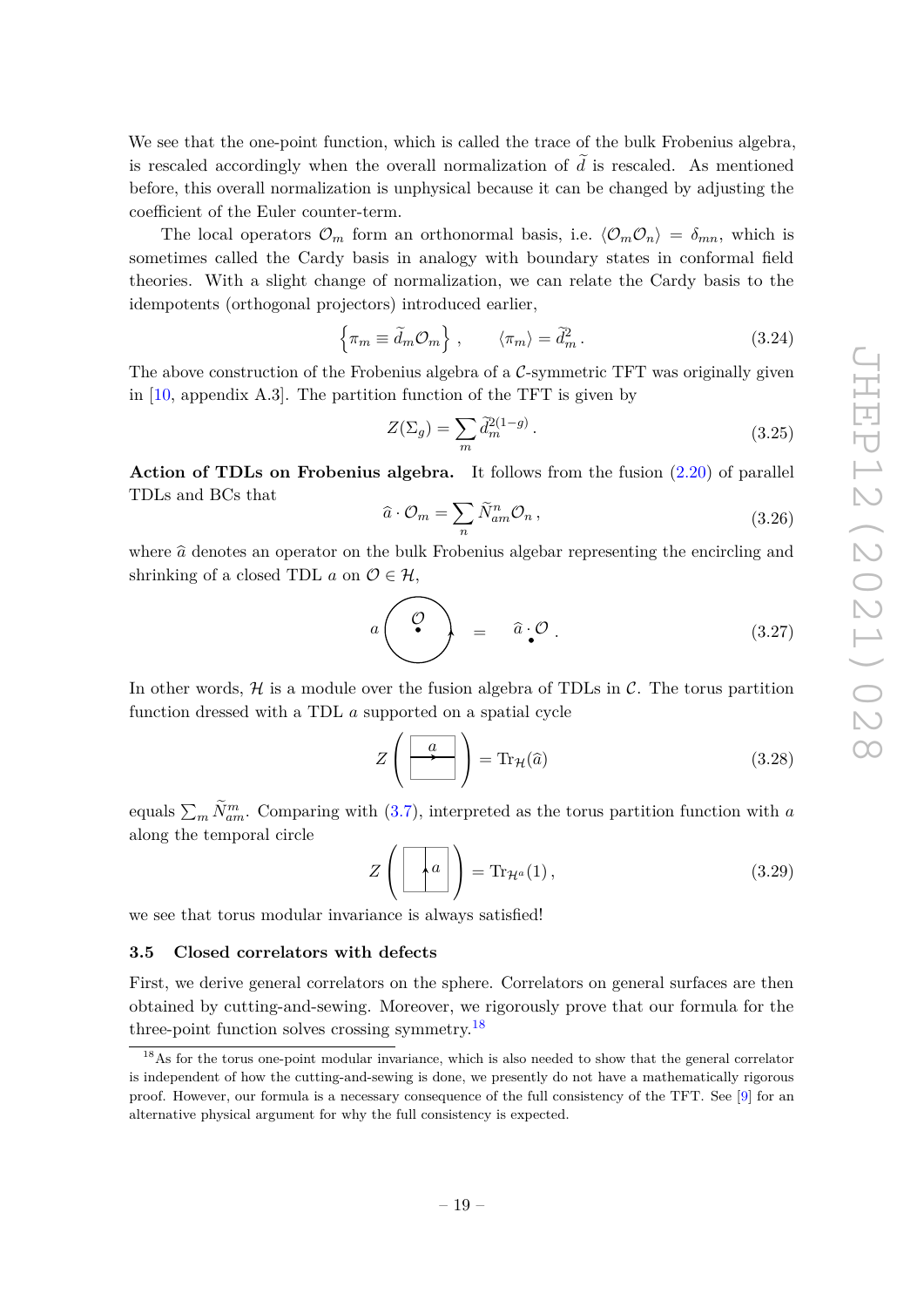We see that the one-point function, which is called the trace of the bulk Frobenius algebra, is rescaled accordingly when the overall normalization of $\widetilde{d}$ is rescaled. As mentioned before, this overall normalization is unphysical because it can be changed by adjusting the coefficient of the Euler counter-term.

The local operators $\mathcal{O}_m$ form an orthonormal basis, i.e. $\langle \mathcal{O}_m \mathcal{O}_n \rangle = \delta_{mn}$, which is sometimes called the Cardy basis in analogy with boundary states in conformal field theories. With a slight change of normalization, we can relate the Cardy basis to the idempotents (orthogonal projectors) introduced earlier,

$$\left\{ \pi_m \equiv \widetilde{d}_m \mathcal{O}_m \right\} , \qquad \langle \pi_m \rangle = \widetilde{d}_m^2 \,. \tag{3.24}$$

The above construction of the Frobenius algebra of a $\mathcal{C}$-symmetric TFT was originally given in [10, appendix A.3]. The partition function of the TFT is given by

$$Z(\Sigma_g) = \sum_m \widetilde{d}_m^{2(1-g)} \,. \tag{3.25}$$

**Action of TDLs on Frobenius algebra.** It follows from the fusion (2.20) of parallel TDLs and BCs that

$$\widehat{a} \cdot \mathcal{O}_m = \sum_n \widetilde{N}_{am}^n \mathcal{O}_n \,, \tag{3.26}$$

where $\widehat{a}$ denotes an operator on the bulk Frobenius algebar representing the encircling and shrinking of a closed TDL $a$ on $\mathcal{O} \in \mathcal{H}$,

$$a \bigcirc_{\mathcal{O}} \quad = \quad \widehat{a} \cdot \mathcal{O} \,. \tag{3.27}$$

In other words, $\mathcal{H}$ is a module over the fusion algebra of TDLs in $\mathcal{C}$. The torus partition function dressed with a TDL $a$ supported on a spatial cycle

$$Z\left( \boxed{\overset{a}{\rightarrow}} \right) = \mathrm{Tr}_{\mathcal{H}}(\widehat{a}) \tag{3.28}$$

equals $\sum_m \widetilde{N}_{am}^m$. Comparing with (3.7), interpreted as the torus partition function with $a$ along the temporal circle

$$Z\left( \boxed{\uparrow a} \right) = \mathrm{Tr}_{\mathcal{H}^a}(1) \,, \tag{3.29}$$

we see that torus modular invariance is always satisfied!

### 3.5 Closed correlators with defects

First, we derive general correlators on the sphere. Correlators on general surfaces are then obtained by cutting-and-sewing. Moreover, we rigorously prove that our formula for the three-point function solves crossing symmetry.[18]

[18] As for the torus one-point modular invariance, which is also needed to show that the general correlator is independent of how the cutting-and-sewing is done, we presently do not have a mathematically rigorous proof. However, our formula is a necessary consequence of the full consistency of the TFT. See [9] for an alternative physical argument for why the full consistency is expected.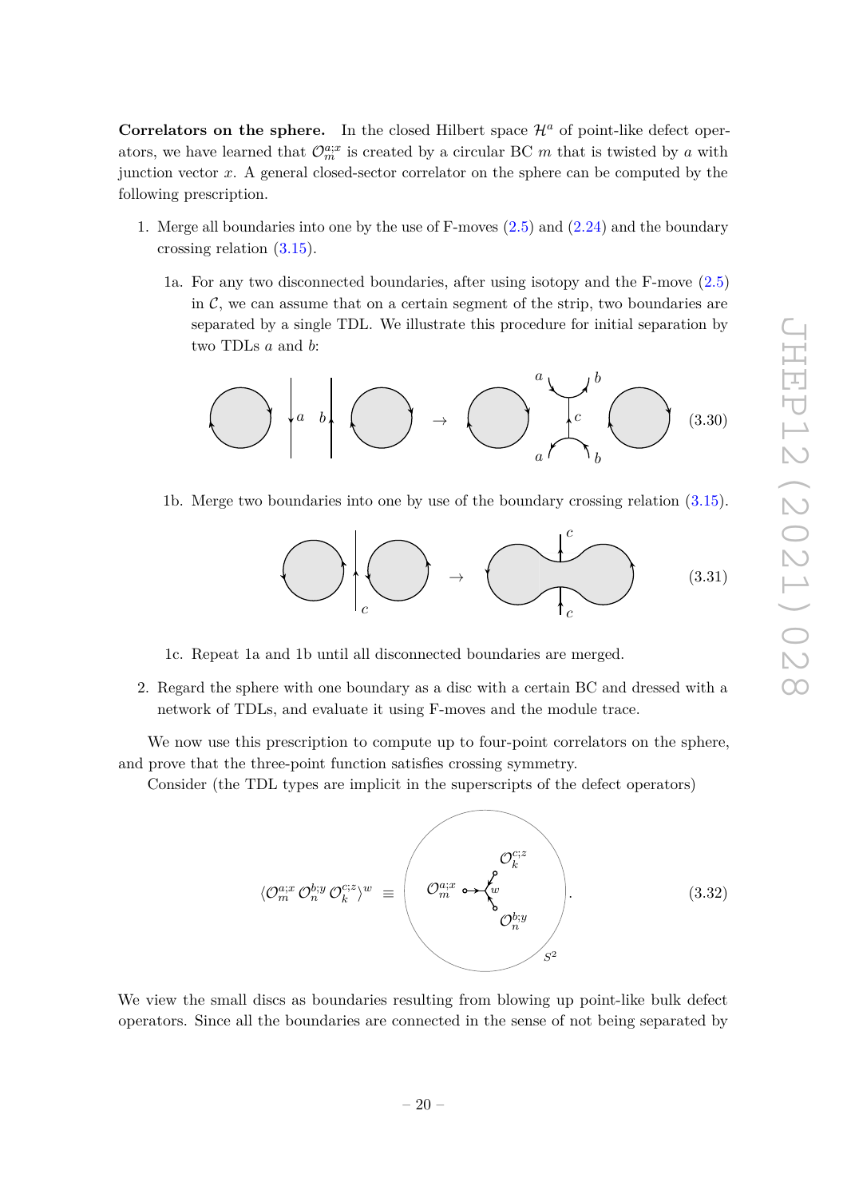**Correlators on the sphere.** In the closed Hilbert space $\mathcal{H}^a$ of point-like defect operators, we have learned that $\mathcal{O}_m^{a;x}$ is created by a circular BC $m$ that is twisted by $a$ with junction vector $x$. A general closed-sector correlator on the sphere can be computed by the following prescription.

1. Merge all boundaries into one by the use of F-moves (2.5) and (2.24) and the boundary crossing relation (3.15).

   1a. For any two disconnected boundaries, after using isotopy and the F-move (2.5) in $\mathcal{C}$, we can assume that on a certain segment of the strip, two boundaries are separated by a single TDL. We illustrate this procedure for initial separation by two TDLs $a$ and $b$:

   (3.30)

   1b. Merge two boundaries into one by use of the boundary crossing relation (3.15).

   (3.31)

   1c. Repeat 1a and 1b until all disconnected boundaries are merged.

2. Regard the sphere with one boundary as a disc with a certain BC and dressed with a network of TDLs, and evaluate it using F-moves and the module trace.

We now use this prescription to compute up to four-point correlators on the sphere, and prove that the three-point function satisfies crossing symmetry.

Consider (the TDL types are implicit in the superscripts of the defect operators)

$$\langle \mathcal{O}_m^{a;x}\, \mathcal{O}_n^{b;y}\, \mathcal{O}_k^{c;z} \rangle^w \equiv \quad . \tag{3.32}$$

We view the small discs as boundaries resulting from blowing up point-like bulk defect operators. Since all the boundaries are connected in the sense of not being separated by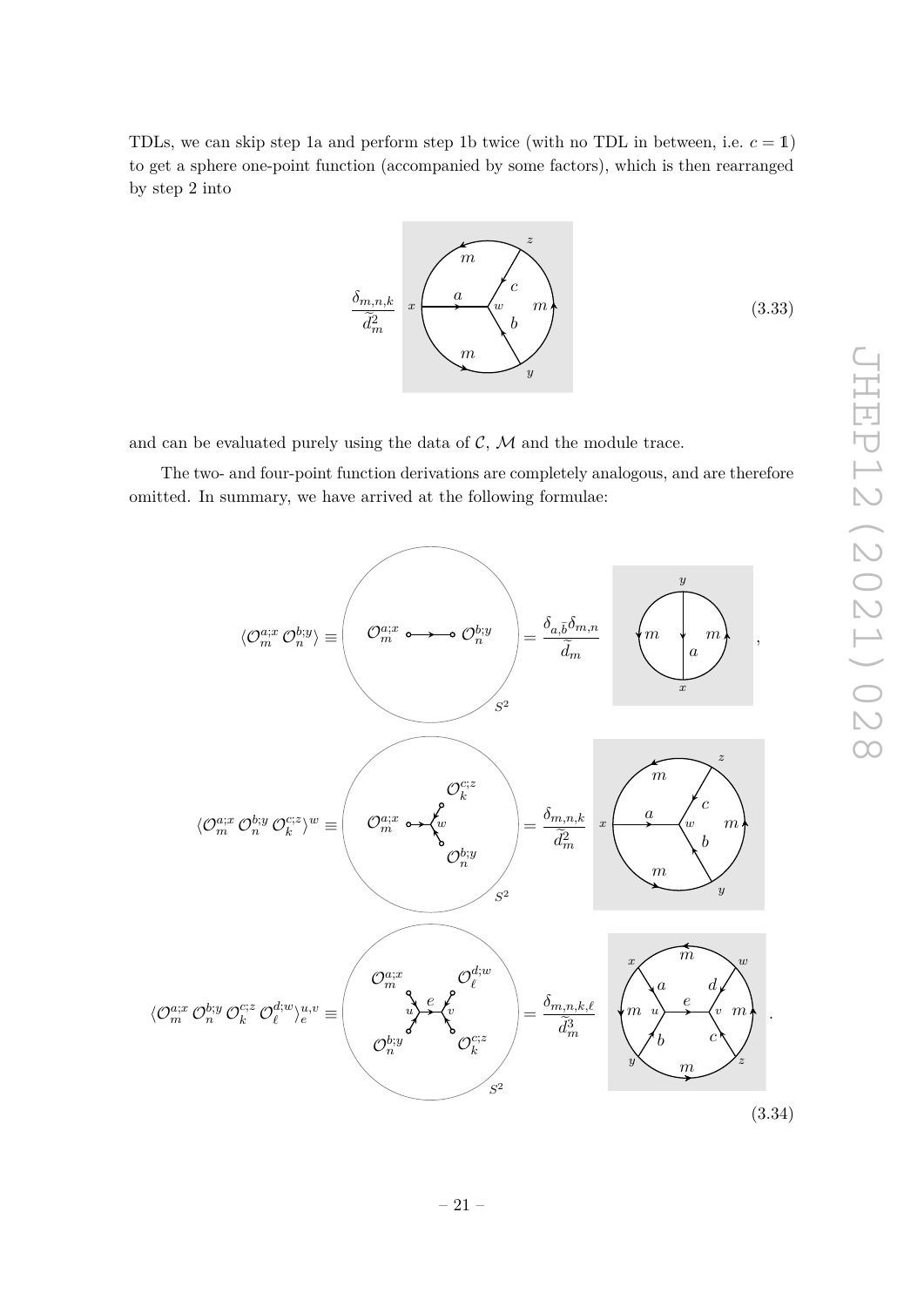TDLs, we can skip step 1a and perform step 1b twice (with no TDL in between, i.e. $c = \mathbb{1}$) to get a sphere one-point function (accompanied by some factors), which is then rearranged by step 2 into

$$\frac{\delta_{m,n,k}}{\widetilde{d}_m^2} \qquad (3.33)$$

and can be evaluated purely using the data of $\mathcal{C}$, $\mathcal{M}$ and the module trace.

The two- and four-point function derivations are completely analogous, and are therefore omitted. In summary, we have arrived at the following formulae:

$$\langle \mathcal{O}_m^{a;x}\, \mathcal{O}_n^{b;y} \rangle \equiv \quad = \frac{\delta_{a,\bar{b}}\delta_{m,n}}{\widetilde{d}_m} \quad ,$$

$$\langle \mathcal{O}_m^{a;x}\, \mathcal{O}_n^{b;y}\, \mathcal{O}_k^{c;z} \rangle^w \equiv \quad = \frac{\delta_{m,n,k}}{\widetilde{d}_m^2}$$

$$\langle \mathcal{O}_m^{a;x}\, \mathcal{O}_n^{b;y}\, \mathcal{O}_k^{c;z}\, \mathcal{O}_\ell^{d;w} \rangle_e^{u,v} \equiv \quad = \frac{\delta_{m,n,k,\ell}}{\widetilde{d}_m^3} \quad . \qquad (3.34)$$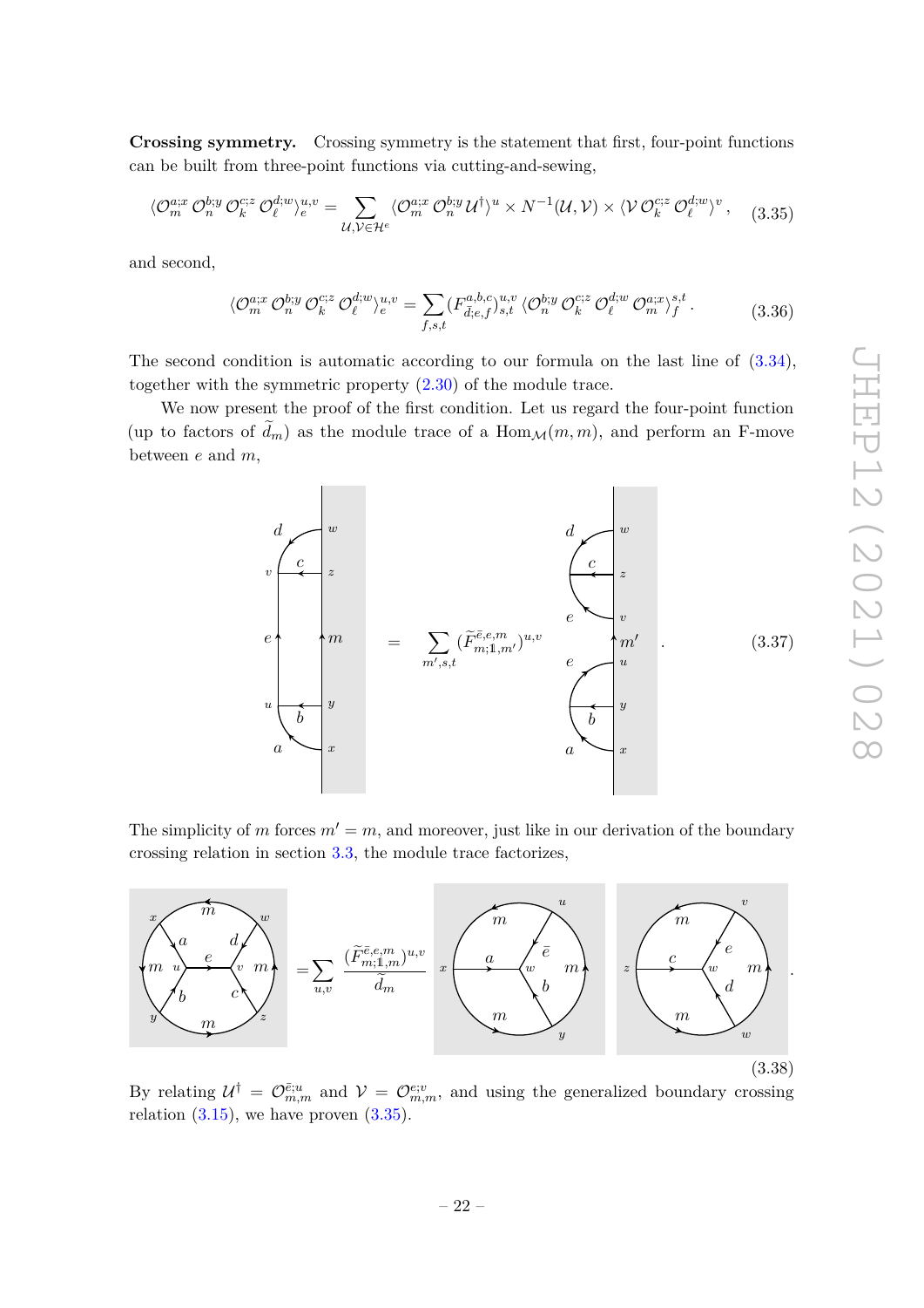**Crossing symmetry.** Crossing symmetry is the statement that first, four-point functions can be built from three-point functions via cutting-and-sewing,

$$\langle \mathcal{O}_m^{a;x}\, \mathcal{O}_n^{b;y}\, \mathcal{O}_k^{c;z}\, \mathcal{O}_\ell^{d;w} \rangle_e^{u,v} = \sum_{\mathcal{U},\mathcal{V}\in\mathcal{H}^e} \langle \mathcal{O}_m^{a;x}\, \mathcal{O}_n^{b;y}\, \mathcal{U}^\dagger \rangle^u \times N^{-1}(\mathcal{U},\mathcal{V}) \times \langle \mathcal{V}\, \mathcal{O}_k^{c;z}\, \mathcal{O}_\ell^{d;w} \rangle^v , \tag{3.35}$$

and second,

$$\langle \mathcal{O}_m^{a;x}\, \mathcal{O}_n^{b;y}\, \mathcal{O}_k^{c;z}\, \mathcal{O}_\ell^{d;w} \rangle_e^{u,v} = \sum_{f,s,t} (F^{a,b,c}_{\bar{d};e,f})^{u,v}_{s,t}\, \langle \mathcal{O}_n^{b;y}\, \mathcal{O}_k^{c;z}\, \mathcal{O}_\ell^{d;w}\, \mathcal{O}_m^{a;x} \rangle_f^{s,t} . \tag{3.36}$$

The second condition is automatic according to our formula on the last line of (3.34), together with the symmetric property (2.30) of the module trace.

We now present the proof of the first condition. Let us regard the four-point function (up to factors of $\widetilde{d}_m$) as the module trace of a $\mathrm{Hom}_{\mathcal{M}}(m,m)$, and perform an F-move between $e$ and $m$,

$$[\text{diagram}] = \sum_{m',s,t} (\widetilde{F}^{\bar{e},e,m}_{m;\mathbb{1},m'})^{u,v}\; [\text{diagram}] . \tag{3.37}$$

The simplicity of $m$ forces $m' = m$, and moreover, just like in our derivation of the boundary crossing relation in section 3.3, the module trace factorizes,

$$[\text{diagram}] = \sum_{u,v} \frac{(\widetilde{F}^{\bar{e},e,m}_{m;\mathbb{1},m})^{u,v}}{\widetilde{d}_m}\; [\text{diagram}]\; [\text{diagram}] . \tag{3.38}$$

By relating $\mathcal{U}^\dagger = \mathcal{O}^{\bar{e};u}_{m,m}$ and $\mathcal{V} = \mathcal{O}^{e;v}_{m,m}$, and using the generalized boundary crossing relation (3.15), we have proven (3.35).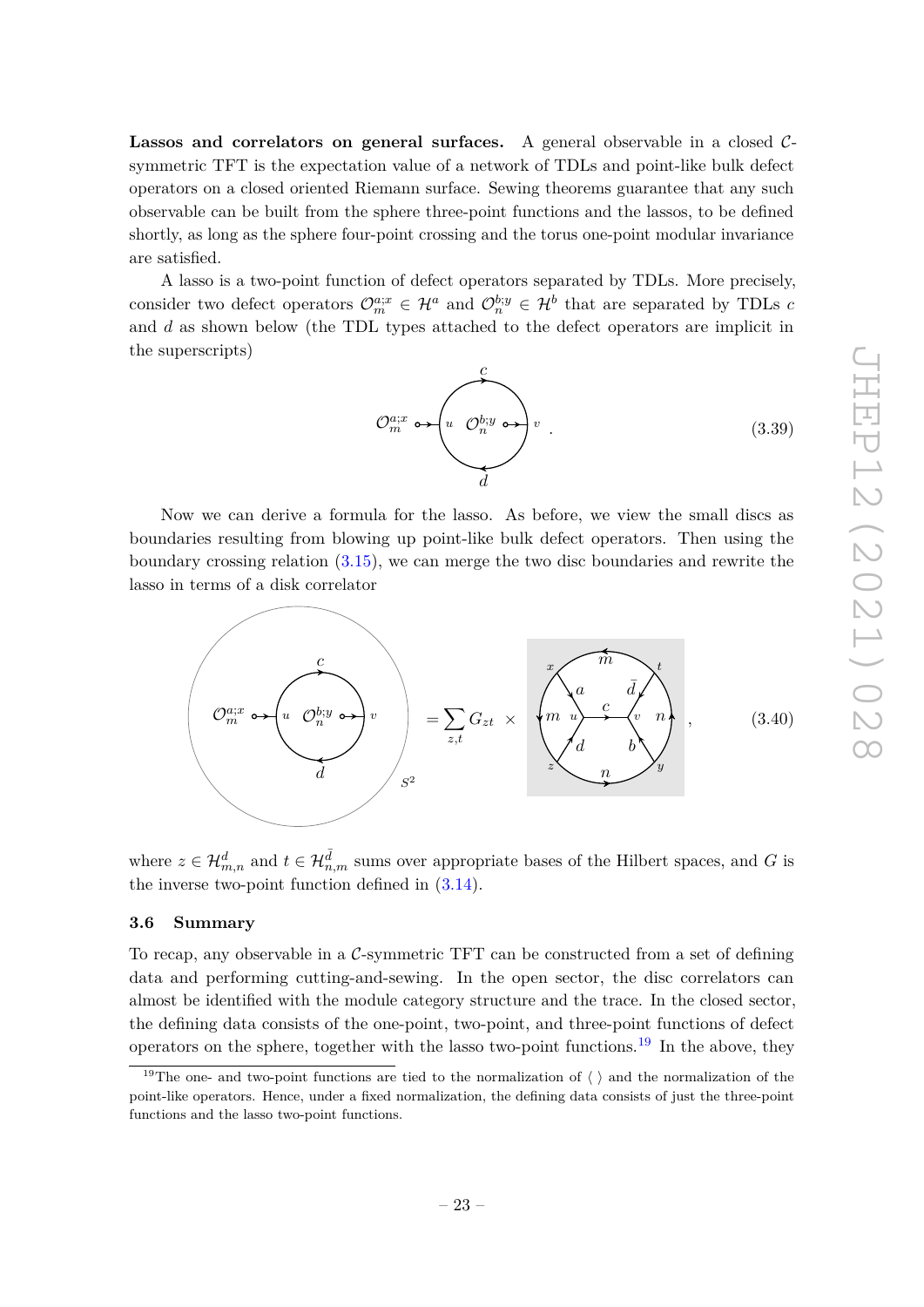**Lassos and correlators on general surfaces.** A general observable in a closed $\mathcal{C}$-symmetric TFT is the expectation value of a network of TDLs and point-like bulk defect operators on a closed oriented Riemann surface. Sewing theorems guarantee that any such observable can be built from the sphere three-point functions and the lassos, to be defined shortly, as long as the sphere four-point crossing and the torus one-point modular invariance are satisfied.

A lasso is a two-point function of defect operators separated by TDLs. More precisely, consider two defect operators $\mathcal{O}_m^{a;x} \in \mathcal{H}^a$ and $\mathcal{O}_n^{b;y} \in \mathcal{H}^b$ that are separated by TDLs $c$ and $d$ as shown below (the TDL types attached to the defect operators are implicit in the superscripts)

$$\mathcal{O}_m^{a;x} \quad (\text{lasso diagram with } u,\ \mathcal{O}_n^{b;y},\ v,\ c,\ d) \,. \tag{3.39}$$

Now we can derive a formula for the lasso. As before, we view the small discs as boundaries resulting from blowing up point-like bulk defect operators. Then using the boundary crossing relation (3.15), we can merge the two disc boundaries and rewrite the lasso in terms of a disk correlator

$$(\text{lasso on } S^2) = \sum_{z,t} G_{zt} \times (\text{disk correlator}) \,, \tag{3.40}$$

where $z \in \mathcal{H}^d_{m,n}$ and $t \in \mathcal{H}^{\bar{d}}_{n,m}$ sums over appropriate bases of the Hilbert spaces, and $G$ is the inverse two-point function defined in (3.14).

### 3.6 Summary

To recap, any observable in a $\mathcal{C}$-symmetric TFT can be constructed from a set of defining data and performing cutting-and-sewing. In the open sector, the disc correlators can almost be identified with the module category structure and the trace. In the closed sector, the defining data consists of the one-point, two-point, and three-point functions of defect operators on the sphere, together with the lasso two-point functions.[19] In the above, they

[19] The one- and two-point functions are tied to the normalization of $\langle\ \rangle$ and the normalization of the point-like operators. Hence, under a fixed normalization, the defining data consists of just the three-point functions and the lasso two-point functions.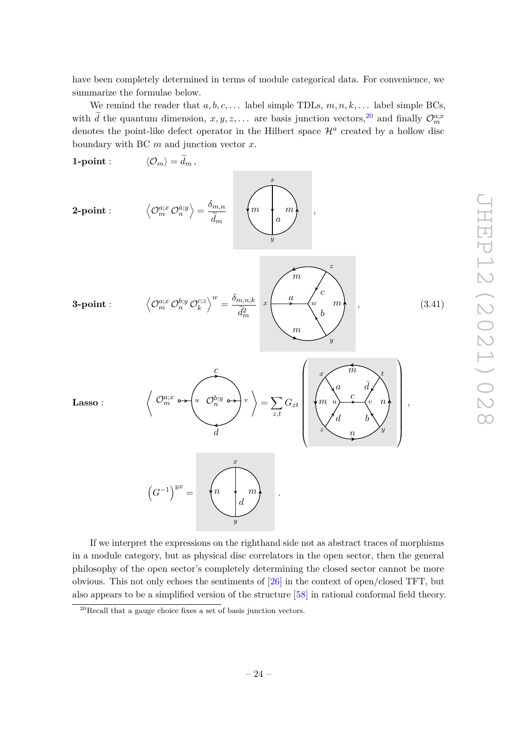have been completely determined in terms of module categorical data. For convenience, we summarize the formulae below.

We remind the reader that $a, b, c, \ldots$ label simple TDLs, $m, n, k, \ldots$ label simple BCs, with $\widetilde{d}$ the quantum dimension, $x, y, z, \ldots$ are basis junction vectors,[20] and finally $\mathcal{O}_m^{a;x}$ denotes the point-like defect operator in the Hilbert space $\mathcal{H}^a$ created by a hollow disc boundary with BC $m$ and junction vector $x$.

**1-point** : $\langle \mathcal{O}_m \rangle = \widetilde{d}_m \,,$

**2-point** : $$\left\langle \mathcal{O}_m^{a;x}\, \mathcal{O}_n^{\bar{a};y} \right\rangle = \frac{\delta_{m,n}}{\widetilde{d}_m} \; [\text{disc diagram: boundary } m,\ m;\ \text{line } a;\ \text{junctions } x, y] \,,$$

**3-point** : $$\left\langle \mathcal{O}_m^{a;x}\, \mathcal{O}_n^{b;y}\, \mathcal{O}_k^{c;z} \right\rangle^w = \frac{\delta_{m,n,k}}{\widetilde{d}_m^2} \; [\text{disc diagram: boundary } m,\ m,\ m;\ \text{lines } a, b, c \text{ meeting at } w;\ \text{junctions } x, y, z] \,, \tag{3.41}$$

**Lasso** : $$\left\langle \mathcal{O}_m^{a;x} \multimap_u \; [\text{loop } c, d \text{ around } \mathcal{O}_n^{b;y}] \; \multimap_v \right\rangle = \sum_{z,t} G_{zt} \left( [\text{disc diagram: boundary } m, m, n, n;\ \text{lines } a, \bar{d}, c, d, b;\ \text{vertices } u, v;\ \text{junctions } x, t, z, y] \right) \,,$$

$$\left(G^{-1}\right)^{yx} = [\text{disc diagram: boundary } n,\ m;\ \text{line } d;\ \text{junctions } x, y] \,.$$

If we interpret the expressions on the righthand side not as abstract traces of morphisms in a module category, but as physical disc correlators in the open sector, then the general philosophy of the open sector's completely determining the closed sector cannot be more obvious. This not only echoes the sentiments of [26] in the context of open/closed TFT, but also appears to be a simplified version of the structure [58] in rational conformal field theory.

[20] Recall that a gauge choice fixes a set of basis junction vectors.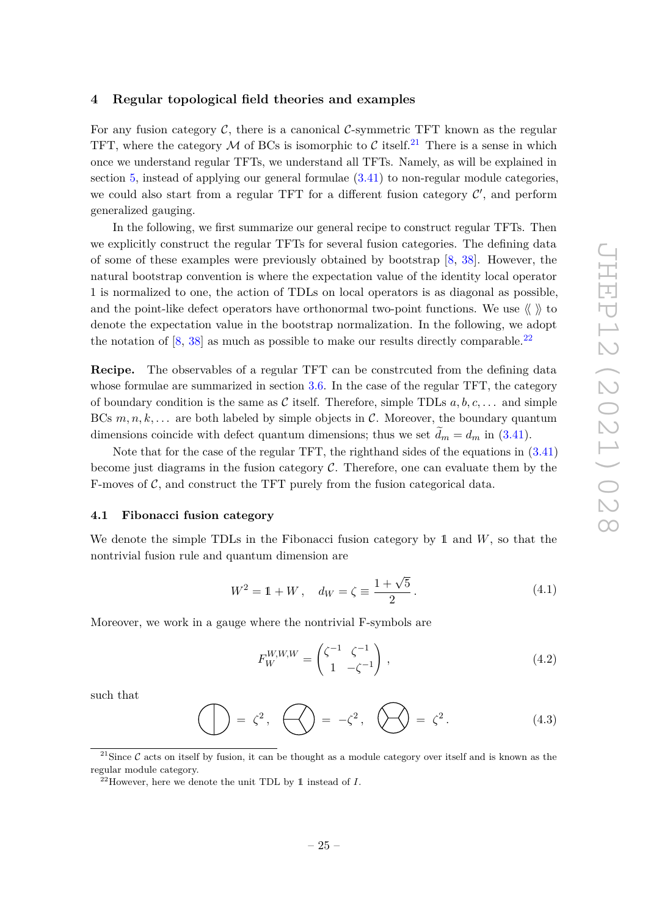## 4 Regular topological field theories and examples

For any fusion category $\mathcal{C}$, there is a canonical $\mathcal{C}$-symmetric TFT known as the regular TFT, where the category $\mathcal{M}$ of BCs is isomorphic to $\mathcal{C}$ itself.[21] There is a sense in which once we understand regular TFTs, we understand all TFTs. Namely, as will be explained in section 5, instead of applying our general formulae (3.41) to non-regular module categories, we could also start from a regular TFT for a different fusion category $\mathcal{C}'$, and perform generalized gauging.

In the following, we first summarize our general recipe to construct regular TFTs. Then we explicitly construct the regular TFTs for several fusion categories. The defining data of some of these examples were previously obtained by bootstrap [8, 38]. However, the natural bootstrap convention is where the expectation value of the identity local operator 1 is normalized to one, the action of TDLs on local operators is as diagonal as possible, and the point-like defect operators have orthonormal two-point functions. We use $\langle\!\langle\ \rangle\!\rangle$ to denote the expectation value in the bootstrap normalization. In the following, we adopt the notation of [8, 38] as much as possible to make our results directly comparable.[22]

**Recipe.** The observables of a regular TFT can be constrcuted from the defining data whose formulae are summarized in section 3.6. In the case of the regular TFT, the category of boundary condition is the same as $\mathcal{C}$ itself. Therefore, simple TDLs $a, b, c, \dots$ and simple BCs $m, n, k, \dots$ are both labeled by simple objects in $\mathcal{C}$. Moreover, the boundary quantum dimensions coincide with defect quantum dimensions; thus we set $\widetilde{d}_m = d_m$ in (3.41).

Note that for the case of the regular TFT, the righthand sides of the equations in (3.41) become just diagrams in the fusion category $\mathcal{C}$. Therefore, one can evaluate them by the F-moves of $\mathcal{C}$, and construct the TFT purely from the fusion categorical data.

### 4.1 Fibonacci fusion category

We denote the simple TDLs in the Fibonacci fusion category by $\mathbb{1}$ and $W$, so that the nontrivial fusion rule and quantum dimension are

$$W^2 = \mathbb{1} + W\,, \quad d_W = \zeta \equiv \frac{1+\sqrt{5}}{2}\,. \tag{4.1}$$

Moreover, we work in a gauge where the nontrivial F-symbols are

$$F_W^{W,W,W} = \begin{pmatrix} \zeta^{-1} & \zeta^{-1} \\ 1 & -\zeta^{-1} \end{pmatrix}\,, \tag{4.2}$$

such that

$$\text{(circle with a vertical chord)} = \zeta^2\,, \quad \text{(circle with a trivalent vertex)} = -\zeta^2\,, \quad \text{(circle with two trivalent vertices)} = \zeta^2\,. \tag{4.3}$$

---

[21] Since $\mathcal{C}$ acts on itself by fusion, it can be thought as a module category over itself and is known as the regular module category.

[22] However, here we denote the unit TDL by $\mathbb{1}$ instead of $I$.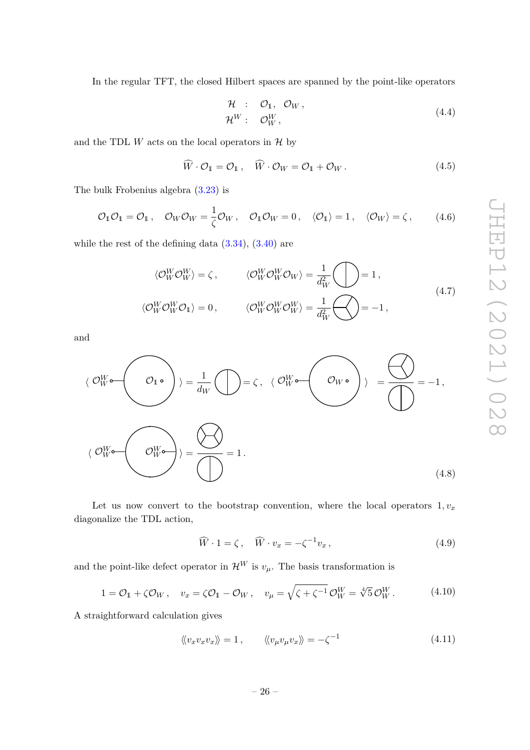In the regular TFT, the closed Hilbert spaces are spanned by the point-like operators

$$
\begin{aligned}
\mathcal{H} \ &: \quad \mathcal{O}_{\mathbb{1}}, \ \ \mathcal{O}_W \,, \\
\mathcal{H}^W &: \quad \mathcal{O}_W^W \,,
\end{aligned}
\tag{4.4}
$$

and the TDL $W$ acts on the local operators in $\mathcal{H}$ by

$$
\widehat{W} \cdot \mathcal{O}_{\mathbb{1}} = \mathcal{O}_{\mathbb{1}} \,, \quad \widehat{W} \cdot \mathcal{O}_W = \mathcal{O}_{\mathbb{1}} + \mathcal{O}_W \,. \tag{4.5}
$$

The bulk Frobenius algebra (3.23) is

$$
\mathcal{O}_{\mathbb{1}}\mathcal{O}_{\mathbb{1}} = \mathcal{O}_{\mathbb{1}} \,, \quad \mathcal{O}_W \mathcal{O}_W = \frac{1}{\zeta}\mathcal{O}_W \,, \quad \mathcal{O}_{\mathbb{1}}\mathcal{O}_W = 0 \,, \quad \langle \mathcal{O}_{\mathbb{1}} \rangle = 1 \,, \quad \langle \mathcal{O}_W \rangle = \zeta \,, \tag{4.6}
$$

while the rest of the defining data (3.34), (3.40) are

$$
\begin{aligned}
\langle \mathcal{O}_W^W \mathcal{O}_W^W \rangle &= \zeta \,, & \langle \mathcal{O}_W^W \mathcal{O}_W^W \mathcal{O}_W \rangle &= \frac{1}{d_W^2} \,[\text{diagram}] = 1 \,, \\
\langle \mathcal{O}_W^W \mathcal{O}_W^W \mathcal{O}_{\mathbb{1}} \rangle &= 0 \,, & \langle \mathcal{O}_W^W \mathcal{O}_W^W \mathcal{O}_W^W \rangle &= \frac{1}{d_W^2} \,[\text{diagram}] = -1 \,,
\end{aligned}
\tag{4.7}
$$

and

$$
\langle\, \mathcal{O}_W^W \!\circ\!\!-\!\!\bigcirc\!\!\left(\mathcal{O}_{\mathbb{1}} \circ\right) \rangle = \frac{1}{d_W}\,[\text{diagram}] = \zeta \,, \quad \langle\, \mathcal{O}_W^W \!\circ\!\!-\!\!\bigcirc\!\!\left(\mathcal{O}_W \circ\right) \rangle = \frac{[\text{diagram}]}{[\text{diagram}]} = -1 \,,
$$

$$
\langle\, \mathcal{O}_W^W \!\circ\!\!-\!\!\bigcirc\!\!\left(\mathcal{O}_W^W \!\circ\!\!-\right) \rangle = \frac{[\text{diagram}]}{[\text{diagram}]} = 1 \,. \tag{4.8}
$$

Let us now convert to the bootstrap convention, where the local operators $1, v_x$ diagonalize the TDL action,

$$
\widehat{W} \cdot 1 = \zeta \,, \quad \widehat{W} \cdot v_x = -\zeta^{-1} v_x \,, \tag{4.9}
$$

and the point-like defect operator in $\mathcal{H}^W$ is $v_\mu$. The basis transformation is

$$
1 = \mathcal{O}_{\mathbb{1}} + \zeta \mathcal{O}_W \,, \quad v_x = \zeta \mathcal{O}_{\mathbb{1}} - \mathcal{O}_W \,, \quad v_\mu = \sqrt{\zeta + \zeta^{-1}}\, \mathcal{O}_W^W = \sqrt[4]{5}\, \mathcal{O}_W^W \,. \tag{4.10}
$$

A straightforward calculation gives

$$
\langle\!\langle v_x v_x v_x \rangle\!\rangle = 1 \,, \qquad \langle\!\langle v_\mu v_\mu v_x \rangle\!\rangle = -\zeta^{-1} \tag{4.11}
$$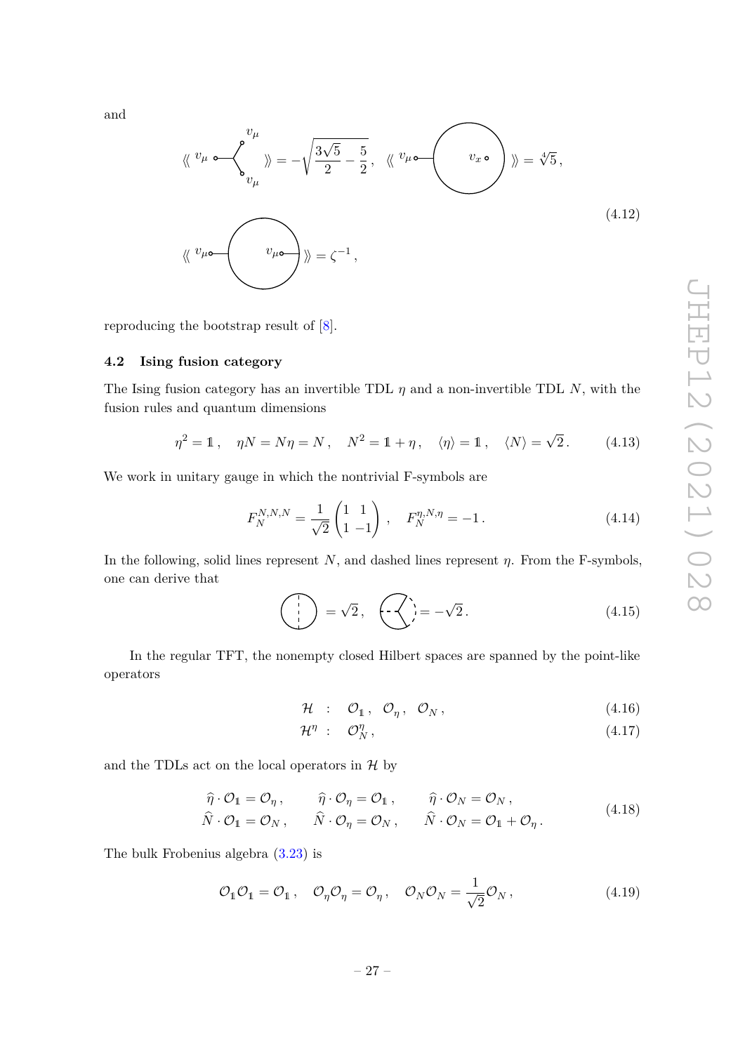and

$$
\langle\!\langle \; v_\mu \circ\!\!-\!\!\!<^{v_\mu}_{v_\mu} \; \rangle\!\rangle = -\sqrt{\frac{3\sqrt{5}}{2} - \frac{5}{2}}\,, \quad \langle\!\langle \; v_\mu \circ\!\!-\!\!\bigcirc_{v_x \circ} \; \rangle\!\rangle = \sqrt[4]{5}\,,
$$

$$
\langle\!\langle \; v_\mu \circ\!\!-\!\!\bigcirc_{v_\mu \circ\!-} \; \rangle\!\rangle = \zeta^{-1}\,, \tag{4.12}
$$

reproducing the bootstrap result of [8].

### 4.2 Ising fusion category

The Ising fusion category has an invertible TDL $\eta$ and a non-invertible TDL $N$, with the fusion rules and quantum dimensions

$$
\eta^2 = \mathbb{1}\,, \quad \eta N = N\eta = N\,, \quad N^2 = \mathbb{1} + \eta\,, \quad \langle \eta \rangle = \mathbb{1}\,, \quad \langle N \rangle = \sqrt{2}\,. \tag{4.13}
$$

We work in unitary gauge in which the nontrivial F-symbols are

$$
F_N^{N,N,N} = \frac{1}{\sqrt{2}} \begin{pmatrix} 1 & 1 \\ 1 & -1 \end{pmatrix}\,, \quad F_N^{\eta,N,\eta} = -1\,. \tag{4.14}
$$

In the following, solid lines represent $N$, and dashed lines represent $\eta$. From the F-symbols, one can derive that

$$
\bigcirc\!\!\!\!\!\!\;\vert\;\; = \sqrt{2}\,, \qquad (\!\!-\!\!-\!\!<\!) = -\sqrt{2}\,. \tag{4.15}
$$

In the regular TFT, the nonempty closed Hilbert spaces are spanned by the point-like operators

$$
\mathcal{H} \;\;:\;\; \mathcal{O}_{\mathbb{1}}\,, \;\; \mathcal{O}_\eta\,, \;\; \mathcal{O}_N\,, \tag{4.16}
$$

$$
\mathcal{H}^\eta \;\;:\;\; \mathcal{O}_N^\eta\,, \tag{4.17}
$$

and the TDLs act on the local operators in $\mathcal{H}$ by

$$
\begin{aligned}
&\widehat{\eta} \cdot \mathcal{O}_{\mathbb{1}} = \mathcal{O}_\eta\,, \qquad &&\widehat{\eta} \cdot \mathcal{O}_\eta = \mathcal{O}_{\mathbb{1}}\,, \qquad &&\widehat{\eta} \cdot \mathcal{O}_N = \mathcal{O}_N\,, \\
&\widehat{N} \cdot \mathcal{O}_{\mathbb{1}} = \mathcal{O}_N\,, \qquad &&\widehat{N} \cdot \mathcal{O}_\eta = \mathcal{O}_N\,, \qquad &&\widehat{N} \cdot \mathcal{O}_N = \mathcal{O}_{\mathbb{1}} + \mathcal{O}_\eta\,.
\end{aligned} \tag{4.18}
$$

The bulk Frobenius algebra (3.23) is

$$
\mathcal{O}_{\mathbb{1}}\mathcal{O}_{\mathbb{1}} = \mathcal{O}_{\mathbb{1}}\,, \quad \mathcal{O}_\eta\mathcal{O}_\eta = \mathcal{O}_\eta\,, \quad \mathcal{O}_N\mathcal{O}_N = \frac{1}{\sqrt{2}}\mathcal{O}_N\,, \tag{4.19}
$$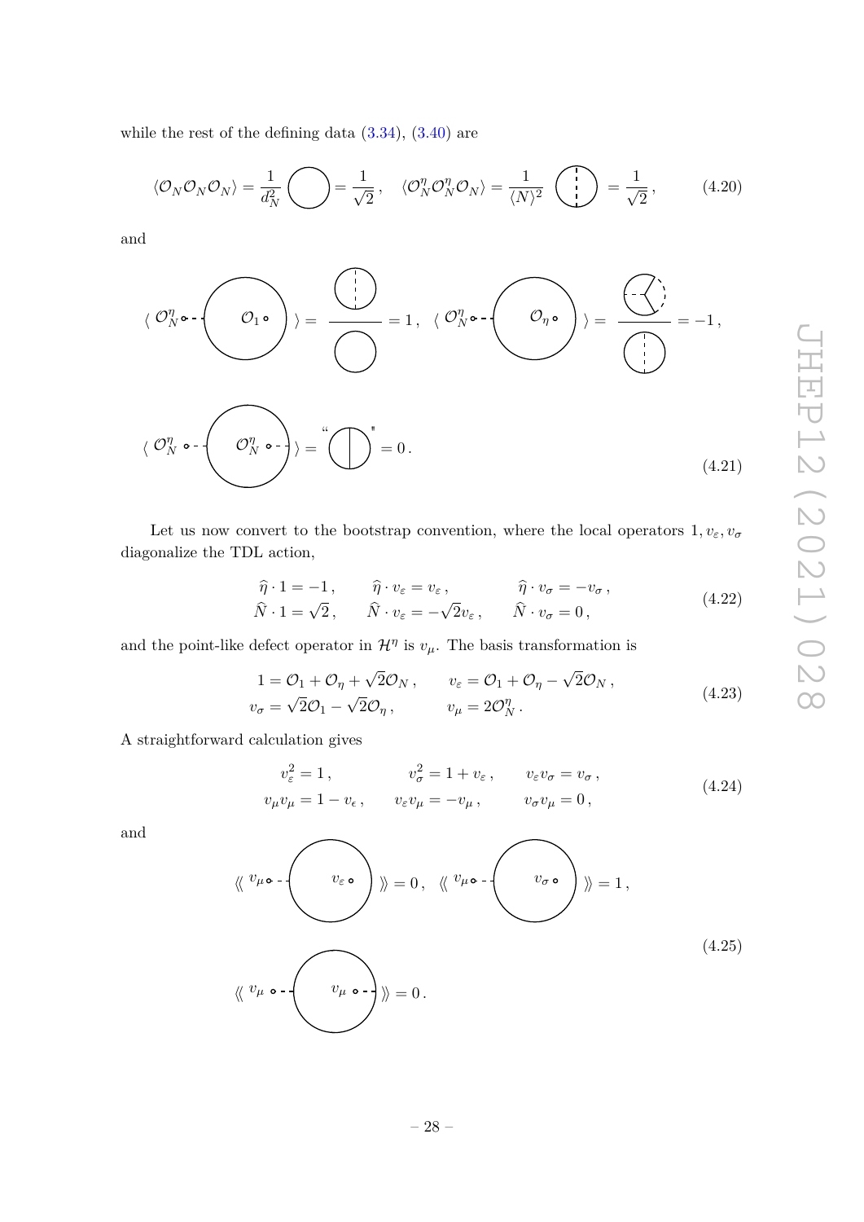while the rest of the defining data (3.34), (3.40) are

$$\langle \mathcal{O}_N \mathcal{O}_N \mathcal{O}_N \rangle = \frac{1}{d_N^2} \bigcirc = \frac{1}{\sqrt{2}}\,, \quad \langle \mathcal{O}_N^\eta \mathcal{O}_N^\eta \mathcal{O}_N \rangle = \frac{1}{\langle N \rangle^2} \bigcirc = \frac{1}{\sqrt{2}}\,, \tag{4.20}$$

and

$$\langle\, \mathcal{O}_N^\eta \circ \text{- -} \bigcirc\, \mathcal{O}_1 \circ \,\rangle = \frac{\bigcirc}{\bigcirc} = 1\,, \quad \langle\, \mathcal{O}_N^\eta \circ \text{- -} \bigcirc\, \mathcal{O}_\eta \circ \,\rangle = \frac{\bigcirc}{\bigcirc} = -1\,,$$

$$\langle\, \mathcal{O}_N^\eta \circ \text{- -} \bigcirc\, \mathcal{O}_N^\eta \circ \text{- -} \,\rangle = \text{“} \bigcirc \text{”} = 0\,. \tag{4.21}$$

Let us now convert to the bootstrap convention, where the local operators $1, v_\varepsilon, v_\sigma$ diagonalize the TDL action,

$$\begin{aligned} \widehat{\eta} \cdot 1 &= -1\,, & \widehat{\eta} \cdot v_\varepsilon &= v_\varepsilon\,, & \widehat{\eta} \cdot v_\sigma &= -v_\sigma\,, \\ \widehat{N} \cdot 1 &= \sqrt{2}\,, & \widehat{N} \cdot v_\varepsilon &= -\sqrt{2} v_\varepsilon\,, & \widehat{N} \cdot v_\sigma &= 0\,, \end{aligned} \tag{4.22}$$

and the point-like defect operator in $\mathcal{H}^\eta$ is $v_\mu$. The basis transformation is

$$\begin{aligned} 1 &= \mathcal{O}_1 + \mathcal{O}_\eta + \sqrt{2}\mathcal{O}_N\,, & v_\varepsilon &= \mathcal{O}_1 + \mathcal{O}_\eta - \sqrt{2}\mathcal{O}_N\,, \\ v_\sigma &= \sqrt{2}\mathcal{O}_1 - \sqrt{2}\mathcal{O}_\eta\,, & v_\mu &= 2\mathcal{O}_N^\eta\,. \end{aligned} \tag{4.23}$$

A straightforward calculation gives

$$\begin{aligned} v_\varepsilon^2 &= 1\,, & v_\sigma^2 &= 1 + v_\varepsilon\,, & v_\varepsilon v_\sigma &= v_\sigma\,, \\ v_\mu v_\mu &= 1 - v_\epsilon\,, & v_\varepsilon v_\mu &= -v_\mu\,, & v_\sigma v_\mu &= 0\,, \end{aligned} \tag{4.24}$$

and

$$\langle\!\langle\, v_\mu \circ \text{- -} \bigcirc\, v_\varepsilon \circ \,\rangle\!\rangle = 0\,, \quad \langle\!\langle\, v_\mu \circ \text{- -} \bigcirc\, v_\sigma \circ \,\rangle\!\rangle = 1\,,$$

$$\langle\!\langle\, v_\mu \circ \text{- -} \bigcirc\, v_\mu \circ \text{- -} \,\rangle\!\rangle = 0\,. \tag{4.25}$$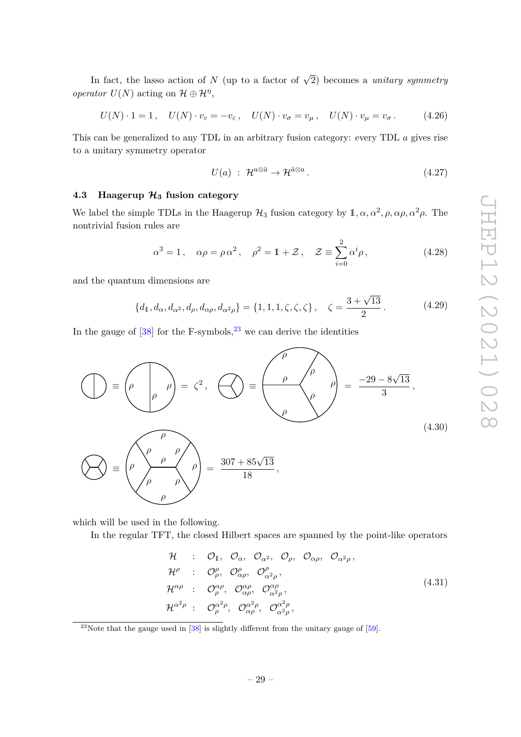In fact, the lasso action of $N$ (up to a factor of $\sqrt{2}$) becomes a *unitary symmetry operator* $U(N)$ acting on $\mathcal{H} \oplus \mathcal{H}^\eta$,

$$U(N) \cdot 1 = 1\,, \quad U(N) \cdot v_\varepsilon = -v_\varepsilon\,, \quad U(N) \cdot v_\sigma = v_\mu\,, \quad U(N) \cdot v_\mu = v_\sigma\,. \tag{4.26}$$

This can be generalized to any TDL in an arbitrary fusion category: every TDL $a$ gives rise to a unitary symmetry operator

$$U(a) \;:\; \mathcal{H}^{a\otimes\bar{a}} \to \mathcal{H}^{\bar{a}\otimes a}\,. \tag{4.27}$$

### 4.3 Haagerup $\mathcal{H}_3$ fusion category

We label the simple TDLs in the Haagerup $\mathcal{H}_3$ fusion category by $\mathbb{1}, \alpha, \alpha^2, \rho, \alpha\rho, \alpha^2\rho$. The nontrivial fusion rules are

$$\alpha^3 = 1\,, \quad \alpha\rho = \rho\,\alpha^2\,, \quad \rho^2 = \mathbb{1} + \mathcal{Z}\,, \quad \mathcal{Z} \equiv \sum_{i=0}^{2} \alpha^i \rho\,, \tag{4.28}$$

and the quantum dimensions are

$$\{d_{\mathbb{1}}, d_\alpha, d_{\alpha^2}, d_\rho, d_{\alpha\rho}, d_{\alpha^2\rho}\} = \{1, 1, 1, \zeta, \zeta, \zeta\}\,, \quad \zeta = \frac{3+\sqrt{13}}{2}\,. \tag{4.29}$$

In the gauge of [38] for the F-symbols,[23] we can derive the identities

$$\text{(circle with one chord, all edges } \rho) = \zeta^2\,, \quad \text{(circle with trivalent vertex, all edges } \rho) = \frac{-29 - 8\sqrt{13}}{3}\,,$$
$$\text{(circle with H-shaped internal graph, all edges } \rho) = \frac{307 + 85\sqrt{13}}{18}\,, \tag{4.30}$$

which will be used in the following.

In the regular TFT, the closed Hilbert spaces are spanned by the point-like operators

$$\begin{aligned}
\mathcal{H} \quad &: \quad \mathcal{O}_{\mathbb{1}},\ \mathcal{O}_\alpha,\ \mathcal{O}_{\alpha^2},\ \mathcal{O}_\rho,\ \mathcal{O}_{\alpha\rho},\ \mathcal{O}_{\alpha^2\rho}\,,\\
\mathcal{H}^\rho \quad &: \quad \mathcal{O}^\rho_\rho,\ \mathcal{O}^\rho_{\alpha\rho},\ \mathcal{O}^\rho_{\alpha^2\rho}\,,\\
\mathcal{H}^{\alpha\rho} \quad &: \quad \mathcal{O}^{\alpha\rho}_\rho,\ \mathcal{O}^{\alpha\rho}_{\alpha\rho},\ \mathcal{O}^{\alpha\rho}_{\alpha^2\rho}\,,\\
\mathcal{H}^{\alpha^2\rho} \quad &: \quad \mathcal{O}^{\alpha^2\rho}_\rho,\ \mathcal{O}^{\alpha^2\rho}_{\alpha\rho},\ \mathcal{O}^{\alpha^2\rho}_{\alpha^2\rho}\,,
\end{aligned} \tag{4.31}$$

[23] Note that the gauge used in [38] is slightly different from the unitary gauge of [59].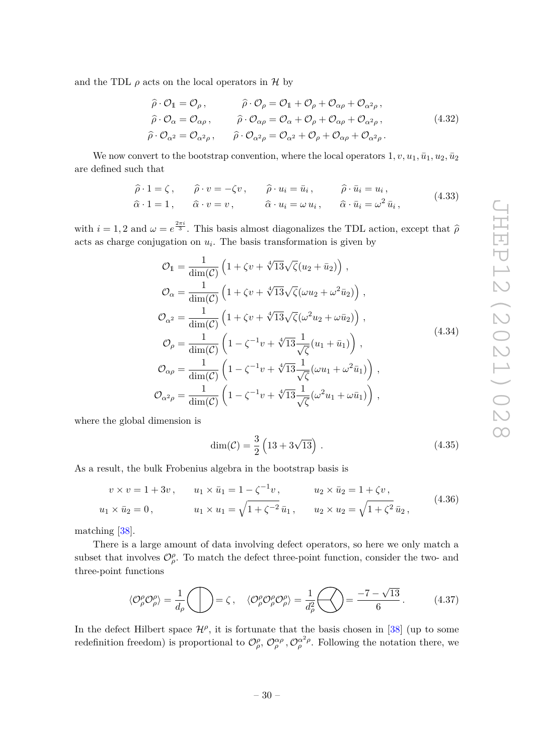and the TDL $\rho$ acts on the local operators in $\mathcal{H}$ by

$$
\begin{aligned}
\widehat{\rho} \cdot \mathcal{O}_{\mathbb{1}} &= \mathcal{O}_{\rho}\,, & \widehat{\rho} \cdot \mathcal{O}_{\rho} &= \mathcal{O}_{\mathbb{1}} + \mathcal{O}_{\rho} + \mathcal{O}_{\alpha\rho} + \mathcal{O}_{\alpha^2\rho}\,, \\
\widehat{\rho} \cdot \mathcal{O}_{\alpha} &= \mathcal{O}_{\alpha\rho}\,, & \widehat{\rho} \cdot \mathcal{O}_{\alpha\rho} &= \mathcal{O}_{\alpha} + \mathcal{O}_{\rho} + \mathcal{O}_{\alpha\rho} + \mathcal{O}_{\alpha^2\rho}\,, \\
\widehat{\rho} \cdot \mathcal{O}_{\alpha^2} &= \mathcal{O}_{\alpha^2\rho}\,, & \widehat{\rho} \cdot \mathcal{O}_{\alpha^2\rho} &= \mathcal{O}_{\alpha^2} + \mathcal{O}_{\rho} + \mathcal{O}_{\alpha\rho} + \mathcal{O}_{\alpha^2\rho}\,.
\end{aligned}
\tag{4.32}
$$

We now convert to the bootstrap convention, where the local operators $1, v, u_1, \bar{u}_1, u_2, \bar{u}_2$ are defined such that

$$
\begin{aligned}
&\widehat{\rho} \cdot 1 = \zeta\,, \quad && \widehat{\rho} \cdot v = -\zeta v\,, \quad && \widehat{\rho} \cdot u_i = \bar{u}_i\,, \quad && \widehat{\rho} \cdot \bar{u}_i = u_i\,, \\
&\widehat{\alpha} \cdot 1 = 1\,, \quad && \widehat{\alpha} \cdot v = v\,, \quad && \widehat{\alpha} \cdot u_i = \omega\, u_i\,, \quad && \widehat{\alpha} \cdot \bar{u}_i = \omega^2\, \bar{u}_i\,,
\end{aligned}
\tag{4.33}
$$

with $i = 1, 2$ and $\omega = e^{\frac{2\pi i}{3}}$. This basis almost diagonalizes the TDL action, except that $\widehat{\rho}$ acts as charge conjugation on $u_i$. The basis transformation is given by

$$
\begin{aligned}
\mathcal{O}_{\mathbb{1}} &= \frac{1}{\dim(\mathcal{C})} \left( 1 + \zeta v + \sqrt[4]{13}\sqrt{\zeta}(u_2 + \bar{u}_2) \right)\,, \\
\mathcal{O}_{\alpha} &= \frac{1}{\dim(\mathcal{C})} \left( 1 + \zeta v + \sqrt[4]{13}\sqrt{\zeta}(\omega u_2 + \omega^2 \bar{u}_2) \right)\,, \\
\mathcal{O}_{\alpha^2} &= \frac{1}{\dim(\mathcal{C})} \left( 1 + \zeta v + \sqrt[4]{13}\sqrt{\zeta}(\omega^2 u_2 + \omega \bar{u}_2) \right)\,, \\
\mathcal{O}_{\rho} &= \frac{1}{\dim(\mathcal{C})} \left( 1 - \zeta^{-1} v + \sqrt[4]{13}\frac{1}{\sqrt{\zeta}}(u_1 + \bar{u}_1) \right)\,, \\
\mathcal{O}_{\alpha\rho} &= \frac{1}{\dim(\mathcal{C})} \left( 1 - \zeta^{-1} v + \sqrt[4]{13}\frac{1}{\sqrt{\zeta}}(\omega u_1 + \omega^2 \bar{u}_1) \right)\,, \\
\mathcal{O}_{\alpha^2\rho} &= \frac{1}{\dim(\mathcal{C})} \left( 1 - \zeta^{-1} v + \sqrt[4]{13}\frac{1}{\sqrt{\zeta}}(\omega^2 u_1 + \omega \bar{u}_1) \right)\,,
\end{aligned}
\tag{4.34}
$$

where the global dimension is

$$
\dim(\mathcal{C}) = \frac{3}{2}\left(13 + 3\sqrt{13}\right)\,. \tag{4.35}
$$

As a result, the bulk Frobenius algebra in the bootstrap basis is

$$
\begin{aligned}
&v \times v = 1 + 3v\,, \quad && u_1 \times \bar{u}_1 = 1 - \zeta^{-1} v\,, \quad && u_2 \times \bar{u}_2 = 1 + \zeta v\,, \\
&u_1 \times \bar{u}_2 = 0\,, \quad && u_1 \times u_1 = \sqrt{1 + \zeta^{-2}}\,\bar{u}_1\,, \quad && u_2 \times u_2 = \sqrt{1 + \zeta^2}\,\bar{u}_2\,,
\end{aligned}
\tag{4.36}
$$

matching [38].

There is a large amount of data involving defect operators, so here we only match a subset that involves $\mathcal{O}^{\rho}_{\rho}$. To match the defect three-point function, consider the two- and three-point functions

$$
\langle \mathcal{O}^{\rho}_{\rho} \mathcal{O}^{\rho}_{\rho} \rangle = \frac{1}{d_\rho} \bigcirc\!\!\!\!| = \zeta\,, \quad \langle \mathcal{O}^{\rho}_{\rho} \mathcal{O}^{\rho}_{\rho} \mathcal{O}^{\rho}_{\rho} \rangle = \frac{1}{d_\rho^2} \bigcirc\!\!\!\!\prec = \frac{-7 - \sqrt{13}}{6}\,. \tag{4.37}
$$

In the defect Hilbert space $\mathcal{H}^{\rho}$, it is fortunate that the basis chosen in [38] (up to some redefinition freedom) is proportional to $\mathcal{O}^{\rho}_{\rho}$, $\mathcal{O}^{\alpha\rho}_{\rho}$, $\mathcal{O}^{\alpha^2\rho}_{\rho}$. Following the notation there, we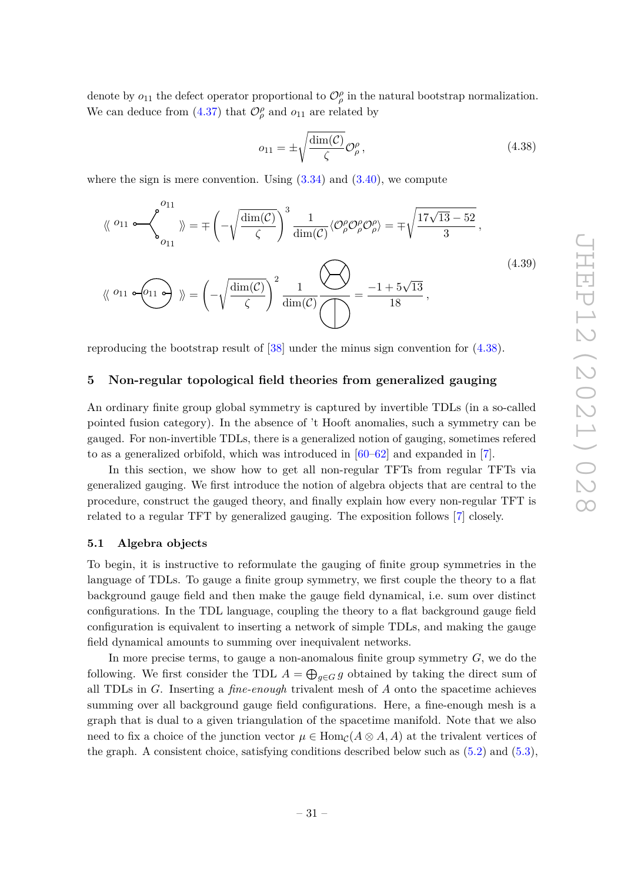denote by $o_{11}$ the defect operator proportional to $\mathcal{O}^{\rho}_{\rho}$ in the natural bootstrap normalization. We can deduce from (4.37) that $\mathcal{O}^{\rho}_{\rho}$ and $o_{11}$ are related by

$$o_{11} = \pm\sqrt{\frac{\dim(\mathcal{C})}{\zeta}}\mathcal{O}^{\rho}_{\rho}\,, \tag{4.38}$$

where the sign is mere convention. Using (3.34) and (3.40), we compute

$$\begin{aligned}
&\langle\!\langle\, o_{11} \text{ (trivalent junction with } o_{11}, o_{11}) \,\rangle\!\rangle = \mp\left(-\sqrt{\frac{\dim(\mathcal{C})}{\zeta}}\right)^3 \frac{1}{\dim(\mathcal{C})}\langle \mathcal{O}^{\rho}_{\rho}\mathcal{O}^{\rho}_{\rho}\mathcal{O}^{\rho}_{\rho}\rangle = \mp\sqrt{\frac{17\sqrt{13}-52}{3}}\,,\\
&\langle\!\langle\, o_{11} \text{ (loop with } o_{11}) \,\rangle\!\rangle = \left(-\sqrt{\frac{\dim(\mathcal{C})}{\zeta}}\right)^2 \frac{1}{\dim(\mathcal{C})}\frac{\text{(diagram)}}{\text{(diagram)}} = \frac{-1+5\sqrt{13}}{18}\,,
\end{aligned} \tag{4.39}$$

reproducing the bootstrap result of [38] under the minus sign convention for (4.38).

## 5 Non-regular topological field theories from generalized gauging

An ordinary finite group global symmetry is captured by invertible TDLs (in a so-called pointed fusion category). In the absence of 't Hooft anomalies, such a symmetry can be gauged. For non-invertible TDLs, there is a generalized notion of gauging, sometimes refered to as a generalized orbifold, which was introduced in [60–62] and expanded in [7].

In this section, we show how to get all non-regular TFTs from regular TFTs via generalized gauging. We first introduce the notion of algebra objects that are central to the procedure, construct the gauged theory, and finally explain how every non-regular TFT is related to a regular TFT by generalized gauging. The exposition follows [7] closely.

### 5.1 Algebra objects

To begin, it is instructive to reformulate the gauging of finite group symmetries in the language of TDLs. To gauge a finite group symmetry, we first couple the theory to a flat background gauge field and then make the gauge field dynamical, i.e. sum over distinct configurations. In the TDL language, coupling the theory to a flat background gauge field configuration is equivalent to inserting a network of simple TDLs, and making the gauge field dynamical amounts to summing over inequivalent networks.

In more precise terms, to gauge a non-anomalous finite group symmetry $G$, we do the following. We first consider the TDL $A = \bigoplus_{g\in G} g$ obtained by taking the direct sum of all TDLs in $G$. Inserting a *fine-enough* trivalent mesh of $A$ onto the spacetime achieves summing over all background gauge field configurations. Here, a fine-enough mesh is a graph that is dual to a given triangulation of the spacetime manifold. Note that we also need to fix a choice of the junction vector $\mu \in \mathrm{Hom}_{\mathcal{C}}(A\otimes A, A)$ at the trivalent vertices of the graph. A consistent choice, satisfying conditions described below such as (5.2) and (5.3),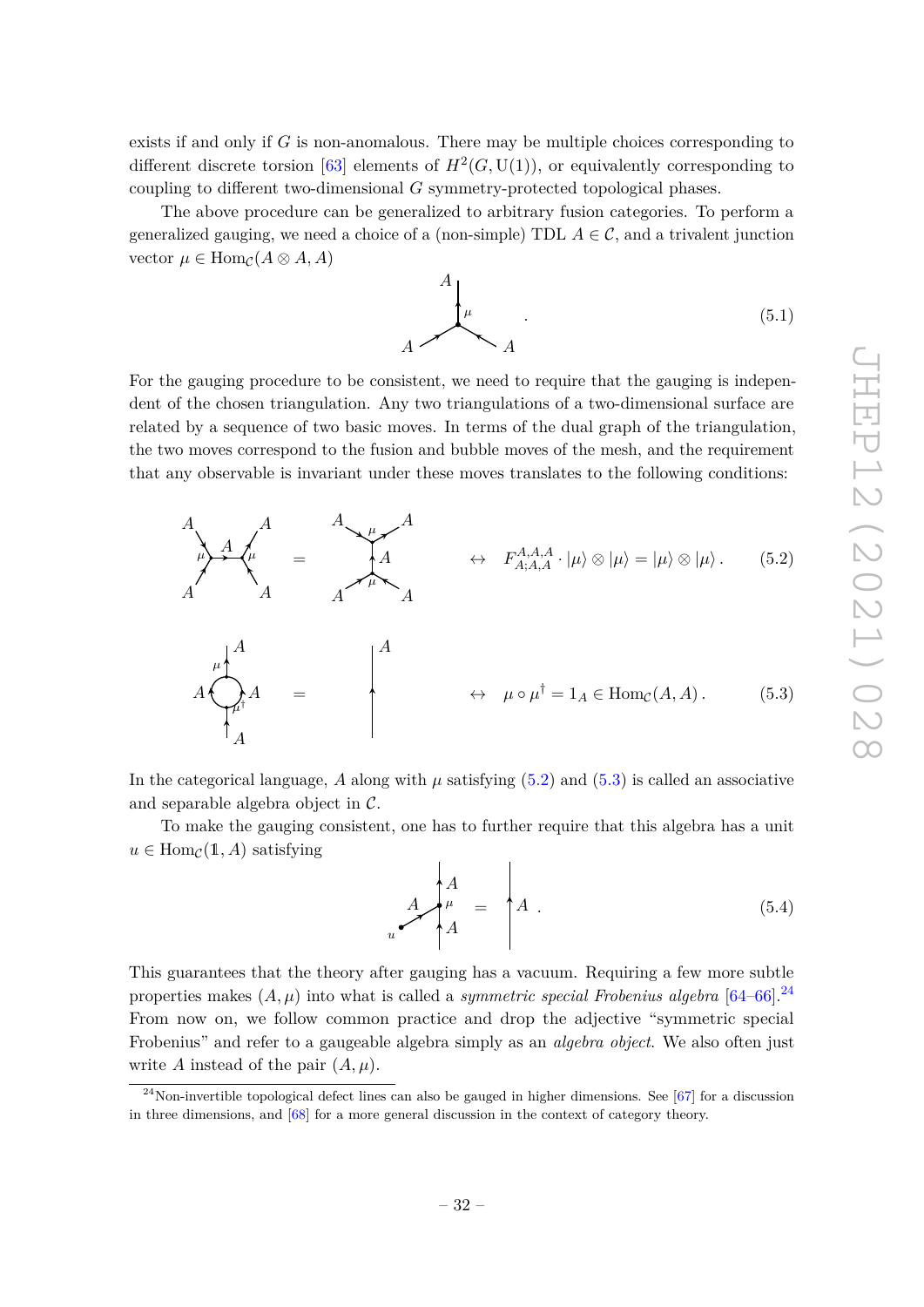exists if and only if $G$ is non-anomalous. There may be multiple choices corresponding to different discrete torsion [63] elements of $H^2(G, \mathrm{U}(1))$, or equivalently corresponding to coupling to different two-dimensional $G$ symmetry-protected topological phases.

The above procedure can be generalized to arbitrary fusion categories. To perform a generalized gauging, we need a choice of a (non-simple) TDL $A \in \mathcal{C}$, and a trivalent junction vector $\mu \in \mathrm{Hom}_{\mathcal{C}}(A \otimes A, A)$

$$\text{[trivalent junction } \mu \text{ with two incoming } A \text{ lines and one outgoing } A \text{ line]} \,. \tag{5.1}$$

For the gauging procedure to be consistent, we need to require that the gauging is independent of the chosen triangulation. Any two triangulations of a two-dimensional surface are related by a sequence of two basic moves. In terms of the dual graph of the triangulation, the two moves correspond to the fusion and bubble moves of the mesh, and the requirement that any observable is invariant under these moves translates to the following conditions:

$$\text{[fusion move diagram]} \quad \leftrightarrow \quad F^{A,A,A}_{A;A,A} \cdot |\mu\rangle \otimes |\mu\rangle = |\mu\rangle \otimes |\mu\rangle \,. \tag{5.2}$$

$$\text{[bubble move diagram]} \quad \leftrightarrow \quad \mu \circ \mu^\dagger = 1_A \in \mathrm{Hom}_{\mathcal{C}}(A, A) \,. \tag{5.3}$$

In the categorical language, $A$ along with $\mu$ satisfying (5.2) and (5.3) is called an associative and separable algebra object in $\mathcal{C}$.

To make the gauging consistent, one has to further require that this algebra has a unit $u \in \mathrm{Hom}_{\mathcal{C}}(\mathbb{1}, A)$ satisfying

$$\text{[unit } u \text{ attached via } \mu \text{ to an } A \text{ line]} = \text{[straight } A \text{ line]} \,. \tag{5.4}$$

This guarantees that the theory after gauging has a vacuum. Requiring a few more subtle properties makes $(A, \mu)$ into what is called a *symmetric special Frobenius algebra* [64–66].[24] From now on, we follow common practice and drop the adjective "symmetric special Frobenius" and refer to a gaugeable algebra simply as an *algebra object*. We also often just write $A$ instead of the pair $(A, \mu)$.

[24] Non-invertible topological defect lines can also be gauged in higher dimensions. See [67] for a discussion in three dimensions, and [68] for a more general discussion in the context of category theory.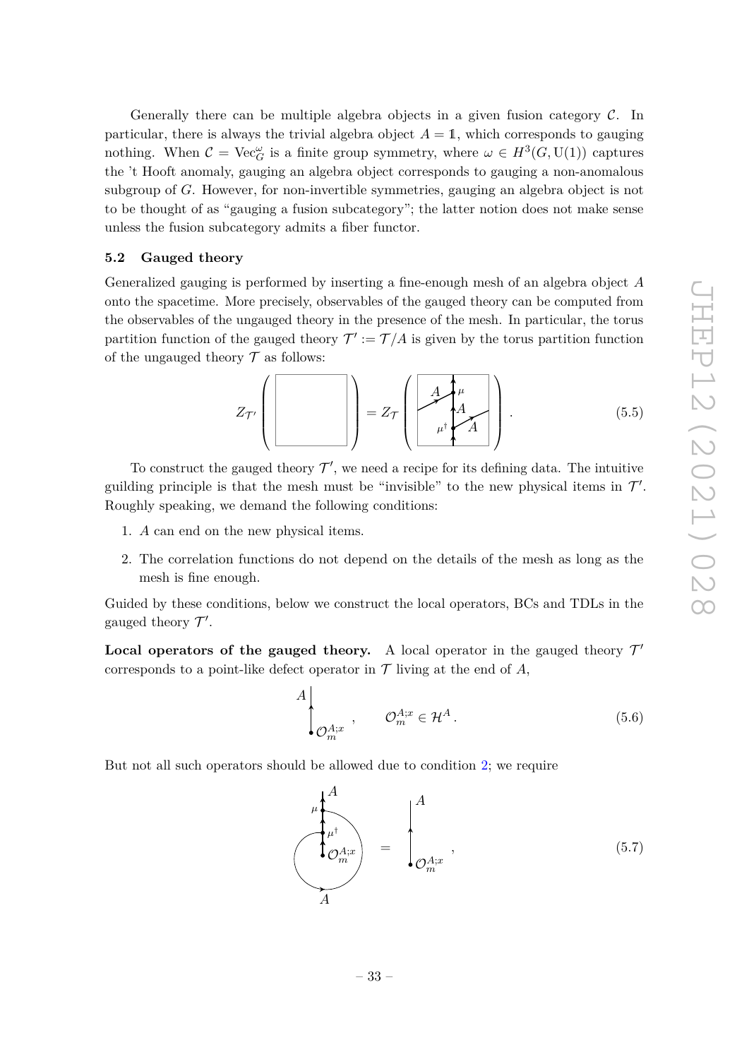Generally there can be multiple algebra objects in a given fusion category $\mathcal{C}$. In particular, there is always the trivial algebra object $A = \mathbb{1}$, which corresponds to gauging nothing. When $\mathcal{C} = \text{Vec}_G^\omega$ is a finite group symmetry, where $\omega \in H^3(G, \text{U}(1))$ captures the 't Hooft anomaly, gauging an algebra object corresponds to gauging a non-anomalous subgroup of $G$. However, for non-invertible symmetries, gauging an algebra object is not to be thought of as "gauging a fusion subcategory"; the latter notion does not make sense unless the fusion subcategory admits a fiber functor.

### 5.2 Gauged theory

Generalized gauging is performed by inserting a fine-enough mesh of an algebra object $A$ onto the spacetime. More precisely, observables of the gauged theory can be computed from the observables of the ungauged theory in the presence of the mesh. In particular, the torus partition function of the gauged theory $\mathcal{T}' := \mathcal{T}/A$ is given by the torus partition function of the ungauged theory $\mathcal{T}$ as follows:

$$Z_{\mathcal{T}'}\left(\boxed{\phantom{xx}}\right) = Z_{\mathcal{T}}\left(\boxed{A,\ \mu,\ A,\ \mu^\dagger,\ A}\right). \tag{5.5}$$

To construct the gauged theory $\mathcal{T}'$, we need a recipe for its defining data. The intuitive guilding principle is that the mesh must be "invisible" to the new physical items in $\mathcal{T}'$. Roughly speaking, we demand the following conditions:

1. $A$ can end on the new physical items.
2. The correlation functions do not depend on the details of the mesh as long as the mesh is fine enough.

Guided by these conditions, below we construct the local operators, BCs and TDLs in the gauged theory $\mathcal{T}'$.

**Local operators of the gauged theory.** A local operator in the gauged theory $\mathcal{T}'$ corresponds to a point-like defect operator in $\mathcal{T}$ living at the end of $A$,

$$A \Big|_{\mathcal{O}_m^{A;x}}\,, \qquad \mathcal{O}_m^{A;x} \in \mathcal{H}^A\,. \tag{5.6}$$

But not all such operators should be allowed due to condition 2; we require

$$\left(A,\ \mu,\ \mu^\dagger,\ \mathcal{O}_m^{A;x},\ A\right) = A \Big|_{\mathcal{O}_m^{A;x}}\,, \tag{5.7}$$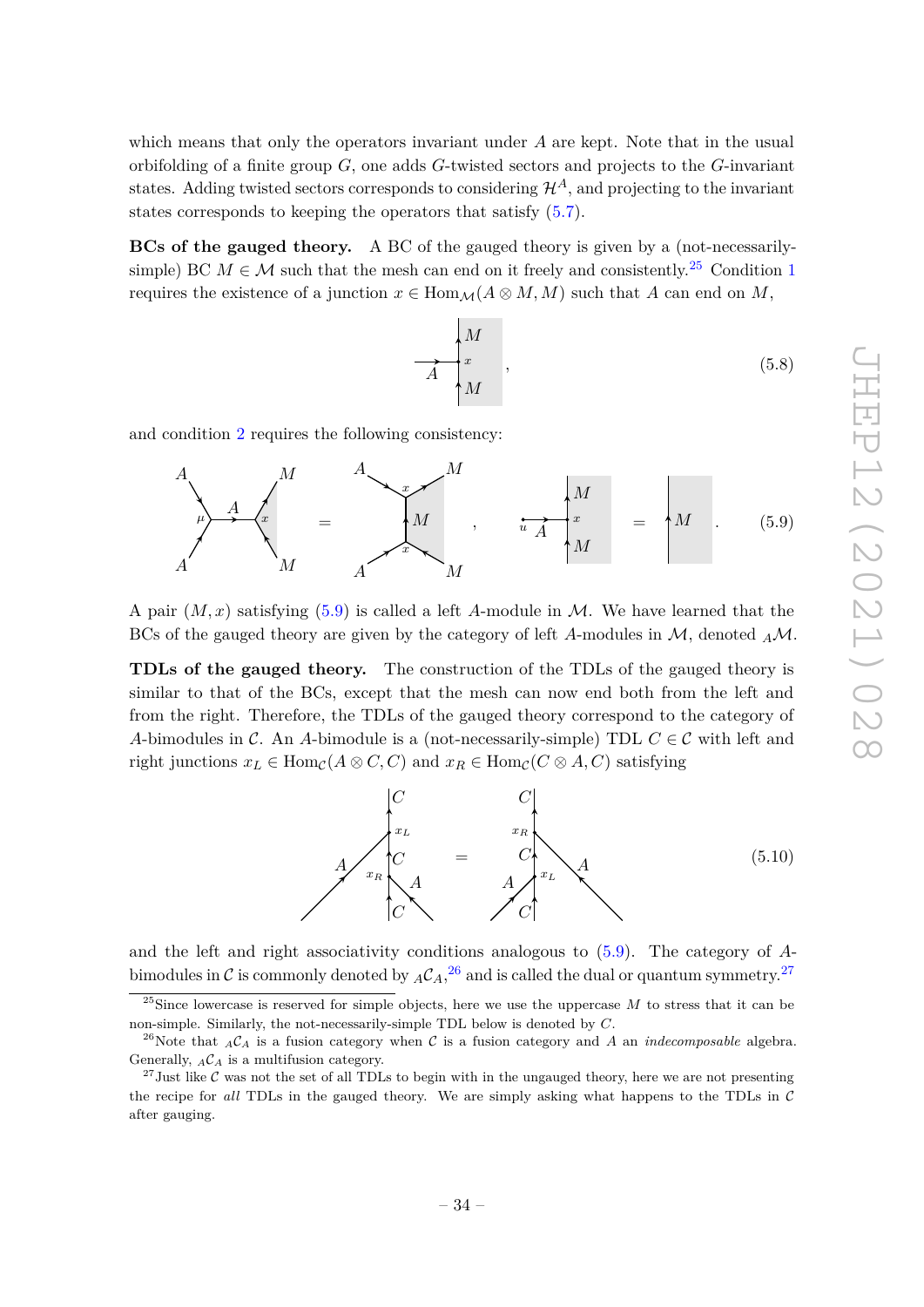which means that only the operators invariant under $A$ are kept. Note that in the usual orbifolding of a finite group $G$, one adds $G$-twisted sectors and projects to the $G$-invariant states. Adding twisted sectors corresponds to considering $\mathcal{H}^A$, and projecting to the invariant states corresponds to keeping the operators that satisfy (5.7).

**BCs of the gauged theory.** A BC of the gauged theory is given by a (not-necessarily-simple) BC $M \in \mathcal{M}$ such that the mesh can end on it freely and consistently.[25] Condition 1 requires the existence of a junction $x \in \mathrm{Hom}_{\mathcal{M}}(A \otimes M, M)$ such that $A$ can end on $M$,

$$(5.8)$$

and condition 2 requires the following consistency:

$$(5.9)$$

A pair $(M, x)$ satisfying (5.9) is called a left $A$-module in $\mathcal{M}$. We have learned that the BCs of the gauged theory are given by the category of left $A$-modules in $\mathcal{M}$, denoted ${}_A\mathcal{M}$.

**TDLs of the gauged theory.** The construction of the TDLs of the gauged theory is similar to that of the BCs, except that the mesh can now end both from the left and from the right. Therefore, the TDLs of the gauged theory correspond to the category of $A$-bimodules in $\mathcal{C}$. An $A$-bimodule is a (not-necessarily-simple) TDL $C \in \mathcal{C}$ with left and right junctions $x_L \in \mathrm{Hom}_{\mathcal{C}}(A \otimes C, C)$ and $x_R \in \mathrm{Hom}_{\mathcal{C}}(C \otimes A, C)$ satisfying

$$(5.10)$$

and the left and right associativity conditions analogous to (5.9). The category of $A$-bimodules in $\mathcal{C}$ is commonly denoted by ${}_A\mathcal{C}_A$,[26] and is called the dual or quantum symmetry.[27]

---

[25] Since lowercase is reserved for simple objects, here we use the uppercase $M$ to stress that it can be non-simple. Similarly, the not-necessarily-simple TDL below is denoted by $C$.

[26] Note that ${}_A\mathcal{C}_A$ is a fusion category when $\mathcal{C}$ is a fusion category and $A$ an *indecomposable* algebra. Generally, ${}_A\mathcal{C}_A$ is a multifusion category.

[27] Just like $\mathcal{C}$ was not the set of all TDLs to begin with in the ungauged theory, here we are not presenting the recipe for *all* TDLs in the gauged theory. We are simply asking what happens to the TDLs in $\mathcal{C}$ after gauging.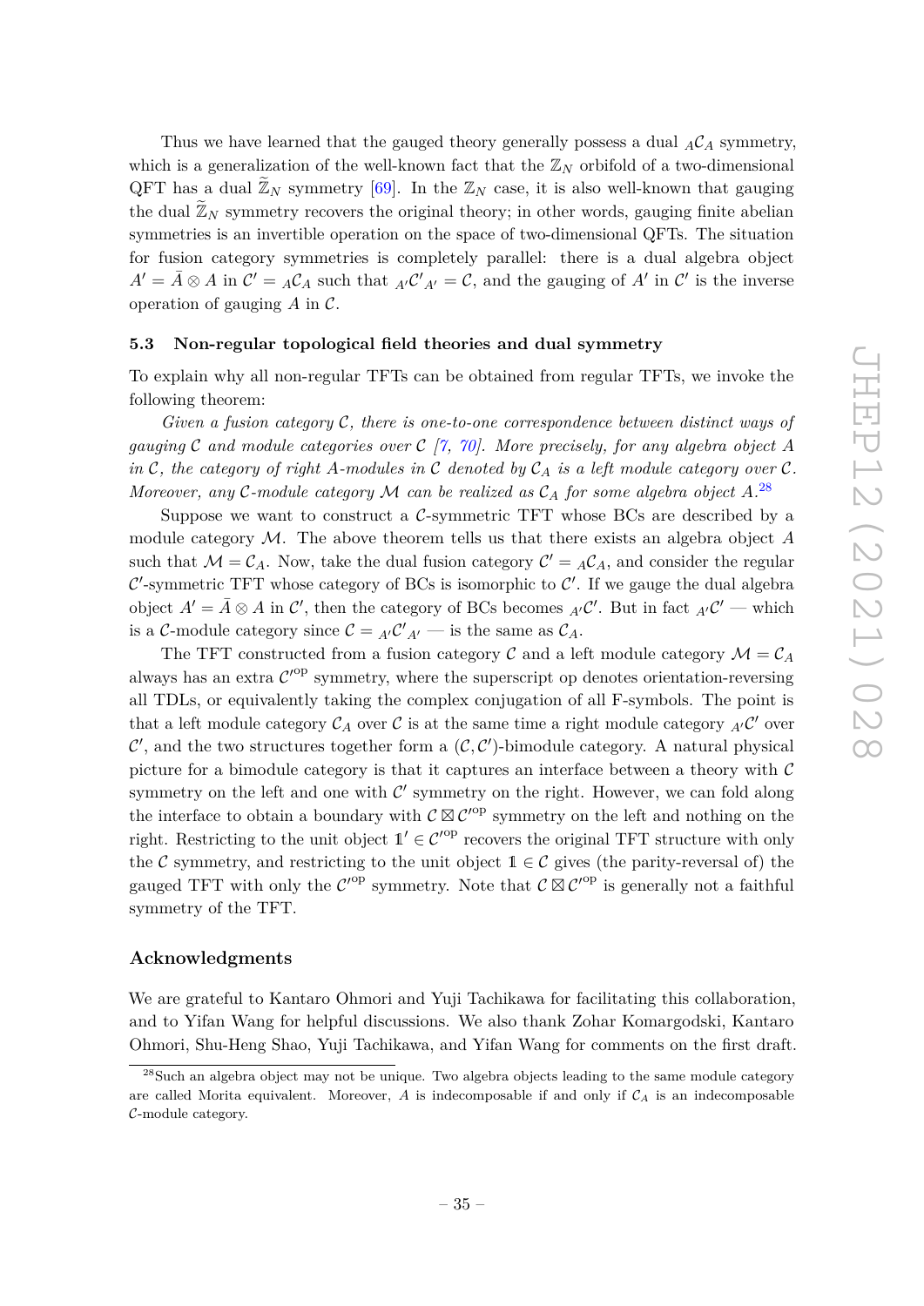Thus we have learned that the gauged theory generally possess a dual ${}_A\mathcal{C}_A$ symmetry, which is a generalization of the well-known fact that the $\mathbb{Z}_N$ orbifold of a two-dimensional QFT has a dual $\widetilde{\mathbb{Z}}_N$ symmetry [69]. In the $\mathbb{Z}_N$ case, it is also well-known that gauging the dual $\widetilde{\mathbb{Z}}_N$ symmetry recovers the original theory; in other words, gauging finite abelian symmetries is an invertible operation on the space of two-dimensional QFTs. The situation for fusion category symmetries is completely parallel: there is a dual algebra object $A' = \bar{A} \otimes A$ in $\mathcal{C}' = {}_A\mathcal{C}_A$ such that ${}_{A'}\mathcal{C}'_{A'} = \mathcal{C}$, and the gauging of $A'$ in $\mathcal{C}'$ is the inverse operation of gauging $A$ in $\mathcal{C}$.

### 5.3 Non-regular topological field theories and dual symmetry

To explain why all non-regular TFTs can be obtained from regular TFTs, we invoke the following theorem:

*Given a fusion category $\mathcal{C}$, there is one-to-one correspondence between distinct ways of gauging $\mathcal{C}$ and module categories over $\mathcal{C}$ [7, 70]. More precisely, for any algebra object $A$ in $\mathcal{C}$, the category of right $A$-modules in $\mathcal{C}$ denoted by $\mathcal{C}_A$ is a left module category over $\mathcal{C}$. Moreover, any $\mathcal{C}$-module category $\mathcal{M}$ can be realized as $\mathcal{C}_A$ for some algebra object $A$.*[28]

Suppose we want to construct a $\mathcal{C}$-symmetric TFT whose BCs are described by a module category $\mathcal{M}$. The above theorem tells us that there exists an algebra object $A$ such that $\mathcal{M} = \mathcal{C}_A$. Now, take the dual fusion category $\mathcal{C}' = {}_A\mathcal{C}_A$, and consider the regular $\mathcal{C}'$-symmetric TFT whose category of BCs is isomorphic to $\mathcal{C}'$. If we gauge the dual algebra object $A' = \bar{A} \otimes A$ in $\mathcal{C}'$, then the category of BCs becomes ${}_{A'}\mathcal{C}'$. But in fact ${}_{A'}\mathcal{C}'$ — which is a $\mathcal{C}$-module category since $\mathcal{C} = {}_{A'}\mathcal{C}'_{A'}$ — is the same as $\mathcal{C}_A$.

The TFT constructed from a fusion category $\mathcal{C}$ and a left module category $\mathcal{M} = \mathcal{C}_A$ always has an extra $\mathcal{C}'^{\mathrm{op}}$ symmetry, where the superscript op denotes orientation-reversing all TDLs, or equivalently taking the complex conjugation of all F-symbols. The point is that a left module category $\mathcal{C}_A$ over $\mathcal{C}$ is at the same time a right module category ${}_{A'}\mathcal{C}'$ over $\mathcal{C}'$, and the two structures together form a $(\mathcal{C}, \mathcal{C}')$-bimodule category. A natural physical picture for a bimodule category is that it captures an interface between a theory with $\mathcal{C}$ symmetry on the left and one with $\mathcal{C}'$ symmetry on the right. However, we can fold along the interface to obtain a boundary with $\mathcal{C} \boxtimes \mathcal{C}'^{\mathrm{op}}$ symmetry on the left and nothing on the right. Restricting to the unit object $\mathbb{1}' \in \mathcal{C}'^{\mathrm{op}}$ recovers the original TFT structure with only the $\mathcal{C}$ symmetry, and restricting to the unit object $\mathbb{1} \in \mathcal{C}$ gives (the parity-reversal of) the gauged TFT with only the $\mathcal{C}'^{\mathrm{op}}$ symmetry. Note that $\mathcal{C} \boxtimes \mathcal{C}'^{\mathrm{op}}$ is generally not a faithful symmetry of the TFT.

## Acknowledgments

We are grateful to Kantaro Ohmori and Yuji Tachikawa for facilitating this collaboration, and to Yifan Wang for helpful discussions. We also thank Zohar Komargodski, Kantaro Ohmori, Shu-Heng Shao, Yuji Tachikawa, and Yifan Wang for comments on the first draft.

---

[28] Such an algebra object may not be unique. Two algebra objects leading to the same module category are called Morita equivalent. Moreover, $A$ is indecomposable if and only if $\mathcal{C}_A$ is an indecomposable $\mathcal{C}$-module category.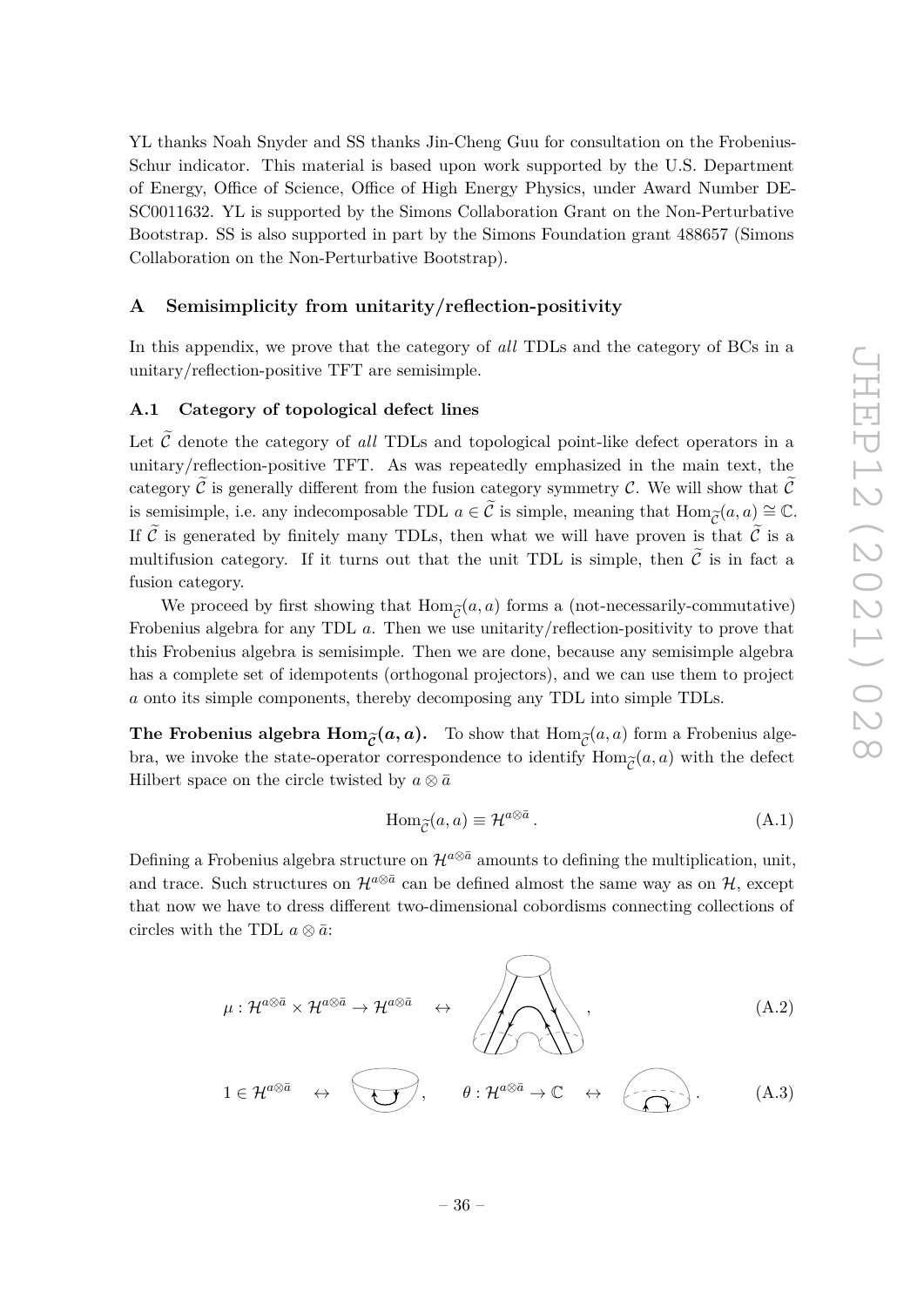YL thanks Noah Snyder and SS thanks Jin-Cheng Guu for consultation on the Frobenius-Schur indicator. This material is based upon work supported by the U.S. Department of Energy, Office of Science, Office of High Energy Physics, under Award Number DE-SC0011632. YL is supported by the Simons Collaboration Grant on the Non-Perturbative Bootstrap. SS is also supported in part by the Simons Foundation grant 488657 (Simons Collaboration on the Non-Perturbative Bootstrap).

## A Semisimplicity from unitarity/reflection-positivity

In this appendix, we prove that the category of *all* TDLs and the category of BCs in a unitary/reflection-positive TFT are semisimple.

### A.1 Category of topological defect lines

Let $\widetilde{\mathcal{C}}$ denote the category of *all* TDLs and topological point-like defect operators in a unitary/reflection-positive TFT. As was repeatedly emphasized in the main text, the category $\widetilde{\mathcal{C}}$ is generally different from the fusion category symmetry $\mathcal{C}$. We will show that $\widetilde{\mathcal{C}}$ is semisimple, i.e. any indecomposable TDL $a \in \widetilde{\mathcal{C}}$ is simple, meaning that $\mathrm{Hom}_{\widetilde{\mathcal{C}}}(a, a) \cong \mathbb{C}$. If $\widetilde{\mathcal{C}}$ is generated by finitely many TDLs, then what we will have proven is that $\widetilde{\mathcal{C}}$ is a multifusion category. If it turns out that the unit TDL is simple, then $\widetilde{\mathcal{C}}$ is in fact a fusion category.

We proceed by first showing that $\mathrm{Hom}_{\widetilde{\mathcal{C}}}(a, a)$ forms a (not-necessarily-commutative) Frobenius algebra for any TDL $a$. Then we use unitarity/reflection-positivity to prove that this Frobenius algebra is semisimple. Then we are done, because any semisimple algebra has a complete set of idempotents (orthogonal projectors), and we can use them to project $a$ onto its simple components, thereby decomposing any TDL into simple TDLs.

**The Frobenius algebra $\mathrm{Hom}_{\widetilde{\mathcal{C}}}(a, a)$.** To show that $\mathrm{Hom}_{\widetilde{\mathcal{C}}}(a, a)$ form a Frobenius algebra, we invoke the state-operator correspondence to identify $\mathrm{Hom}_{\widetilde{\mathcal{C}}}(a, a)$ with the defect Hilbert space on the circle twisted by $a \otimes \bar{a}$

$$\mathrm{Hom}_{\widetilde{\mathcal{C}}}(a, a) \equiv \mathcal{H}^{a \otimes \bar{a}} \,. \tag{A.1}$$

Defining a Frobenius algebra structure on $\mathcal{H}^{a \otimes \bar{a}}$ amounts to defining the multiplication, unit, and trace. Such structures on $\mathcal{H}^{a \otimes \bar{a}}$ can be defined almost the same way as on $\mathcal{H}$, except that now we have to dress different two-dimensional cobordisms connecting collections of circles with the TDL $a \otimes \bar{a}$:

$$\mu : \mathcal{H}^{a \otimes \bar{a}} \times \mathcal{H}^{a \otimes \bar{a}} \to \mathcal{H}^{a \otimes \bar{a}} \quad \leftrightarrow \tag{A.2}$$

$$1 \in \mathcal{H}^{a \otimes \bar{a}} \quad \leftrightarrow \qquad \theta : \mathcal{H}^{a \otimes \bar{a}} \to \mathbb{C} \quad \leftrightarrow \tag{A.3}$$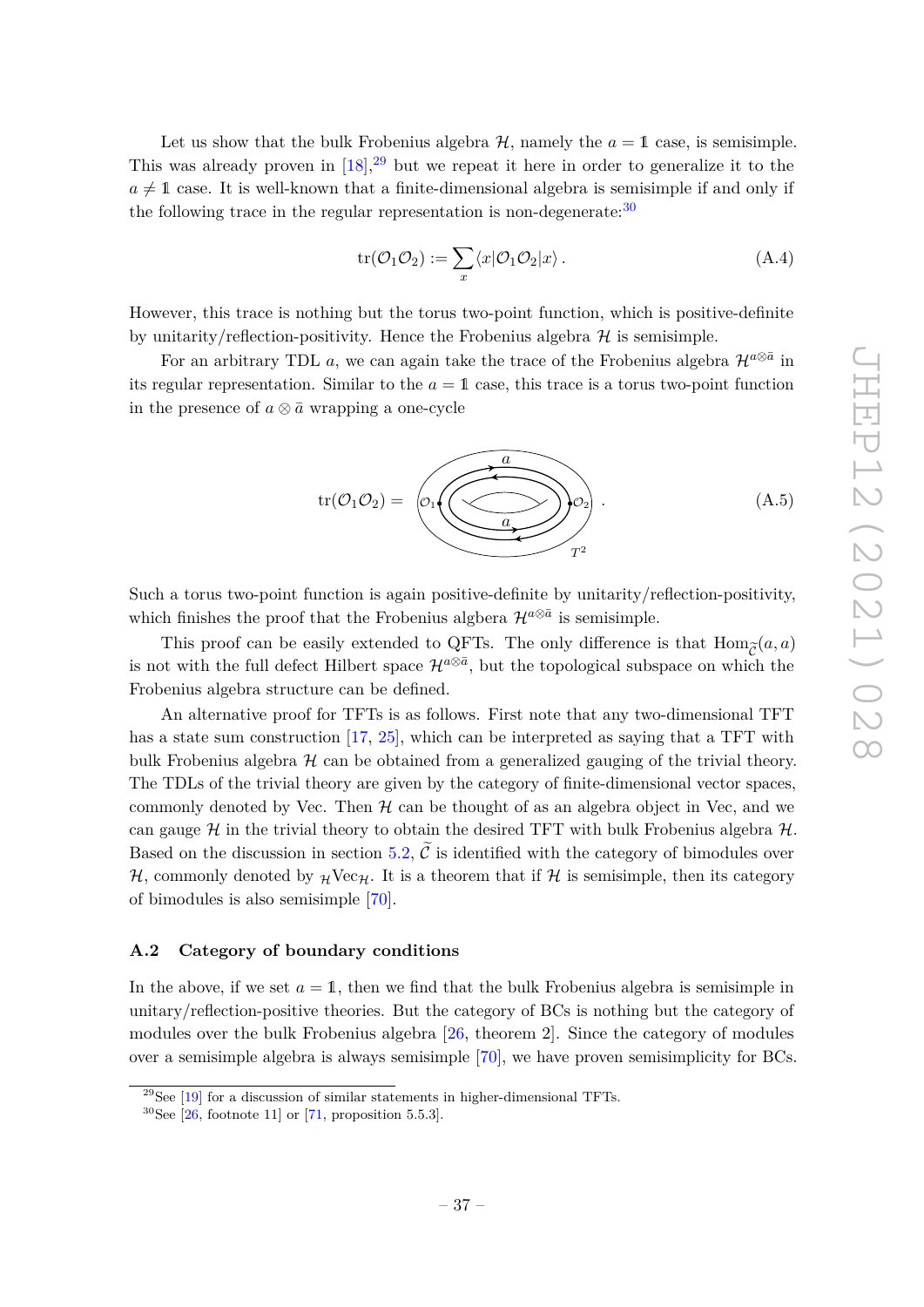Let us show that the bulk Frobenius algebra $\mathcal{H}$, namely the $a = \mathbb{1}$ case, is semisimple. This was already proven in [18],[29] but we repeat it here in order to generalize it to the $a \neq \mathbb{1}$ case. It is well-known that a finite-dimensional algebra is semisimple if and only if the following trace in the regular representation is non-degenerate:[30]

$$\mathrm{tr}(\mathcal{O}_1\mathcal{O}_2) := \sum_x \langle x|\mathcal{O}_1\mathcal{O}_2|x\rangle\,. \tag{A.4}$$

However, this trace is nothing but the torus two-point function, which is positive-definite by unitarity/reflection-positivity. Hence the Frobenius algebra $\mathcal{H}$ is semisimple.

For an arbitrary TDL $a$, we can again take the trace of the Frobenius algebra $\mathcal{H}^{a\otimes\bar{a}}$ in its regular representation. Similar to the $a = \mathbb{1}$ case, this trace is a torus two-point function in the presence of $a \otimes \bar{a}$ wrapping a one-cycle

$$\mathrm{tr}(\mathcal{O}_1\mathcal{O}_2) = \quad [\text{torus } T^2 \text{ with } \mathcal{O}_1, \mathcal{O}_2 \text{ and lines } a, a]\,. \tag{A.5}$$

Such a torus two-point function is again positive-definite by unitarity/reflection-positivity, which finishes the proof that the Frobenius algbera $\mathcal{H}^{a\otimes\bar{a}}$ is semisimple.

This proof can be easily extended to QFTs. The only difference is that $\mathrm{Hom}_{\widetilde{\mathcal{C}}}(a,a)$ is not with the full defect Hilbert space $\mathcal{H}^{a\otimes\bar{a}}$, but the topological subspace on which the Frobenius algebra structure can be defined.

An alternative proof for TFTs is as follows. First note that any two-dimensional TFT has a state sum construction [17, 25], which can be interpreted as saying that a TFT with bulk Frobenius algebra $\mathcal{H}$ can be obtained from a generalized gauging of the trivial theory. The TDLs of the trivial theory are given by the category of finite-dimensional vector spaces, commonly denoted by Vec. Then $\mathcal{H}$ can be thought of as an algebra object in Vec, and we can gauge $\mathcal{H}$ in the trivial theory to obtain the desired TFT with bulk Frobenius algebra $\mathcal{H}$. Based on the discussion in section 5.2, $\widetilde{\mathcal{C}}$ is identified with the category of bimodules over $\mathcal{H}$, commonly denoted by ${}_{\mathcal{H}}\mathrm{Vec}_{\mathcal{H}}$. It is a theorem that if $\mathcal{H}$ is semisimple, then its category of bimodules is also semisimple [70].

### A.2 Category of boundary conditions

In the above, if we set $a = \mathbb{1}$, then we find that the bulk Frobenius algebra is semisimple in unitary/reflection-positive theories. But the category of BCs is nothing but the category of modules over the bulk Frobenius algebra [26, theorem 2]. Since the category of modules over a semisimple algebra is always semisimple [70], we have proven semisimplicity for BCs.

---

[29] See [19] for a discussion of similar statements in higher-dimensional TFTs.

[30] See [26, footnote 11] or [71, proposition 5.5.3].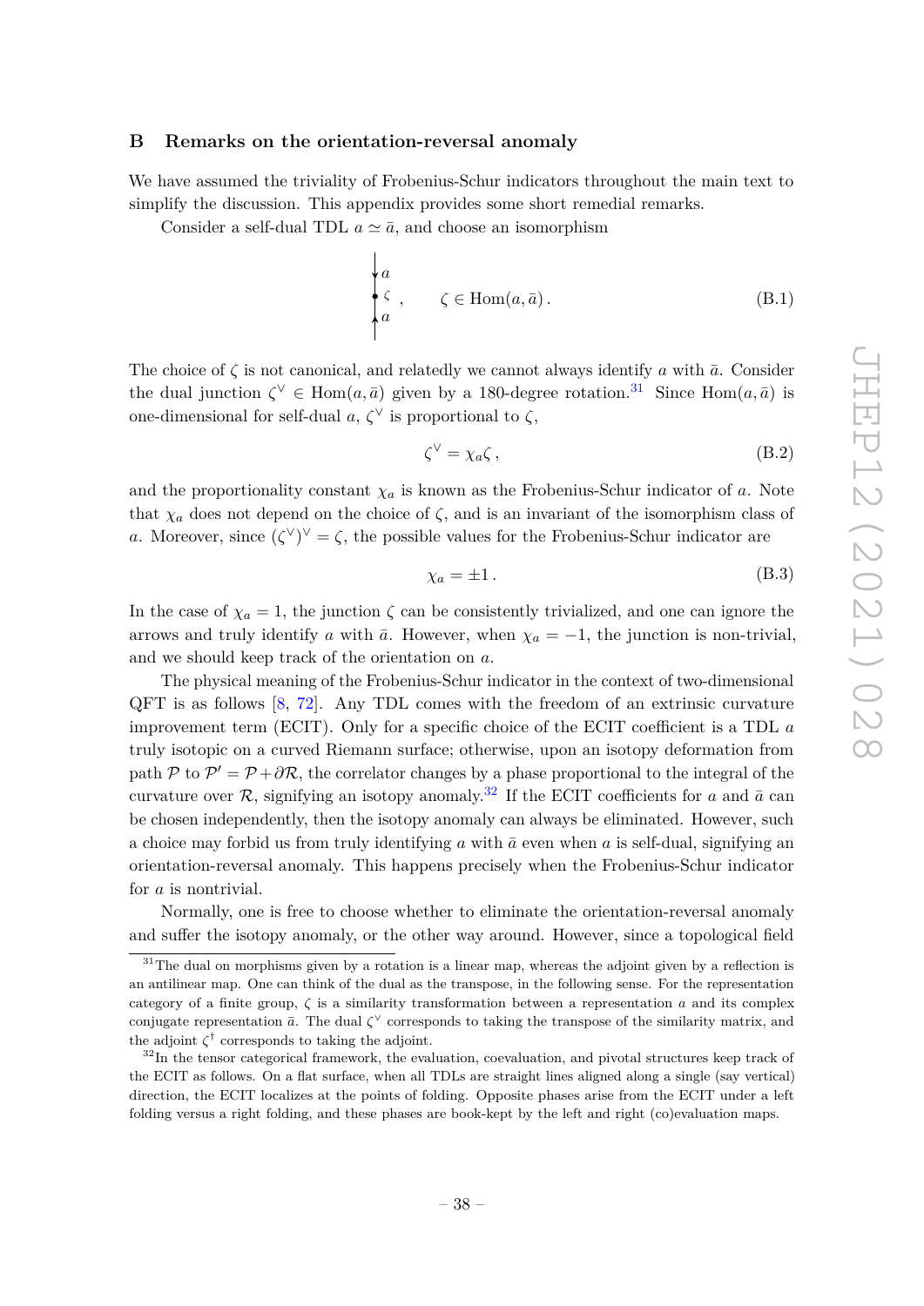## B Remarks on the orientation-reversal anomaly

We have assumed the triviality of Frobenius-Schur indicators throughout the main text to simplify the discussion. This appendix provides some short remedial remarks.

Consider a self-dual TDL $a \simeq \bar{a}$, and choose an isomorphism

$$
\begin{array}{c} \downarrow a \\ \bullet\, \zeta \\ \uparrow a \end{array} , \qquad \zeta \in \mathrm{Hom}(a, \bar{a})\,. \tag{B.1}
$$

The choice of $\zeta$ is not canonical, and relatedly we cannot always identify $a$ with $\bar{a}$. Consider the dual junction $\zeta^\vee \in \mathrm{Hom}(a, \bar{a})$ given by a 180-degree rotation.[31] Since $\mathrm{Hom}(a, \bar{a})$ is one-dimensional for self-dual $a$, $\zeta^\vee$ is proportional to $\zeta$,

$$
\zeta^\vee = \chi_a \zeta\,, \tag{B.2}
$$

and the proportionality constant $\chi_a$ is known as the Frobenius-Schur indicator of $a$. Note that $\chi_a$ does not depend on the choice of $\zeta$, and is an invariant of the isomorphism class of $a$. Moreover, since $(\zeta^\vee)^\vee = \zeta$, the possible values for the Frobenius-Schur indicator are

$$
\chi_a = \pm 1\,. \tag{B.3}
$$

In the case of $\chi_a = 1$, the junction $\zeta$ can be consistently trivialized, and one can ignore the arrows and truly identify $a$ with $\bar{a}$. However, when $\chi_a = -1$, the junction is non-trivial, and we should keep track of the orientation on $a$.

The physical meaning of the Frobenius-Schur indicator in the context of two-dimensional QFT is as follows [8, 72]. Any TDL comes with the freedom of an extrinsic curvature improvement term (ECIT). Only for a specific choice of the ECIT coefficient is a TDL $a$ truly isotopic on a curved Riemann surface; otherwise, upon an isotopy deformation from path $\mathcal{P}$ to $\mathcal{P}' = \mathcal{P} + \partial\mathcal{R}$, the correlator changes by a phase proportional to the integral of the curvature over $\mathcal{R}$, signifying an isotopy anomaly.[32] If the ECIT coefficients for $a$ and $\bar{a}$ can be chosen independently, then the isotopy anomaly can always be eliminated. However, such a choice may forbid us from truly identifying $a$ with $\bar{a}$ even when $a$ is self-dual, signifying an orientation-reversal anomaly. This happens precisely when the Frobenius-Schur indicator for $a$ is nontrivial.

Normally, one is free to choose whether to eliminate the orientation-reversal anomaly and suffer the isotopy anomaly, or the other way around. However, since a topological field

---

[31] The dual on morphisms given by a rotation is a linear map, whereas the adjoint given by a reflection is an antilinear map. One can think of the dual as the transpose, in the following sense. For the representation category of a finite group, $\zeta$ is a similarity transformation between a representation $a$ and its complex conjugate representation $\bar{a}$. The dual $\zeta^\vee$ corresponds to taking the transpose of the similarity matrix, and the adjoint $\zeta^\dagger$ corresponds to taking the adjoint.

[32] In the tensor categorical framework, the evaluation, coevaluation, and pivotal structures keep track of the ECIT as follows. On a flat surface, when all TDLs are straight lines aligned along a single (say vertical) direction, the ECIT localizes at the points of folding. Opposite phases arise from the ECIT under a left folding versus a right folding, and these phases are book-kept by the left and right (co)evaluation maps.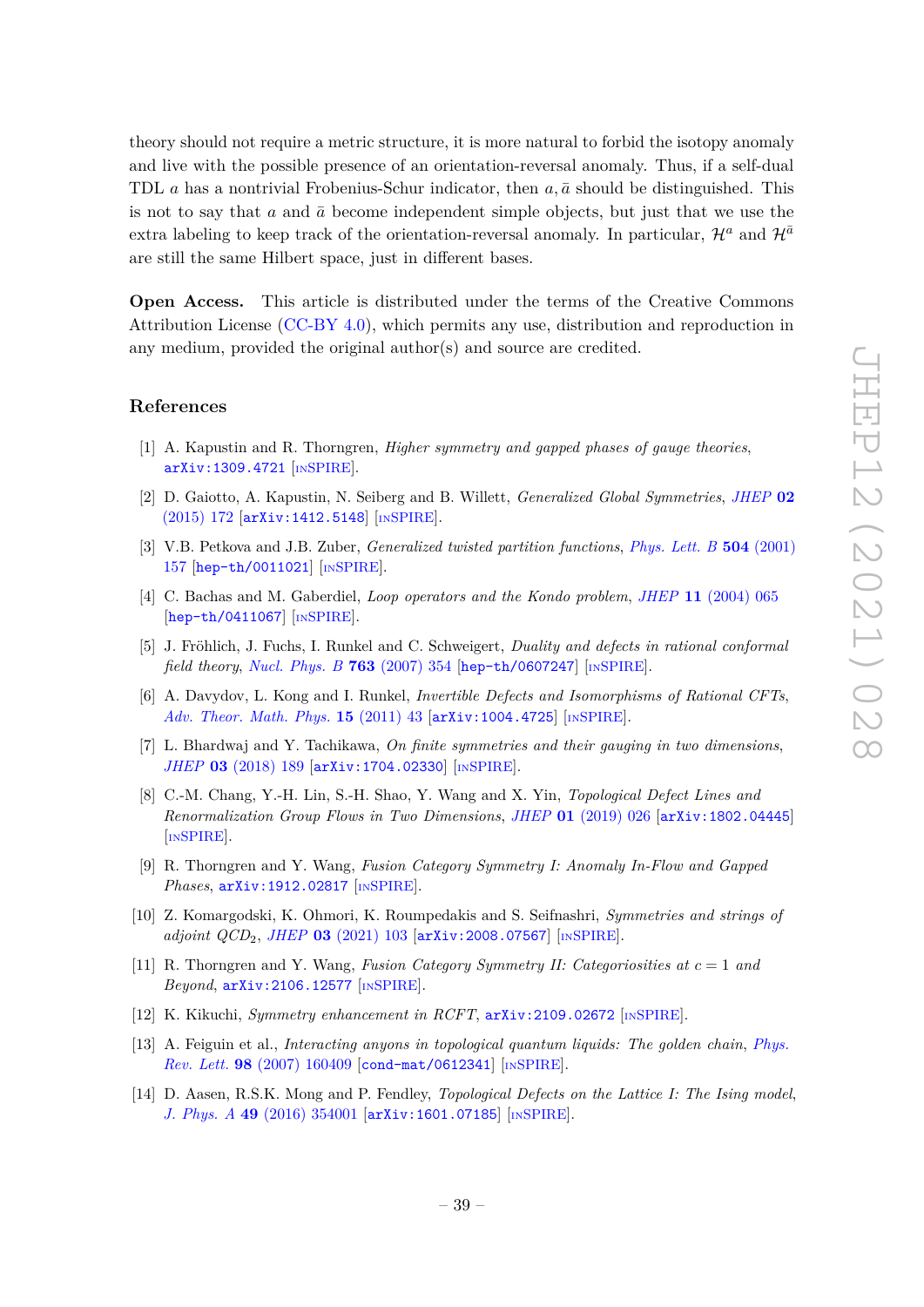theory should not require a metric structure, it is more natural to forbid the isotopy anomaly and live with the possible presence of an orientation-reversal anomaly. Thus, if a self-dual TDL $a$ has a nontrivial Frobenius-Schur indicator, then $a, \bar{a}$ should be distinguished. This is not to say that $a$ and $\bar{a}$ become independent simple objects, but just that we use the extra labeling to keep track of the orientation-reversal anomaly. In particular, $\mathcal{H}^a$ and $\mathcal{H}^{\bar{a}}$ are still the same Hilbert space, just in different bases.

**Open Access.** This article is distributed under the terms of the Creative Commons Attribution License (CC-BY 4.0), which permits any use, distribution and reproduction in any medium, provided the original author(s) and source are credited.

## References

[1] A. Kapustin and R. Thorngren, *Higher symmetry and gapped phases of gauge theories*, arXiv:1309.4721 [INSPIRE].

[2] D. Gaiotto, A. Kapustin, N. Seiberg and B. Willett, *Generalized Global Symmetries*, JHEP **02** (2015) 172 [arXiv:1412.5148] [INSPIRE].

[3] V.B. Petkova and J.B. Zuber, *Generalized twisted partition functions*, Phys. Lett. B **504** (2001) 157 [hep-th/0011021] [INSPIRE].

[4] C. Bachas and M. Gaberdiel, *Loop operators and the Kondo problem*, JHEP **11** (2004) 065 [hep-th/0411067] [INSPIRE].

[5] J. Fröhlich, J. Fuchs, I. Runkel and C. Schweigert, *Duality and defects in rational conformal field theory*, Nucl. Phys. B **763** (2007) 354 [hep-th/0607247] [INSPIRE].

[6] A. Davydov, L. Kong and I. Runkel, *Invertible Defects and Isomorphisms of Rational CFTs*, Adv. Theor. Math. Phys. **15** (2011) 43 [arXiv:1004.4725] [INSPIRE].

[7] L. Bhardwaj and Y. Tachikawa, *On finite symmetries and their gauging in two dimensions*, JHEP **03** (2018) 189 [arXiv:1704.02330] [INSPIRE].

[8] C.-M. Chang, Y.-H. Lin, S.-H. Shao, Y. Wang and X. Yin, *Topological Defect Lines and Renormalization Group Flows in Two Dimensions*, JHEP **01** (2019) 026 [arXiv:1802.04445] [INSPIRE].

[9] R. Thorngren and Y. Wang, *Fusion Category Symmetry I: Anomaly In-Flow and Gapped Phases*, arXiv:1912.02817 [INSPIRE].

[10] Z. Komargodski, K. Ohmori, K. Roumpedakis and S. Seifnashri, *Symmetries and strings of adjoint $QCD_2$*, JHEP **03** (2021) 103 [arXiv:2008.07567] [INSPIRE].

[11] R. Thorngren and Y. Wang, *Fusion Category Symmetry II: Categoriosities at $c = 1$ and Beyond*, arXiv:2106.12577 [INSPIRE].

[12] K. Kikuchi, *Symmetry enhancement in RCFT*, arXiv:2109.02672 [INSPIRE].

[13] A. Feiguin et al., *Interacting anyons in topological quantum liquids: The golden chain*, Phys. Rev. Lett. **98** (2007) 160409 [cond-mat/0612341] [INSPIRE].

[14] D. Aasen, R.S.K. Mong and P. Fendley, *Topological Defects on the Lattice I: The Ising model*, J. Phys. A **49** (2016) 354001 [arXiv:1601.07185] [INSPIRE].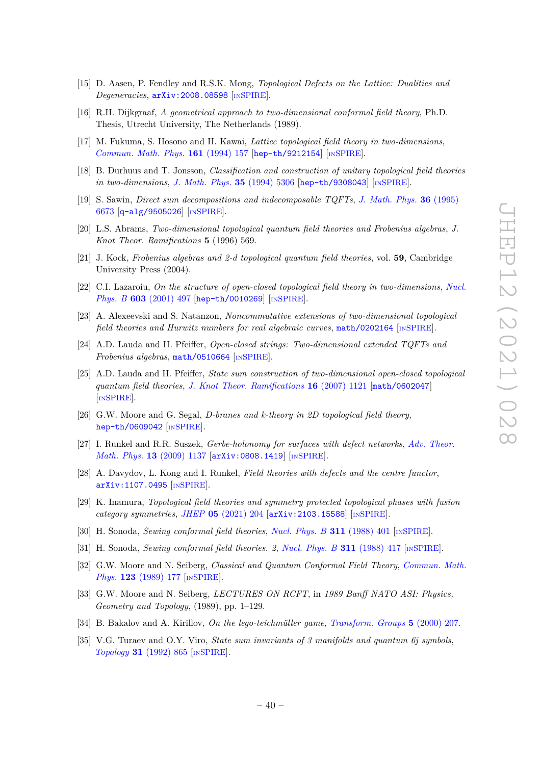[15] D. Aasen, P. Fendley and R.S.K. Mong, *Topological Defects on the Lattice: Dualities and Degeneracies*, arXiv:2008.08598 [INSPIRE].

[16] R.H. Dijkgraaf, *A geometrical approach to two-dimensional conformal field theory*, Ph.D. Thesis, Utrecht University, The Netherlands (1989).

[17] M. Fukuma, S. Hosono and H. Kawai, *Lattice topological field theory in two-dimensions*, Commun. Math. Phys. **161** (1994) 157 [hep-th/9212154] [INSPIRE].

[18] B. Durhuus and T. Jonsson, *Classification and construction of unitary topological field theories in two-dimensions*, J. Math. Phys. **35** (1994) 5306 [hep-th/9308043] [INSPIRE].

[19] S. Sawin, *Direct sum decompositions and indecomposable TQFTs*, J. Math. Phys. **36** (1995) 6673 [q-alg/9505026] [INSPIRE].

[20] L.S. Abrams, *Two-dimensional topological quantum field theories and Frobenius algebras*, *J. Knot Theor. Ramifications* **5** (1996) 569.

[21] J. Kock, *Frobenius algebras and 2-d topological quantum field theories*, vol. **59**, Cambridge University Press (2004).

[22] C.I. Lazaroiu, *On the structure of open-closed topological field theory in two-dimensions*, Nucl. Phys. B **603** (2001) 497 [hep-th/0010269] [INSPIRE].

[23] A. Alexeevski and S. Natanzon, *Noncommutative extensions of two-dimensional topological field theories and Hurwitz numbers for real algebraic curves*, math/0202164 [INSPIRE].

[24] A.D. Lauda and H. Pfeiffer, *Open-closed strings: Two-dimensional extended TQFTs and Frobenius algebras*, math/0510664 [INSPIRE].

[25] A.D. Lauda and H. Pfeiffer, *State sum construction of two-dimensional open-closed topological quantum field theories*, J. Knot Theor. Ramifications **16** (2007) 1121 [math/0602047] [INSPIRE].

[26] G.W. Moore and G. Segal, *D-branes and k-theory in 2D topological field theory*, hep-th/0609042 [INSPIRE].

[27] I. Runkel and R.R. Suszek, *Gerbe-holonomy for surfaces with defect networks*, Adv. Theor. Math. Phys. **13** (2009) 1137 [arXiv:0808.1419] [INSPIRE].

[28] A. Davydov, L. Kong and I. Runkel, *Field theories with defects and the centre functor*, arXiv:1107.0495 [INSPIRE].

[29] K. Inamura, *Topological field theories and symmetry protected topological phases with fusion category symmetries*, JHEP **05** (2021) 204 [arXiv:2103.15588] [INSPIRE].

[30] H. Sonoda, *Sewing conformal field theories*, Nucl. Phys. B **311** (1988) 401 [INSPIRE].

[31] H. Sonoda, *Sewing conformal field theories. 2*, Nucl. Phys. B **311** (1988) 417 [INSPIRE].

[32] G.W. Moore and N. Seiberg, *Classical and Quantum Conformal Field Theory*, Commun. Math. Phys. **123** (1989) 177 [INSPIRE].

[33] G.W. Moore and N. Seiberg, *LECTURES ON RCFT*, in *1989 Banff NATO ASI: Physics, Geometry and Topology*, (1989), pp. 1–129.

[34] B. Bakalov and A. Kirillov, *On the lego-teichmüller game*, Transform. Groups **5** (2000) 207.

[35] V.G. Turaev and O.Y. Viro, *State sum invariants of 3 manifolds and quantum 6j symbols*, Topology **31** (1992) 865 [INSPIRE].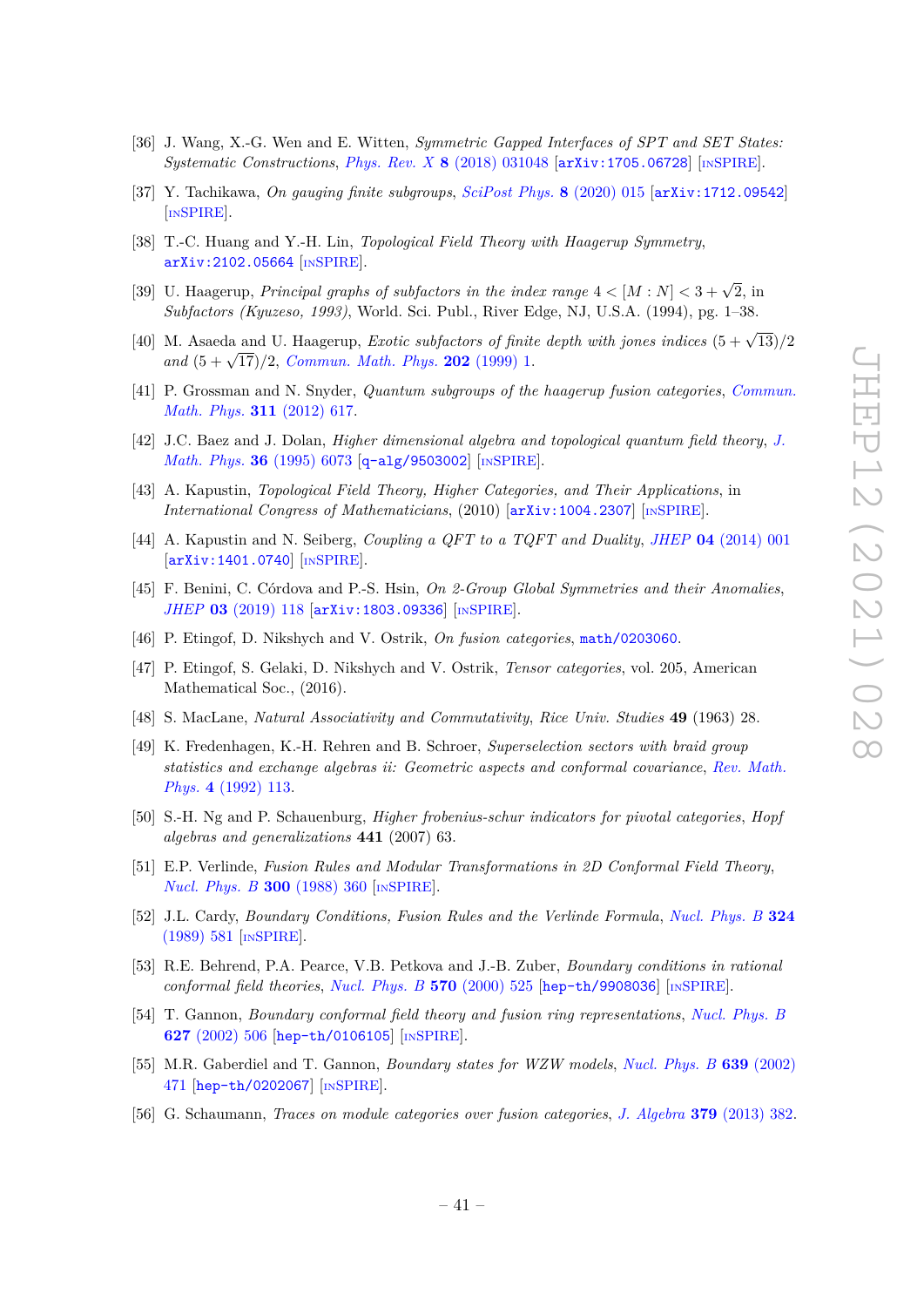- [36] J. Wang, X.-G. Wen and E. Witten, *Symmetric Gapped Interfaces of SPT and SET States: Systematic Constructions*, Phys. Rev. X **8** (2018) 031048 [arXiv:1705.06728] [INSPIRE].
- [37] Y. Tachikawa, *On gauging finite subgroups*, SciPost Phys. **8** (2020) 015 [arXiv:1712.09542] [INSPIRE].
- [38] T.-C. Huang and Y.-H. Lin, *Topological Field Theory with Haagerup Symmetry*, arXiv:2102.05664 [INSPIRE].
- [39] U. Haagerup, *Principal graphs of subfactors in the index range* $4 < [M : N] < 3 + \sqrt{2}$, in *Subfactors (Kyuzeso, 1993)*, World. Sci. Publ., River Edge, NJ, U.S.A. (1994), pg. 1–38.
- [40] M. Asaeda and U. Haagerup, *Exotic subfactors of finite depth with jones indices* $(5 + \sqrt{13})/2$ *and* $(5 + \sqrt{17})/2$, Commun. Math. Phys. **202** (1999) 1.
- [41] P. Grossman and N. Snyder, *Quantum subgroups of the haagerup fusion categories*, Commun. Math. Phys. **311** (2012) 617.
- [42] J.C. Baez and J. Dolan, *Higher dimensional algebra and topological quantum field theory*, J. Math. Phys. **36** (1995) 6073 [q-alg/9503002] [INSPIRE].
- [43] A. Kapustin, *Topological Field Theory, Higher Categories, and Their Applications*, in *International Congress of Mathematicians*, (2010) [arXiv:1004.2307] [INSPIRE].
- [44] A. Kapustin and N. Seiberg, *Coupling a QFT to a TQFT and Duality*, JHEP **04** (2014) 001 [arXiv:1401.0740] [INSPIRE].
- [45] F. Benini, C. Córdova and P.-S. Hsin, *On 2-Group Global Symmetries and their Anomalies*, JHEP **03** (2019) 118 [arXiv:1803.09336] [INSPIRE].
- [46] P. Etingof, D. Nikshych and V. Ostrik, *On fusion categories*, math/0203060.
- [47] P. Etingof, S. Gelaki, D. Nikshych and V. Ostrik, *Tensor categories*, vol. 205, American Mathematical Soc., (2016).
- [48] S. MacLane, *Natural Associativity and Commutativity*, *Rice Univ. Studies* **49** (1963) 28.
- [49] K. Fredenhagen, K.-H. Rehren and B. Schroer, *Superselection sectors with braid group statistics and exchange algebras ii: Geometric aspects and conformal covariance*, Rev. Math. Phys. **4** (1992) 113.
- [50] S.-H. Ng and P. Schauenburg, *Higher frobenius-schur indicators for pivotal categories*, *Hopf algebras and generalizations* **441** (2007) 63.
- [51] E.P. Verlinde, *Fusion Rules and Modular Transformations in 2D Conformal Field Theory*, Nucl. Phys. B **300** (1988) 360 [INSPIRE].
- [52] J.L. Cardy, *Boundary Conditions, Fusion Rules and the Verlinde Formula*, Nucl. Phys. B **324** (1989) 581 [INSPIRE].
- [53] R.E. Behrend, P.A. Pearce, V.B. Petkova and J.-B. Zuber, *Boundary conditions in rational conformal field theories*, Nucl. Phys. B **570** (2000) 525 [hep-th/9908036] [INSPIRE].
- [54] T. Gannon, *Boundary conformal field theory and fusion ring representations*, Nucl. Phys. B **627** (2002) 506 [hep-th/0106105] [INSPIRE].
- [55] M.R. Gaberdiel and T. Gannon, *Boundary states for WZW models*, Nucl. Phys. B **639** (2002) 471 [hep-th/0202067] [INSPIRE].
- [56] G. Schaumann, *Traces on module categories over fusion categories*, J. Algebra **379** (2013) 382.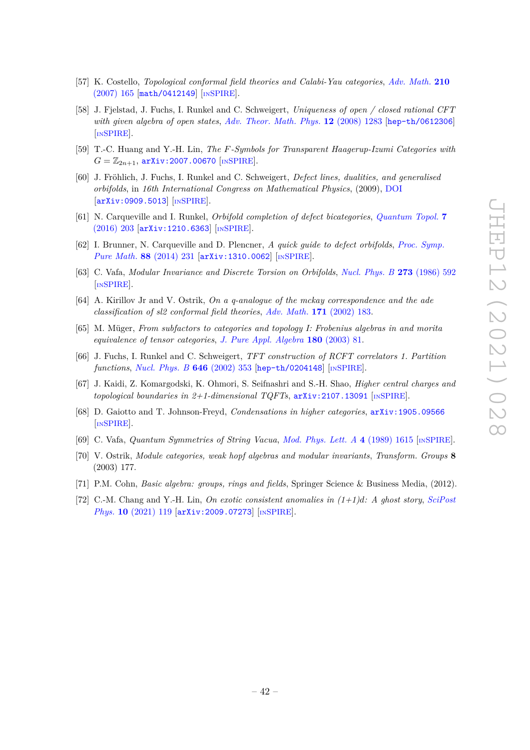[57] K. Costello, *Topological conformal field theories and Calabi-Yau categories*, *Adv. Math.* **210** (2007) 165 [math/0412149] [INSPIRE].

[58] J. Fjelstad, J. Fuchs, I. Runkel and C. Schweigert, *Uniqueness of open / closed rational CFT with given algebra of open states*, *Adv. Theor. Math. Phys.* **12** (2008) 1283 [hep-th/0612306] [INSPIRE].

[59] T.-C. Huang and Y.-H. Lin, *The F-Symbols for Transparent Haagerup-Izumi Categories with* $G = \mathbb{Z}_{2n+1}$, arXiv:2007.00670 [INSPIRE].

[60] J. Fröhlich, J. Fuchs, I. Runkel and C. Schweigert, *Defect lines, dualities, and generalised orbifolds*, in *16th International Congress on Mathematical Physics*, (2009), DOI [arXiv:0909.5013] [INSPIRE].

[61] N. Carqueville and I. Runkel, *Orbifold completion of defect bicategories*, *Quantum Topol.* **7** (2016) 203 [arXiv:1210.6363] [INSPIRE].

[62] I. Brunner, N. Carqueville and D. Plencner, *A quick guide to defect orbifolds*, *Proc. Symp. Pure Math.* **88** (2014) 231 [arXiv:1310.0062] [INSPIRE].

[63] C. Vafa, *Modular Invariance and Discrete Torsion on Orbifolds*, *Nucl. Phys. B* **273** (1986) 592 [INSPIRE].

[64] A. Kirillov Jr and V. Ostrik, *On a q-analogue of the mckay correspondence and the ade classification of sl2 conformal field theories*, *Adv. Math.* **171** (2002) 183.

[65] M. Müger, *From subfactors to categories and topology I: Frobenius algebras in and morita equivalence of tensor categories*, *J. Pure Appl. Algebra* **180** (2003) 81.

[66] J. Fuchs, I. Runkel and C. Schweigert, *TFT construction of RCFT correlators 1. Partition functions*, *Nucl. Phys. B* **646** (2002) 353 [hep-th/0204148] [INSPIRE].

[67] J. Kaidi, Z. Komargodski, K. Ohmori, S. Seifnashri and S.-H. Shao, *Higher central charges and topological boundaries in 2+1-dimensional TQFTs*, arXiv:2107.13091 [INSPIRE].

[68] D. Gaiotto and T. Johnson-Freyd, *Condensations in higher categories*, arXiv:1905.09566 [INSPIRE].

[69] C. Vafa, *Quantum Symmetries of String Vacua*, *Mod. Phys. Lett. A* **4** (1989) 1615 [INSPIRE].

[70] V. Ostrik, *Module categories, weak hopf algebras and modular invariants*, *Transform. Groups* **8** (2003) 177.

[71] P.M. Cohn, *Basic algebra: groups, rings and fields*, Springer Science & Business Media, (2012).

[72] C.-M. Chang and Y.-H. Lin, *On exotic consistent anomalies in (1+1)d: A ghost story*, *SciPost Phys.* **10** (2021) 119 [arXiv:2009.07273] [INSPIRE].